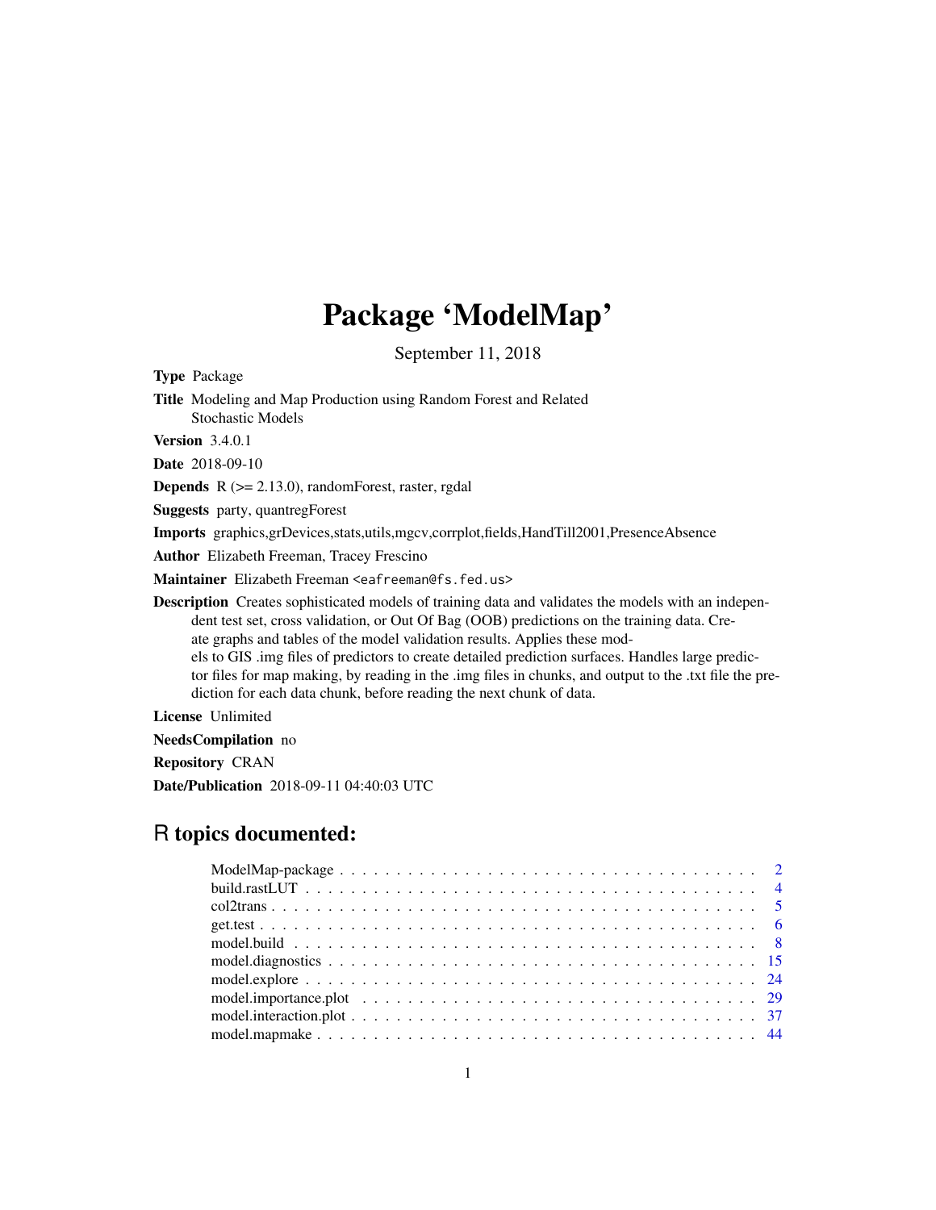# Package 'ModelMap'

September 11, 2018

**Type** Package

**Title** Modeling and Map Production using Random Forest and Related Stochastic Models

**Version** 3.4.0.1

**Date** 2018-09-10

**Depends** R (>= 2.13.0), randomForest, raster, rgdal

**Suggests** party, quantregForest

**Imports** graphics,grDevices,stats,utils,mgcv,corrplot,fields,HandTill2001,PresenceAbsence

**Author** Elizabeth Freeman, Tracey Frescino

**Maintainer** Elizabeth Freeman <eafreeman@fs.fed.us>

**Description** Creates sophisticated models of training data and validates the models with an independent test set, cross validation, or Out Of Bag (OOB) predictions on the training data. Create graphs and tables of the model validation results. Applies these models to GIS .img files of predictors to create detailed prediction surfaces. Handles large predictor files for map making, by reading in the .img files in chunks, and output to the .txt file the prediction for each data chunk, before reading the next chunk of data.

**License** Unlimited

**NeedsCompilation** no

**Repository** CRAN

**Date/Publication** 2018-09-11 04:40:03 UTC

## R topics documented:

| | |
|---|---|
| ModelMap-package | 2 |
| build.rastLUT | 4 |
| col2trans | 5 |
| get.test | 6 |
| model.build | 8 |
| model.diagnostics | 15 |
| model.explore | 24 |
| model.importance.plot | 29 |
| model.interaction.plot | 37 |
| model.mapmake | 44 |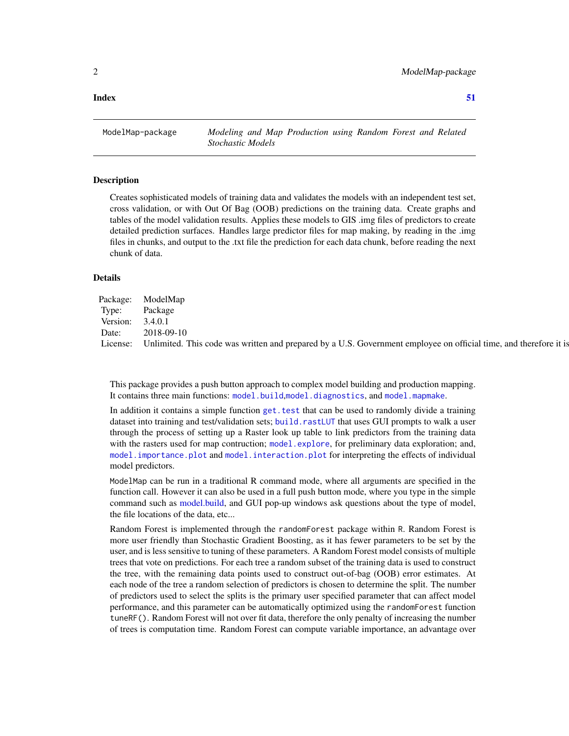**Index** **51**

| ModelMap-package | *Modeling and Map Production using Random Forest and Related Stochastic Models* |
|---|---|

## Description

Creates sophisticated models of training data and validates the models with an independent test set, cross validation, or with Out Of Bag (OOB) predictions on the training data. Create graphs and tables of the model validation results. Applies these models to GIS .img files of predictors to create detailed prediction surfaces. Handles large predictor files for map making, by reading in the .img files in chunks, and output to the .txt file the prediction for each data chunk, before reading the next chunk of data.

## Details

| | |
|---|---|
| Package: | ModelMap |
| Type: | Package |
| Version: | 3.4.0.1 |
| Date: | 2018-09-10 |
| License: | Unlimited. This code was written and prepared by a U.S. Government employee on official time, and therefore it is |

This package provides a push button approach to complex model building and production mapping. It contains three main functions: `model.build`,`model.diagnostics`, and `model.mapmake`.

In addition it contains a simple function `get.test` that can be used to randomly divide a training dataset into training and test/validation sets; `build.rastLUT` that uses GUI prompts to walk a user through the process of setting up a Raster look up table to link predictors from the training data with the rasters used for map contruction; `model.explore`, for preliminary data exploration; and, `model.importance.plot` and `model.interaction.plot` for interpreting the effects of individual model predictors.

`ModelMap` can be run in a traditional R command mode, where all arguments are specified in the function call. However it can also be used in a full push button mode, where you type in the simple command such as model.build, and GUI pop-up windows ask questions about the type of model, the file locations of the data, etc...

Random Forest is implemented through the `randomForest` package within `R`. Random Forest is more user friendly than Stochastic Gradient Boosting, as it has fewer parameters to be set by the user, and is less sensitive to tuning of these parameters. A Random Forest model consists of multiple trees that vote on predictions. For each tree a random subset of the training data is used to construct the tree, with the remaining data points used to construct out-of-bag (OOB) error estimates. At each node of the tree a random selection of predictors is chosen to determine the split. The number of predictors used to select the splits is the primary user specified parameter that can affect model performance, and this parameter can be automatically optimized using the `randomForest` function `tuneRF()`. Random Forest will not over fit data, therefore the only penalty of increasing the number of trees is computation time. Random Forest can compute variable importance, an advantage over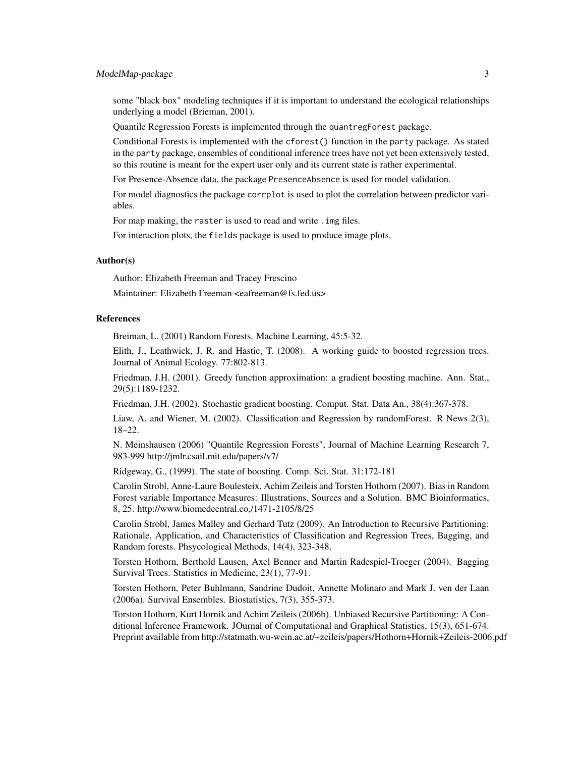some "black box" modeling techniques if it is important to understand the ecological relationships underlying a model (Brieman, 2001).

Quantile Regression Forests is implemented through the `quantregForest` package.

Conditional Forests is implemented with the `cforest()` function in the `party` package. As stated in the `party` package, ensembles of conditional inference trees have not yet been extensively tested, so this routine is meant for the expert user only and its current state is rather experimental.

For Presence-Absence data, the package `PresenceAbsence` is used for model validation.

For model diagnostics the package `corrplot` is used to plot the correlation between predictor variables.

For map making, the `raster` is used to read and write `.img` files.

For interaction plots, the `fields` package is used to produce image plots.

### Author(s)

Author: Elizabeth Freeman and Tracey Frescino

Maintainer: Elizabeth Freeman <eafreeman@fs.fed.us>

### References

Breiman, L. (2001) Random Forests. Machine Learning, 45:5-32.

Elith, J., Leathwick, J. R. and Hastie, T. (2008). A working guide to boosted regression trees. Journal of Animal Ecology. 77:802-813.

Friedman, J.H. (2001). Greedy function approximation: a gradient boosting machine. Ann. Stat., 29(5):1189-1232.

Friedman, J.H. (2002). Stochastic gradient boosting. Comput. Stat. Data An., 38(4):367-378.

Liaw, A. and Wiener, M. (2002). Classification and Regression by randomForest. R News 2(3), 18–22.

N. Meinshausen (2006) "Quantile Regression Forests", Journal of Machine Learning Research 7, 983-999 http://jmlr.csail.mit.edu/papers/v7/

Ridgeway, G., (1999). The state of boosting. Comp. Sci. Stat. 31:172-181

Carolin Strobl, Anne-Laure Boulesteix, Achim Zeileis and Torsten Hothorn (2007). Bias in Random Forest variable Importance Measures: Illustrations, Sources and a Solution. BMC Bioinformatics, 8, 25. http://www.biomedcentral.co,/1471-2105/8/25

Carolin Strobl, James Malley and Gerhard Tutz (2009). An Introduction to Recursive Partitioning: Rationale, Application, and Characteristics of Classification and Regression Trees, Bagging, and Random forests. Phsycological Methods, 14(4), 323-348.

Torsten Hothorn, Berthold Lausen, Axel Benner and Martin Radespiel-Troeger (2004). Bagging Survival Trees. Statistics in Medicine, 23(1), 77-91.

Torsten Hothorn, Peter Buhlmann, Sandrine Dudoit, Annette Molinaro and Mark J. ven der Laan (2006a). Survival Ensembles. Biostatistics, 7(3), 355-373.

Torston Hothorn, Kurt Hornik and Achim Zeileis (2006b). Unbiased Recursive Partitioning: A Conditional Inference Framework. JOurnal of Computational and Graphical Statistics, 15(3), 651-674. Preprint available from http://statmath.wu-wein.ac.at/~zeileis/papers/Hothorn+Hornik+Zeileis-2006.pdf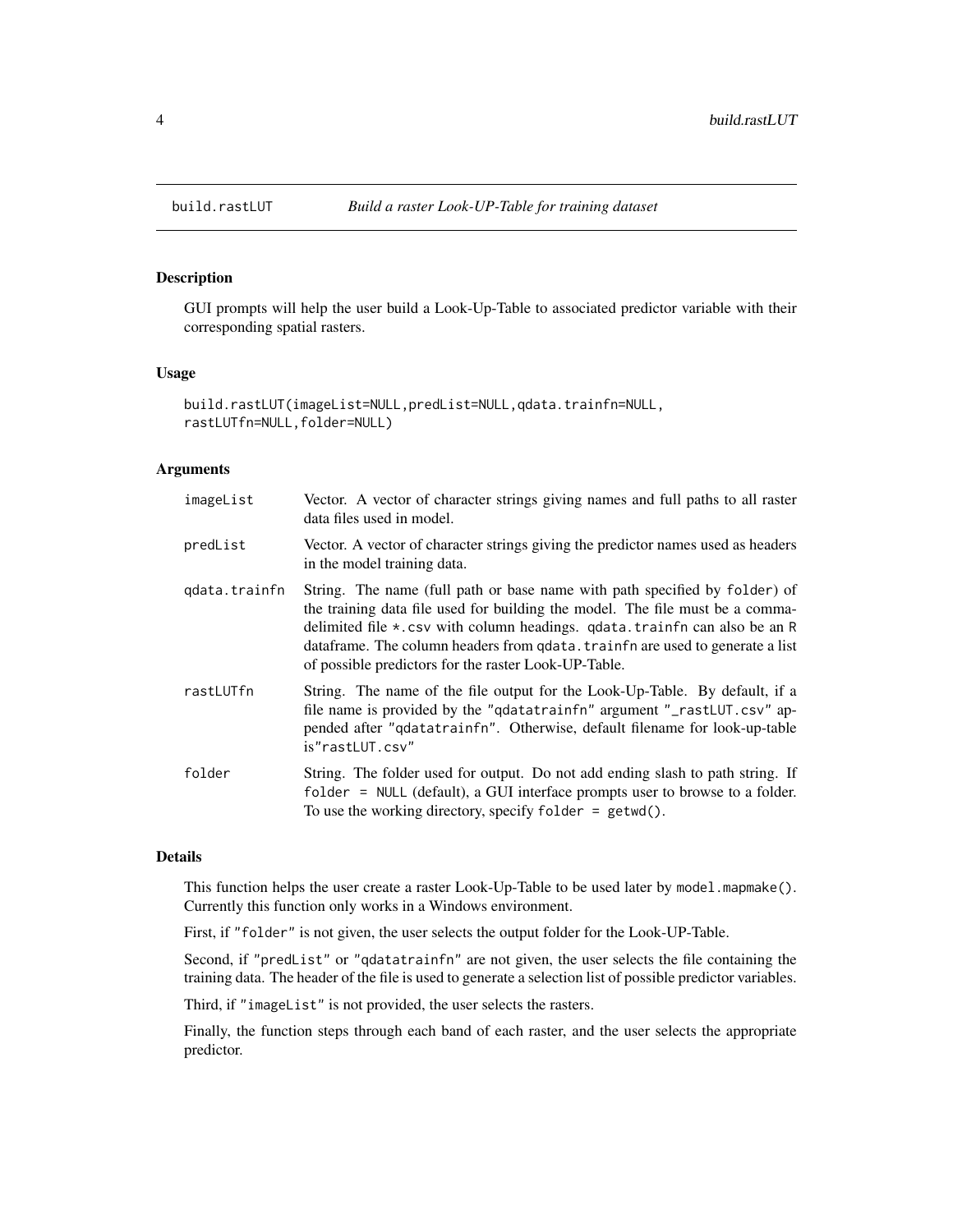## build.rastLUT — *Build a raster Look-UP-Table for training dataset*

### Description

GUI prompts will help the user build a Look-Up-Table to associated predictor variable with their corresponding spatial rasters.

### Usage

```
build.rastLUT(imageList=NULL,predList=NULL,qdata.trainfn=NULL,
rastLUTfn=NULL,folder=NULL)
```

### Arguments

| | |
|---|---|
| `imageList` | Vector. A vector of character strings giving names and full paths to all raster data files used in model. |
| `predList` | Vector. A vector of character strings giving the predictor names used as headers in the model training data. |
| `qdata.trainfn` | String. The name (full path or base name with path specified by `folder`) of the training data file used for building the model. The file must be a comma-delimited file `*.csv` with column headings. `qdata.trainfn` can also be an `R` dataframe. The column headers from `qdata.trainfn` are used to generate a list of possible predictors for the raster Look-UP-Table. |
| `rastLUTfn` | String. The name of the file output for the Look-Up-Table. By default, if a file name is provided by the `"qdatatrainfn"` argument `"_rastLUT.csv"` appended after `"qdatatrainfn"`. Otherwise, default filename for look-up-table is`"rastLUT.csv"` |
| `folder` | String. The folder used for output. Do not add ending slash to path string. If `folder = NULL` (default), a GUI interface prompts user to browse to a folder. To use the working directory, specify `folder = getwd()`. |

### Details

This function helps the user create a raster Look-Up-Table to be used later by `model.mapmake()`. Currently this function only works in a Windows environment.

First, if `"folder"` is not given, the user selects the output folder for the Look-UP-Table.

Second, if `"predList"` or `"qdatatrainfn"` are not given, the user selects the file containing the training data. The header of the file is used to generate a selection list of possible predictor variables.

Third, if `"imageList"` is not provided, the user selects the rasters.

Finally, the function steps through each band of each raster, and the user selects the appropriate predictor.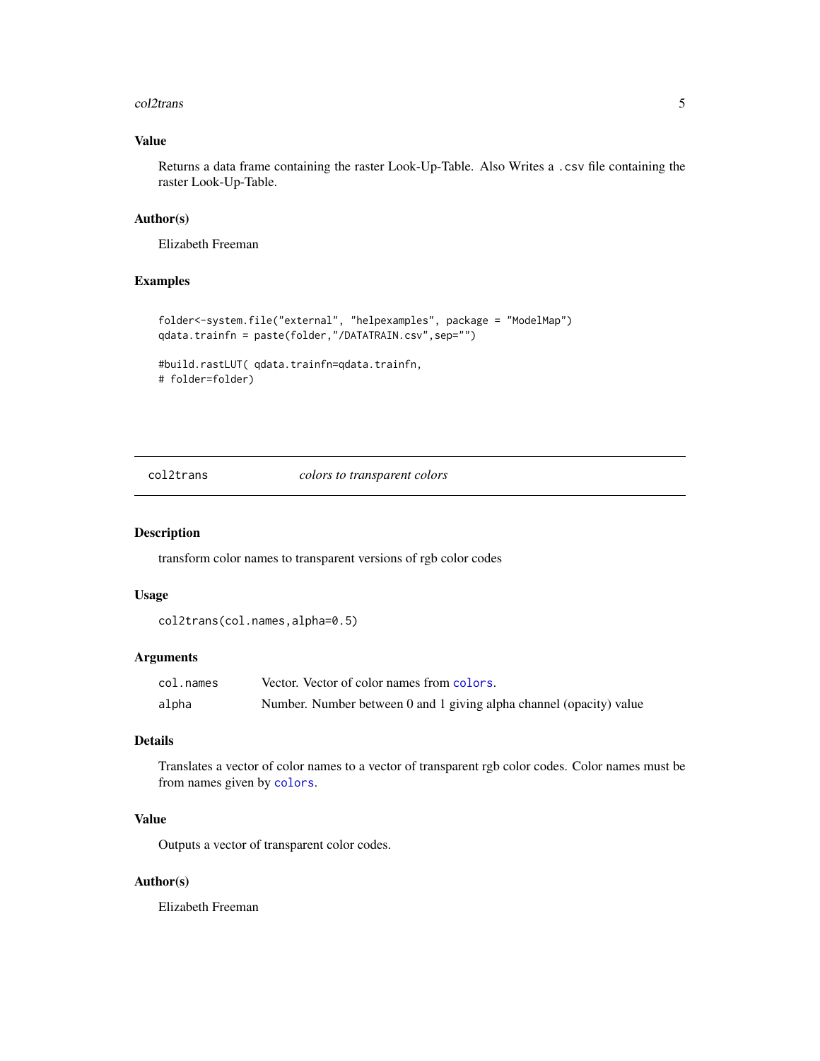## Value

Returns a data frame containing the raster Look-Up-Table. Also Writes a .csv file containing the raster Look-Up-Table.

## Author(s)

Elizabeth Freeman

## Examples

```
folder<-system.file("external", "helpexamples", package = "ModelMap")
qdata.trainfn = paste(folder,"/DATATRAIN.csv",sep="")

#build.rastLUT( qdata.trainfn=qdata.trainfn,
# folder=folder)
```

---

# col2trans *colors to transparent colors*

---

## Description

transform color names to transparent versions of rgb color codes

## Usage

```
col2trans(col.names,alpha=0.5)
```

## Arguments

| | |
|---|---|
| col.names | Vector. Vector of color names from colors. |
| alpha | Number. Number between 0 and 1 giving alpha channel (opacity) value |

## Details

Translates a vector of color names to a vector of transparent rgb color codes. Color names must be from names given by colors.

## Value

Outputs a vector of transparent color codes.

## Author(s)

Elizabeth Freeman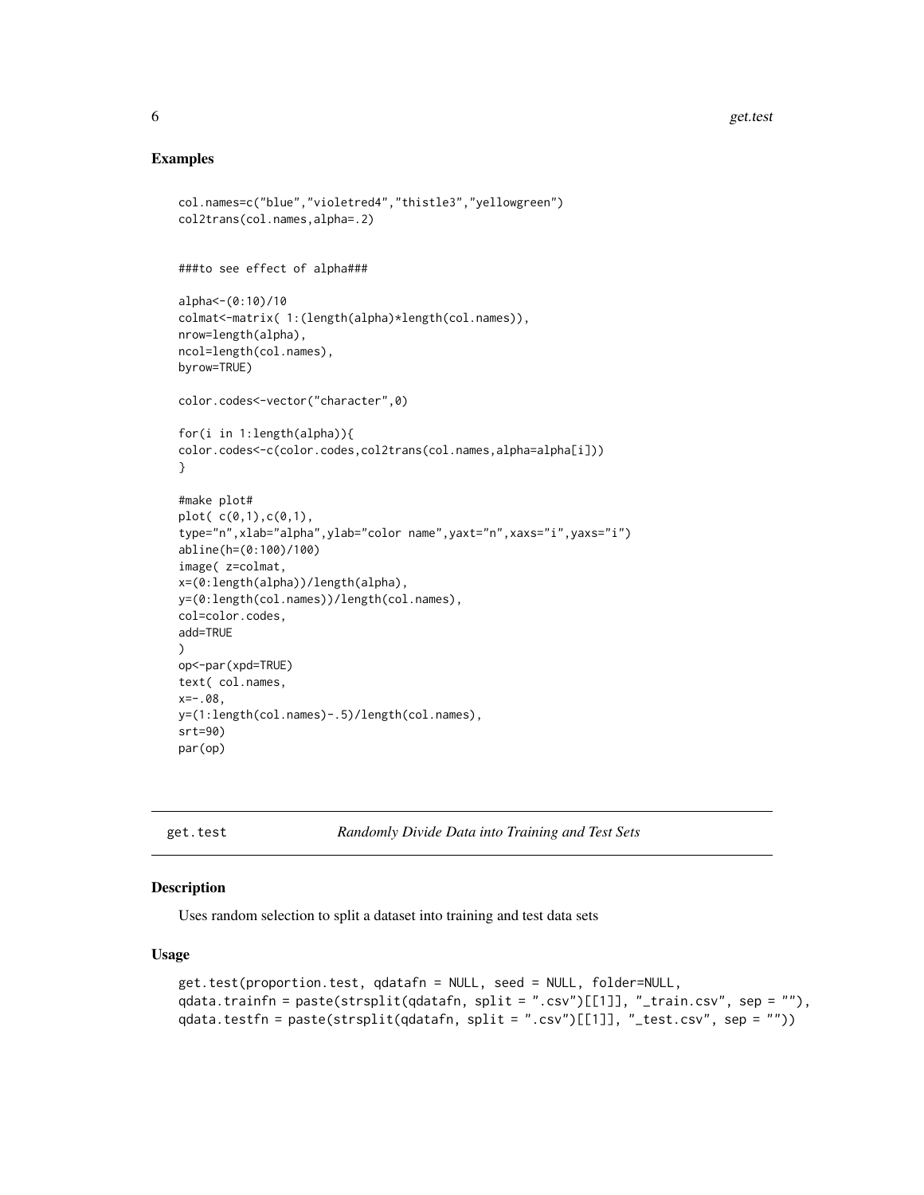### Examples

```
col.names=c("blue","violetred4","thistle3","yellowgreen")
col2trans(col.names,alpha=.2)


###to see effect of alpha###

alpha<-(0:10)/10
colmat<-matrix( 1:(length(alpha)*length(col.names)),
nrow=length(alpha),
ncol=length(col.names),
byrow=TRUE)

color.codes<-vector("character",0)

for(i in 1:length(alpha)){
color.codes<-c(color.codes,col2trans(col.names,alpha=alpha[i]))
}

#make plot#
plot( c(0,1),c(0,1),
type="n",xlab="alpha",ylab="color name",yaxt="n",xaxs="i",yaxs="i")
abline(h=(0:100)/100)
image( z=colmat,
x=(0:length(alpha))/length(alpha),
y=(0:length(col.names))/length(col.names),
col=color.codes,
add=TRUE
)
op<-par(xpd=TRUE)
text( col.names,
x=-.08,
y=(1:length(col.names)-.5)/length(col.names),
srt=90)
par(op)
```

---

## get.test — *Randomly Divide Data into Training and Test Sets*

### Description

Uses random selection to split a dataset into training and test data sets

### Usage

```
get.test(proportion.test, qdatafn = NULL, seed = NULL, folder=NULL,
qdata.trainfn = paste(strsplit(qdatafn, split = ".csv")[[1]], "_train.csv", sep = ""),
qdata.testfn = paste(strsplit(qdatafn, split = ".csv")[[1]], "_test.csv", sep = ""))
```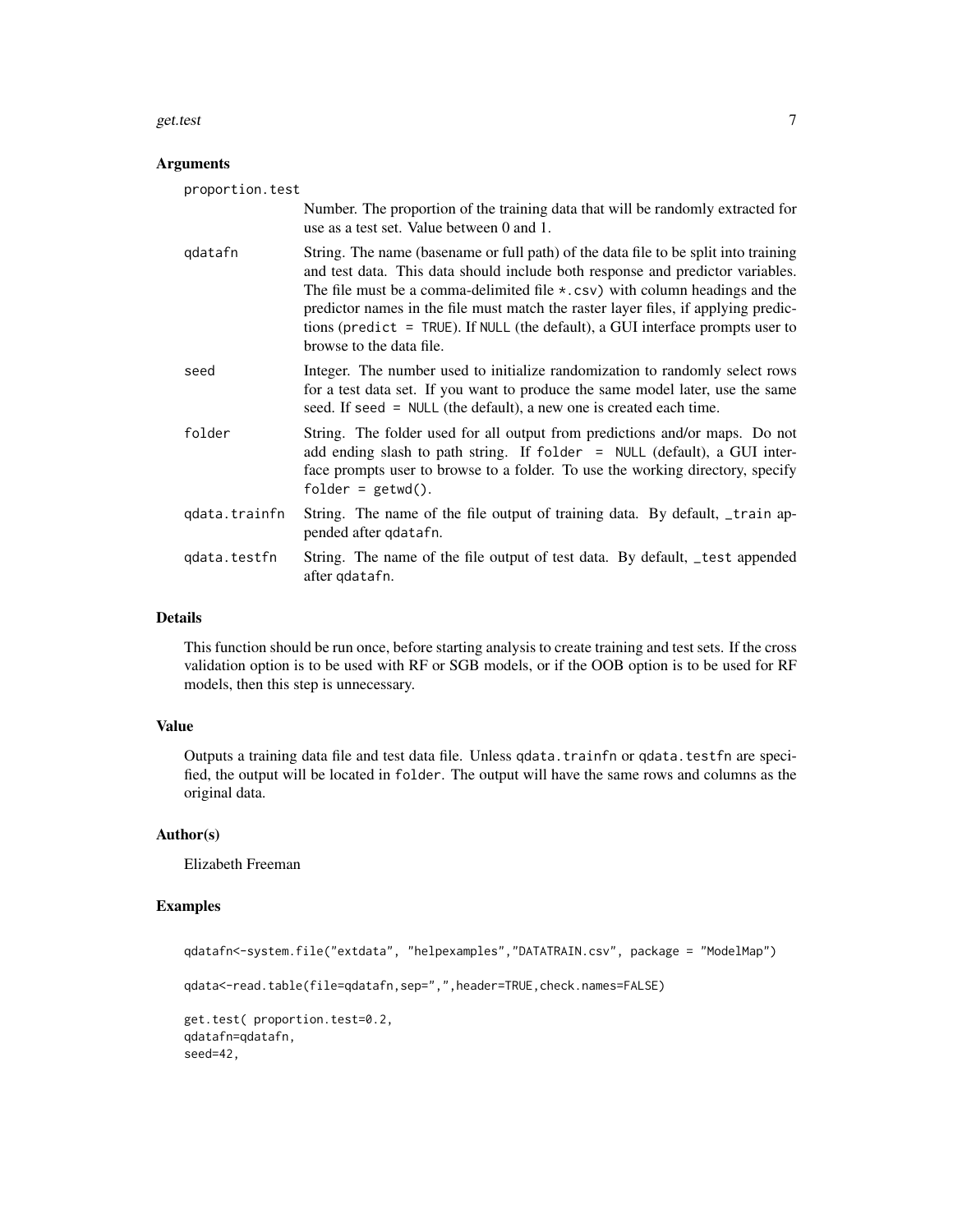### Arguments

proportion.test
: Number. The proportion of the training data that will be randomly extracted for use as a test set. Value between 0 and 1.

qdatafn
: String. The name (basename or full path) of the data file to be split into training and test data. This data should include both response and predictor variables. The file must be a comma-delimited file *.csv) with column headings and the predictor names in the file must match the raster layer files, if applying predictions (`predict = TRUE`). If `NULL` (the default), a GUI interface prompts user to browse to the data file.

seed
: Integer. The number used to initialize randomization to randomly select rows for a test data set. If you want to produce the same model later, use the same seed. If `seed = NULL` (the default), a new one is created each time.

folder
: String. The folder used for all output from predictions and/or maps. Do not add ending slash to path string. If `folder = NULL` (default), a GUI interface prompts user to browse to a folder. To use the working directory, specify `folder = getwd()`.

qdata.trainfn
: String. The name of the file output of training data. By default, `_train` appended after `qdatafn`.

qdata.testfn
: String. The name of the file output of test data. By default, `_test` appended after `qdatafn`.

### Details

This function should be run once, before starting analysis to create training and test sets. If the cross validation option is to be used with RF or SGB models, or if the OOB option is to be used for RF models, then this step is unnecessary.

### Value

Outputs a training data file and test data file. Unless `qdata.trainfn` or `qdata.testfn` are specified, the output will be located in `folder`. The output will have the same rows and columns as the original data.

### Author(s)

Elizabeth Freeman

### Examples

```
qdatafn<-system.file("extdata", "helpexamples","DATATRAIN.csv", package = "ModelMap")

qdata<-read.table(file=qdatafn,sep=",",header=TRUE,check.names=FALSE)

get.test( proportion.test=0.2,
qdatafn=qdatafn,
seed=42,
```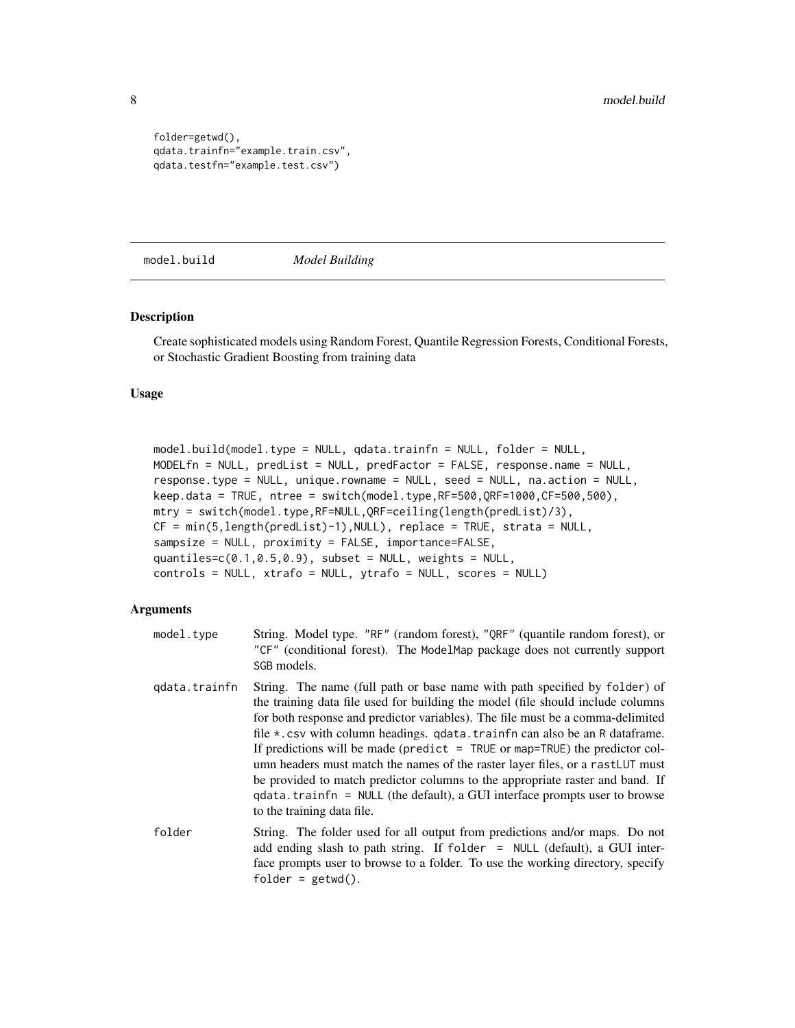```
folder=getwd(),
qdata.trainfn="example.train.csv",
qdata.testfn="example.test.csv")
```

## model.build *Model Building*

### Description

Create sophisticated models using Random Forest, Quantile Regression Forests, Conditional Forests, or Stochastic Gradient Boosting from training data

### Usage

```
model.build(model.type = NULL, qdata.trainfn = NULL, folder = NULL,
MODELfn = NULL, predList = NULL, predFactor = FALSE, response.name = NULL,
response.type = NULL, unique.rowname = NULL, seed = NULL, na.action = NULL,
keep.data = TRUE, ntree = switch(model.type,RF=500,QRF=1000,CF=500,500),
mtry = switch(model.type,RF=NULL,QRF=ceiling(length(predList)/3),
CF = min(5,length(predList)-1),NULL), replace = TRUE, strata = NULL,
sampsize = NULL, proximity = FALSE, importance=FALSE,
quantiles=c(0.1,0.5,0.9), subset = NULL, weights = NULL,
controls = NULL, xtrafo = NULL, ytrafo = NULL, scores = NULL)
```

### Arguments

| | |
|---|---|
| model.type | String. Model type. "RF" (random forest), "QRF" (quantile random forest), or "CF" (conditional forest). The ModelMap package does not currently support SGB models. |
| qdata.trainfn | String. The name (full path or base name with path specified by folder) of the training data file used for building the model (file should include columns for both response and predictor variables). The file must be a comma-delimited file *.csv with column headings. qdata.trainfn can also be an R dataframe. If predictions will be made (predict = TRUE or map=TRUE) the predictor column headers must match the names of the raster layer files, or a rastLUT must be provided to match predictor columns to the appropriate raster and band. If qdata.trainfn = NULL (the default), a GUI interface prompts user to browse to the training data file. |
| folder | String. The folder used for all output from predictions and/or maps. Do not add ending slash to path string. If folder = NULL (default), a GUI interface prompts user to browse to a folder. To use the working directory, specify folder = getwd(). |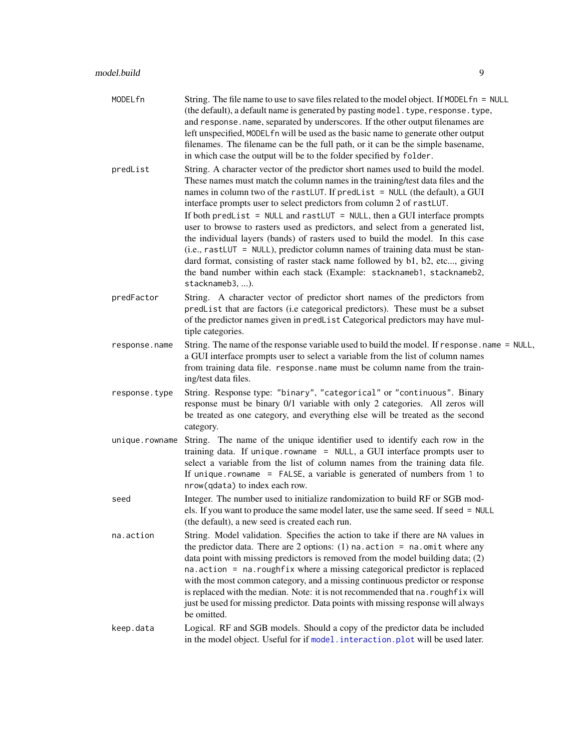**MODELfn** String. The file name to use to save files related to the model object. If `MODELfn = NULL` (the default), a default name is generated by pasting `model.type`, `response.type`, and `response.name`, separated by underscores. If the other output filenames are left unspecified, `MODELfn` will be used as the basic name to generate other output filenames. The filename can be the full path, or it can be the simple basename, in which case the output will be to the folder specified by `folder`.

**predList** String. A character vector of the predictor short names used to build the model. These names must match the column names in the training/test data files and the names in column two of the `rastLUT`. If `predList = NULL` (the default), a GUI interface prompts user to select predictors from column 2 of `rastLUT`.

If both `predList = NULL` and `rastLUT = NULL`, then a GUI interface prompts user to browse to rasters used as predictors, and select from a generated list, the individual layers (bands) of rasters used to build the model. In this case (i.e., `rastLUT = NULL`), predictor column names of training data must be standard format, consisting of raster stack name followed by b1, b2, etc..., giving the band number within each stack (Example: `stacknameb1`, `stacknameb2`, `stacknameb3`, ...).

**predFactor** String. A character vector of predictor short names of the predictors from `predList` that are factors (i.e categorical predictors). These must be a subset of the predictor names given in `predList` Categorical predictors may have multiple categories.

**response.name** String. The name of the response variable used to build the model. If `response.name = NULL`, a GUI interface prompts user to select a variable from the list of column names from training data file. `response.name` must be column name from the training/test data files.

**response.type** String. Response type: `"binary"`, `"categorical"` or `"continuous"`. Binary response must be binary 0/1 variable with only 2 categories. All zeros will be treated as one category, and everything else will be treated as the second category.

**unique.rowname** String. The name of the unique identifier used to identify each row in the training data. If `unique.rowname = NULL`, a GUI interface prompts user to select a variable from the list of column names from the training data file. If `unique.rowname = FALSE`, a variable is generated of numbers from `1` to `nrow(qdata)` to index each row.

**seed** Integer. The number used to initialize randomization to build RF or SGB models. If you want to produce the same model later, use the same seed. If `seed = NULL` (the default), a new seed is created each run.

**na.action** String. Model validation. Specifies the action to take if there are `NA` values in the predictor data. There are 2 options: (1) `na.action = na.omit` where any data point with missing predictors is removed from the model building data; (2) `na.action = na.roughfix` where a missing categorical predictor is replaced with the most common category, and a missing continuous predictor or response is replaced with the median. Note: it is not recommended that `na.roughfix` will just be used for missing predictor. Data points with missing response will always be omitted.

**keep.data** Logical. RF and SGB models. Should a copy of the predictor data be included in the model object. Useful for if `model.interaction.plot` will be used later.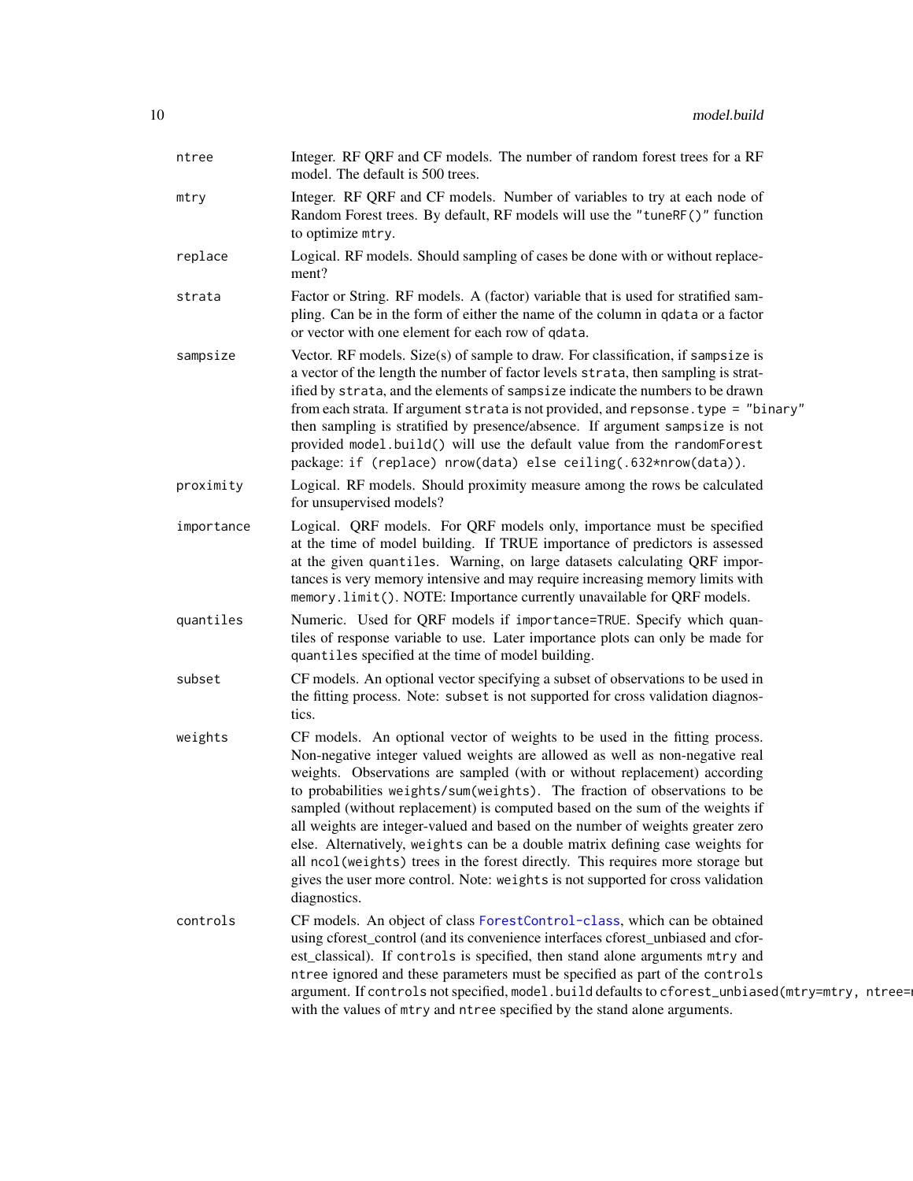| | |
|---|---|
| `ntree` | Integer. RF QRF and CF models. The number of random forest trees for a RF model. The default is 500 trees. |
| `mtry` | Integer. RF QRF and CF models. Number of variables to try at each node of Random Forest trees. By default, RF models will use the `"tuneRF()"` function to optimize `mtry`. |
| `replace` | Logical. RF models. Should sampling of cases be done with or without replacement? |
| `strata` | Factor or String. RF models. A (factor) variable that is used for stratified sampling. Can be in the form of either the name of the column in `qdata` or a factor or vector with one element for each row of `qdata`. |
| `sampsize` | Vector. RF models. Size(s) of sample to draw. For classification, if `sampsize` is a vector of the length the number of factor levels `strata`, then sampling is stratified by `strata`, and the elements of `sampsize` indicate the numbers to be drawn from each strata. If argument `strata` is not provided, and `repsonse.type = "binary"` then sampling is stratified by presence/absence. If argument `sampsize` is not provided `model.build()` will use the default value from the `randomForest` package: `if (replace) nrow(data) else ceiling(.632*nrow(data))`. |
| `proximity` | Logical. RF models. Should proximity measure among the rows be calculated for unsupervised models? |
| `importance` | Logical. QRF models. For QRF models only, importance must be specified at the time of model building. If TRUE importance of predictors is assessed at the given `quantiles`. Warning, on large datasets calculating QRF importances is very memory intensive and may require increasing memory limits with `memory.limit()`. NOTE: Importance currently unavailable for QRF models. |
| `quantiles` | Numeric. Used for QRF models if `importance=TRUE`. Specify which quantiles of response variable to use. Later importance plots can only be made for `quantiles` specified at the time of model building. |
| `subset` | CF models. An optional vector specifying a subset of observations to be used in the fitting process. Note: `subset` is not supported for cross validation diagnostics. |
| `weights` | CF models. An optional vector of weights to be used in the fitting process. Non-negative integer valued weights are allowed as well as non-negative real weights. Observations are sampled (with or without replacement) according to probabilities `weights/sum(weights)`. The fraction of observations to be sampled (without replacement) is computed based on the sum of the weights if all weights are integer-valued and based on the number of weights greater zero else. Alternatively, `weights` can be a double matrix defining case weights for all `ncol(weights)` trees in the forest directly. This requires more storage but gives the user more control. Note: `weights` is not supported for cross validation diagnostics. |
| `controls` | CF models. An object of class ForestControl-class, which can be obtained using cforest_control (and its convenience interfaces cforest_unbiased and cforest_classical). If `controls` is specified, then stand alone arguments `mtry` and `ntree` ignored and these parameters must be specified as part of the `controls` argument. If `controls` not specified, `model.build` defaults to `cforest_unbiased(mtry=mtry, ntree=n` with the values of `mtry` and `ntree` specified by the stand alone arguments. |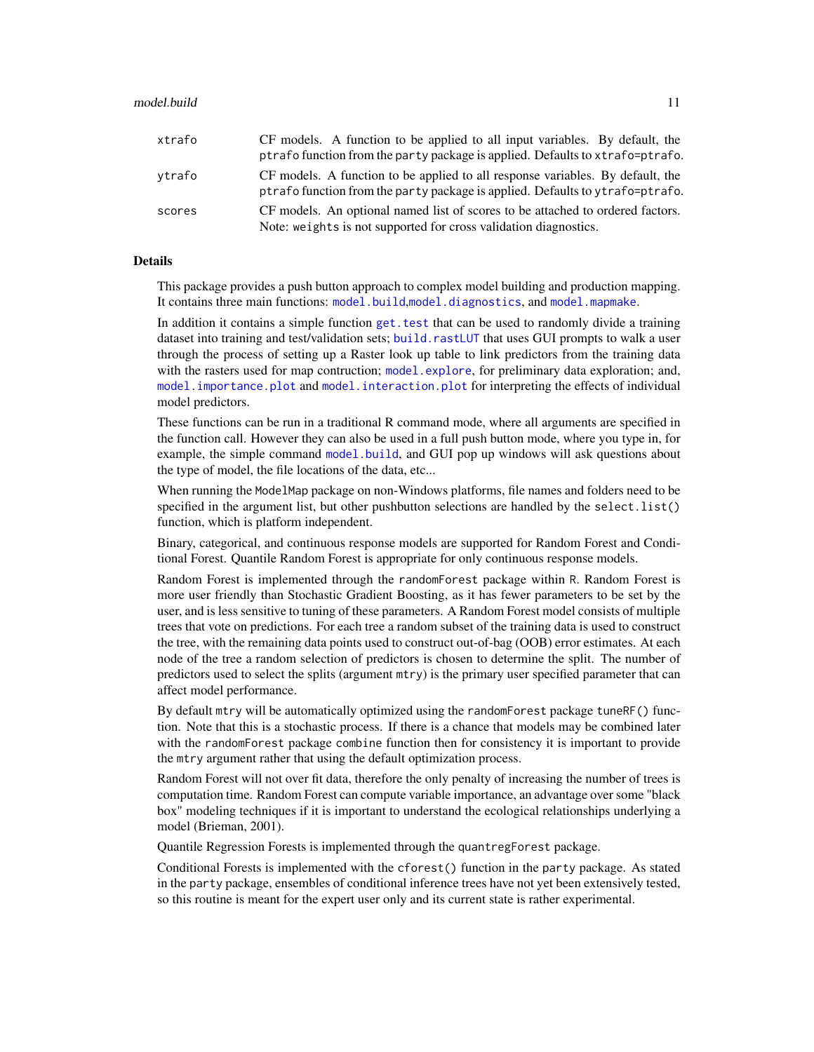| | |
|---|---|
| xtrafo | CF models. A function to be applied to all input variables. By default, the ptrafo function from the party package is applied. Defaults to xtrafo=ptrafo. |
| ytrafo | CF models. A function to be applied to all response variables. By default, the ptrafo function from the party package is applied. Defaults to ytrafo=ptrafo. |
| scores | CF models. An optional named list of scores to be attached to ordered factors. Note: weights is not supported for cross validation diagnostics. |

### Details

This package provides a push button approach to complex model building and production mapping. It contains three main functions: model.build,model.diagnostics, and model.mapmake.

In addition it contains a simple function get.test that can be used to randomly divide a training dataset into training and test/validation sets; build.rastLUT that uses GUI prompts to walk a user through the process of setting up a Raster look up table to link predictors from the training data with the rasters used for map contruction; model.explore, for preliminary data exploration; and, model.importance.plot and model.interaction.plot for interpreting the effects of individual model predictors.

These functions can be run in a traditional R command mode, where all arguments are specified in the function call. However they can also be used in a full push button mode, where you type in, for example, the simple command model.build, and GUI pop up windows will ask questions about the type of model, the file locations of the data, etc...

When running the ModelMap package on non-Windows platforms, file names and folders need to be specified in the argument list, but other pushbutton selections are handled by the select.list() function, which is platform independent.

Binary, categorical, and continuous response models are supported for Random Forest and Conditional Forest. Quantile Random Forest is appropriate for only continuous response models.

Random Forest is implemented through the randomForest package within R. Random Forest is more user friendly than Stochastic Gradient Boosting, as it has fewer parameters to be set by the user, and is less sensitive to tuning of these parameters. A Random Forest model consists of multiple trees that vote on predictions. For each tree a random subset of the training data is used to construct the tree, with the remaining data points used to construct out-of-bag (OOB) error estimates. At each node of the tree a random selection of predictors is chosen to determine the split. The number of predictors used to select the splits (argument mtry) is the primary user specified parameter that can affect model performance.

By default mtry will be automatically optimized using the randomForest package tuneRF() function. Note that this is a stochastic process. If there is a chance that models may be combined later with the randomForest package combine function then for consistency it is important to provide the mtry argument rather that using the default optimization process.

Random Forest will not over fit data, therefore the only penalty of increasing the number of trees is computation time. Random Forest can compute variable importance, an advantage over some "black box" modeling techniques if it is important to understand the ecological relationships underlying a model (Brieman, 2001).

Quantile Regression Forests is implemented through the quantregForest package.

Conditional Forests is implemented with the cforest() function in the party package. As stated in the party package, ensembles of conditional inference trees have not yet been extensively tested, so this routine is meant for the expert user only and its current state is rather experimental.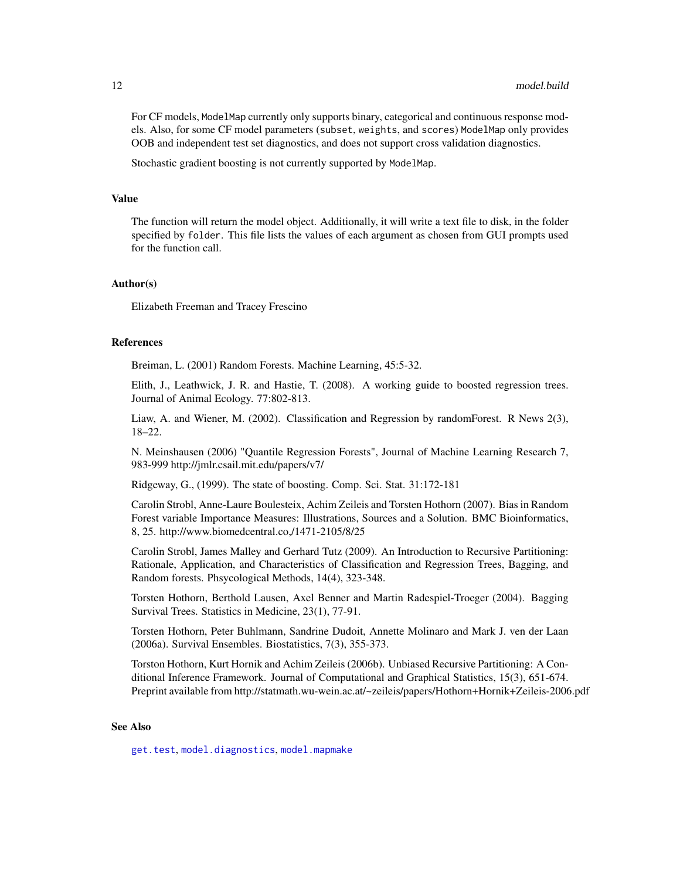For CF models, `ModelMap` currently only supports binary, categorical and continuous response models. Also, for some CF model parameters (`subset`, `weights`, and `scores`) `ModelMap` only provides OOB and independent test set diagnostics, and does not support cross validation diagnostics.

Stochastic gradient boosting is not currently supported by `ModelMap`.

## Value

The function will return the model object. Additionally, it will write a text file to disk, in the folder specified by `folder`. This file lists the values of each argument as chosen from GUI prompts used for the function call.

## Author(s)

Elizabeth Freeman and Tracey Frescino

## References

Breiman, L. (2001) Random Forests. Machine Learning, 45:5-32.

Elith, J., Leathwick, J. R. and Hastie, T. (2008). A working guide to boosted regression trees. Journal of Animal Ecology. 77:802-813.

Liaw, A. and Wiener, M. (2002). Classification and Regression by randomForest. R News 2(3), 18–22.

N. Meinshausen (2006) "Quantile Regression Forests", Journal of Machine Learning Research 7, 983-999 http://jmlr.csail.mit.edu/papers/v7/

Ridgeway, G., (1999). The state of boosting. Comp. Sci. Stat. 31:172-181

Carolin Strobl, Anne-Laure Boulesteix, Achim Zeileis and Torsten Hothorn (2007). Bias in Random Forest variable Importance Measures: Illustrations, Sources and a Solution. BMC Bioinformatics, 8, 25. http://www.biomedcentral.co,/1471-2105/8/25

Carolin Strobl, James Malley and Gerhard Tutz (2009). An Introduction to Recursive Partitioning: Rationale, Application, and Characteristics of Classification and Regression Trees, Bagging, and Random forests. Phsycological Methods, 14(4), 323-348.

Torsten Hothorn, Berthold Lausen, Axel Benner and Martin Radespiel-Troeger (2004). Bagging Survival Trees. Statistics in Medicine, 23(1), 77-91.

Torsten Hothorn, Peter Buhlmann, Sandrine Dudoit, Annette Molinaro and Mark J. ven der Laan (2006a). Survival Ensembles. Biostatistics, 7(3), 355-373.

Torston Hothorn, Kurt Hornik and Achim Zeileis (2006b). Unbiased Recursive Partitioning: A Conditional Inference Framework. Journal of Computational and Graphical Statistics, 15(3), 651-674. Preprint available from http://statmath.wu-wein.ac.at/~zeileis/papers/Hothorn+Hornik+Zeileis-2006.pdf

## See Also

`get.test`, `model.diagnostics`, `model.mapmake`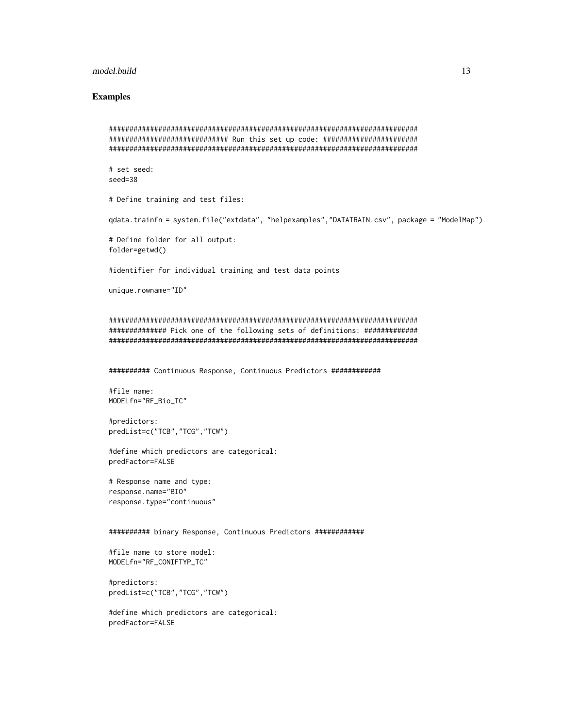## Examples

```
###########################################################################
############################# Run this set up code: #######################
###########################################################################

# set seed:
seed=38

# Define training and test files:

qdata.trainfn = system.file("extdata", "helpexamples","DATATRAIN.csv", package = "ModelMap")

# Define folder for all output:
folder=getwd()

#identifier for individual training and test data points

unique.rowname="ID"


###########################################################################
############## Pick one of the following sets of definitions: #############
###########################################################################


########## Continuous Response, Continuous Predictors ############

#file name:
MODELfn="RF_Bio_TC"

#predictors:
predList=c("TCB","TCG","TCW")

#define which predictors are categorical:
predFactor=FALSE

# Response name and type:
response.name="BIO"
response.type="continuous"


########## binary Response, Continuous Predictors ############

#file name to store model:
MODELfn="RF_CONIFTYP_TC"

#predictors:
predList=c("TCB","TCG","TCW")

#define which predictors are categorical:
predFactor=FALSE
```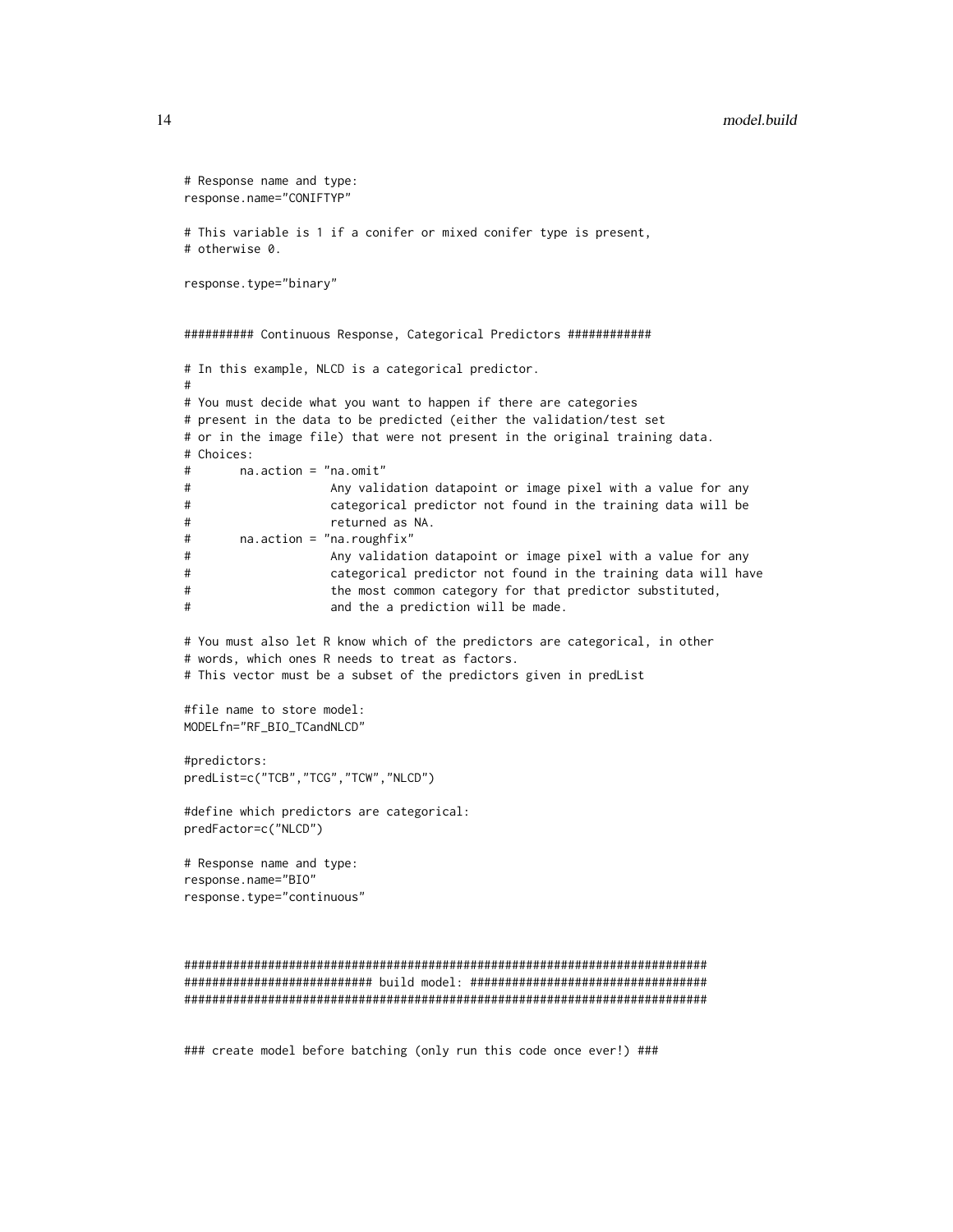```
# Response name and type:
response.name="CONIFTYP"

# This variable is 1 if a conifer or mixed conifer type is present,
# otherwise 0.

response.type="binary"


########## Continuous Response, Categorical Predictors ############

# In this example, NLCD is a categorical predictor.
#
# You must decide what you want to happen if there are categories
# present in the data to be predicted (either the validation/test set
# or in the image file) that were not present in the original training data.
# Choices:
#       na.action = "na.omit"
#                   Any validation datapoint or image pixel with a value for any
#                   categorical predictor not found in the training data will be
#                   returned as NA.
#       na.action = "na.roughfix"
#                   Any validation datapoint or image pixel with a value for any
#                   categorical predictor not found in the training data will have
#                   the most common category for that predictor substituted,
#                   and the a prediction will be made.

# You must also let R know which of the predictors are categorical, in other
# words, which ones R needs to treat as factors.
# This vector must be a subset of the predictors given in predList

#file name to store model:
MODELfn="RF_BIO_TCandNLCD"

#predictors:
predList=c("TCB","TCG","TCW","NLCD")

#define which predictors are categorical:
predFactor=c("NLCD")

# Response name and type:
response.name="BIO"
response.type="continuous"



###########################################################################
########################### build model: ##################################
###########################################################################


### create model before batching (only run this code once ever!) ###
```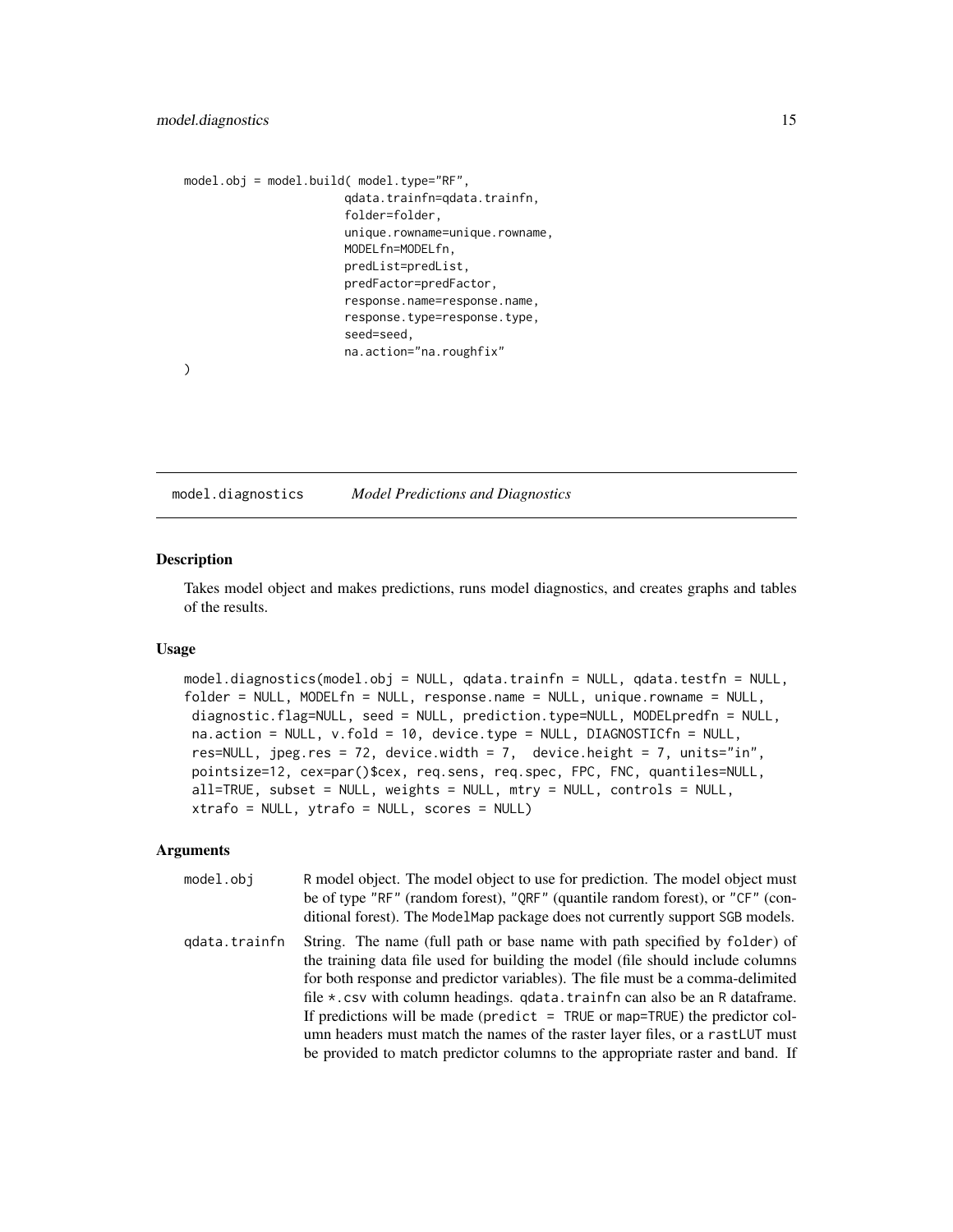```
model.obj = model.build( model.type="RF",
                        qdata.trainfn=qdata.trainfn,
                        folder=folder,
                        unique.rowname=unique.rowname,
                        MODELfn=MODELfn,
                        predList=predList,
                        predFactor=predFactor,
                        response.name=response.name,
                        response.type=response.type,
                        seed=seed,
                        na.action="na.roughfix"
)
```

## model.diagnostics — *Model Predictions and Diagnostics*

### Description

Takes model object and makes predictions, runs model diagnostics, and creates graphs and tables of the results.

### Usage

```
model.diagnostics(model.obj = NULL, qdata.trainfn = NULL, qdata.testfn = NULL,
folder = NULL, MODELfn = NULL, response.name = NULL, unique.rowname = NULL,
 diagnostic.flag=NULL, seed = NULL, prediction.type=NULL, MODELpredfn = NULL,
 na.action = NULL, v.fold = 10, device.type = NULL, DIAGNOSTICfn = NULL,
 res=NULL, jpeg.res = 72, device.width = 7,  device.height = 7, units="in",
 pointsize=12, cex=par()$cex, req.sens, req.spec, FPC, FNC, quantiles=NULL,
 all=TRUE, subset = NULL, weights = NULL, mtry = NULL, controls = NULL,
 xtrafo = NULL, ytrafo = NULL, scores = NULL)
```

### Arguments

| | |
|---|---|
| `model.obj` | R model object. The model object to use for prediction. The model object must be of type "RF" (random forest), "QRF" (quantile random forest), or "CF" (conditional forest). The `ModelMap` package does not currently support `SGB` models. |
| `qdata.trainfn` | String. The name (full path or base name with path specified by `folder`) of the training data file used for building the model (file should include columns for both response and predictor variables). The file must be a comma-delimited file `*.csv` with column headings. `qdata.trainfn` can also be an `R` dataframe. If predictions will be made (`predict = TRUE` or `map=TRUE`) the predictor column headers must match the names of the raster layer files, or a `rastLUT` must be provided to match predictor columns to the appropriate raster and band. If |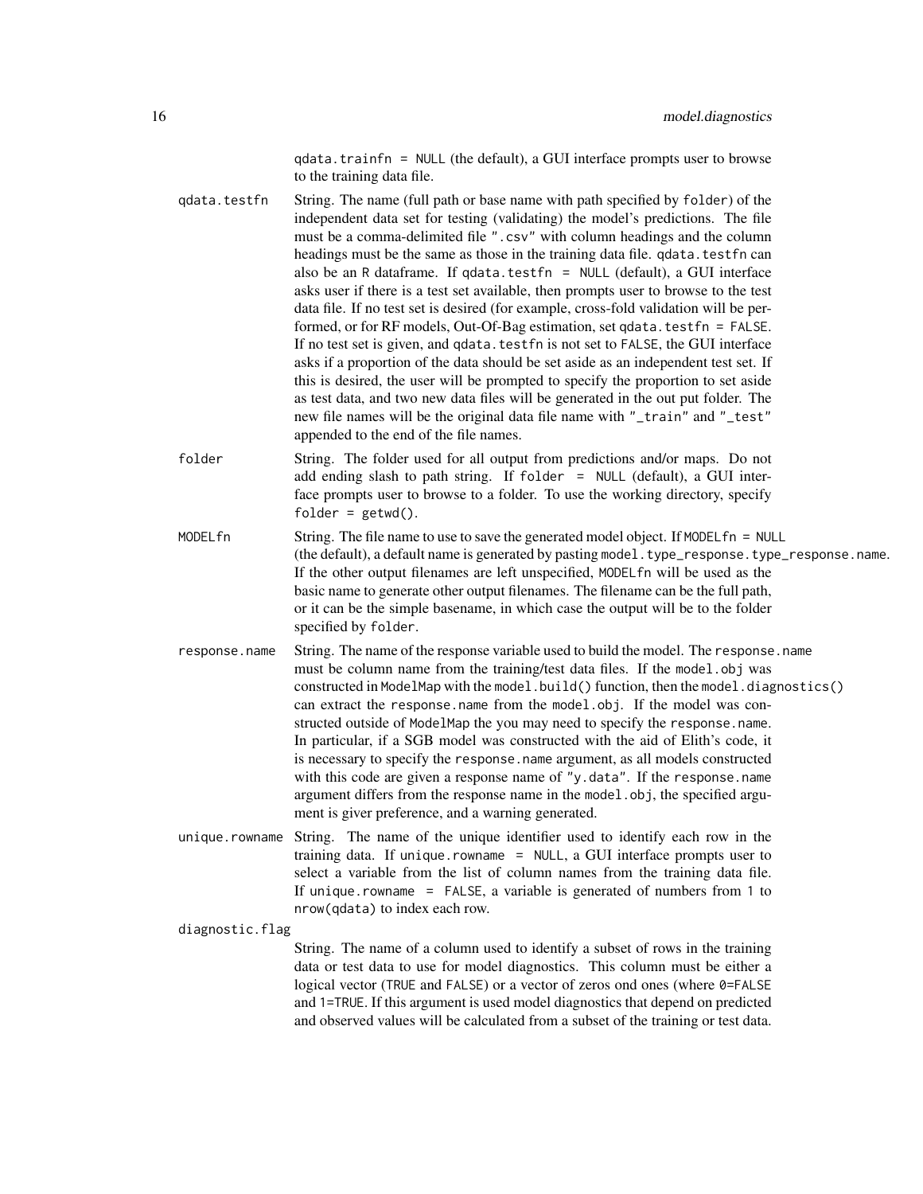qdata.trainfn = NULL (the default), a GUI interface prompts user to browse to the training data file.

`qdata.testfn`
: String. The name (full path or base name with path specified by folder) of the independent data set for testing (validating) the model's predictions. The file must be a comma-delimited file ".csv" with column headings and the column headings must be the same as those in the training data file. qdata.testfn can also be an R dataframe. If qdata.testfn = NULL (default), a GUI interface asks user if there is a test set available, then prompts user to browse to the test data file. If no test set is desired (for example, cross-fold validation will be performed, or for RF models, Out-Of-Bag estimation, set qdata.testfn = FALSE. If no test set is given, and qdata.testfn is not set to FALSE, the GUI interface asks if a proportion of the data should be set aside as an independent test set. If this is desired, the user will be prompted to specify the proportion to set aside as test data, and two new data files will be generated in the out put folder. The new file names will be the original data file name with "_train" and "_test" appended to the end of the file names.

`folder`
: String. The folder used for all output from predictions and/or maps. Do not add ending slash to path string. If folder = NULL (default), a GUI interface prompts user to browse to a folder. To use the working directory, specify folder = getwd().

`MODELfn`
: String. The file name to use to save the generated model object. If MODELfn = NULL (the default), a default name is generated by pasting model.type_response.type_response.name. If the other output filenames are left unspecified, MODELfn will be used as the basic name to generate other output filenames. The filename can be the full path, or it can be the simple basename, in which case the output will be to the folder specified by folder.

`response.name`
: String. The name of the response variable used to build the model. The response.name must be column name from the training/test data files. If the model.obj was constructed in ModelMap with the model.build() function, then the model.diagnostics() can extract the response.name from the model.obj. If the model was constructed outside of ModelMap the you may need to specify the response.name. In particular, if a SGB model was constructed with the aid of Elith's code, it is necessary to specify the response.name argument, as all models constructed with this code are given a response name of "y.data". If the response.name argument differs from the response name in the model.obj, the specified argument is giver preference, and a warning generated.

`unique.rowname`
: String. The name of the unique identifier used to identify each row in the training data. If unique.rowname = NULL, a GUI interface prompts user to select a variable from the list of column names from the training data file. If unique.rowname = FALSE, a variable is generated of numbers from 1 to nrow(qdata) to index each row.

`diagnostic.flag`
: String. The name of a column used to identify a subset of rows in the training data or test data to use for model diagnostics. This column must be either a logical vector (TRUE and FALSE) or a vector of zeros ond ones (where 0=FALSE and 1=TRUE. If this argument is used model diagnostics that depend on predicted and observed values will be calculated from a subset of the training or test data.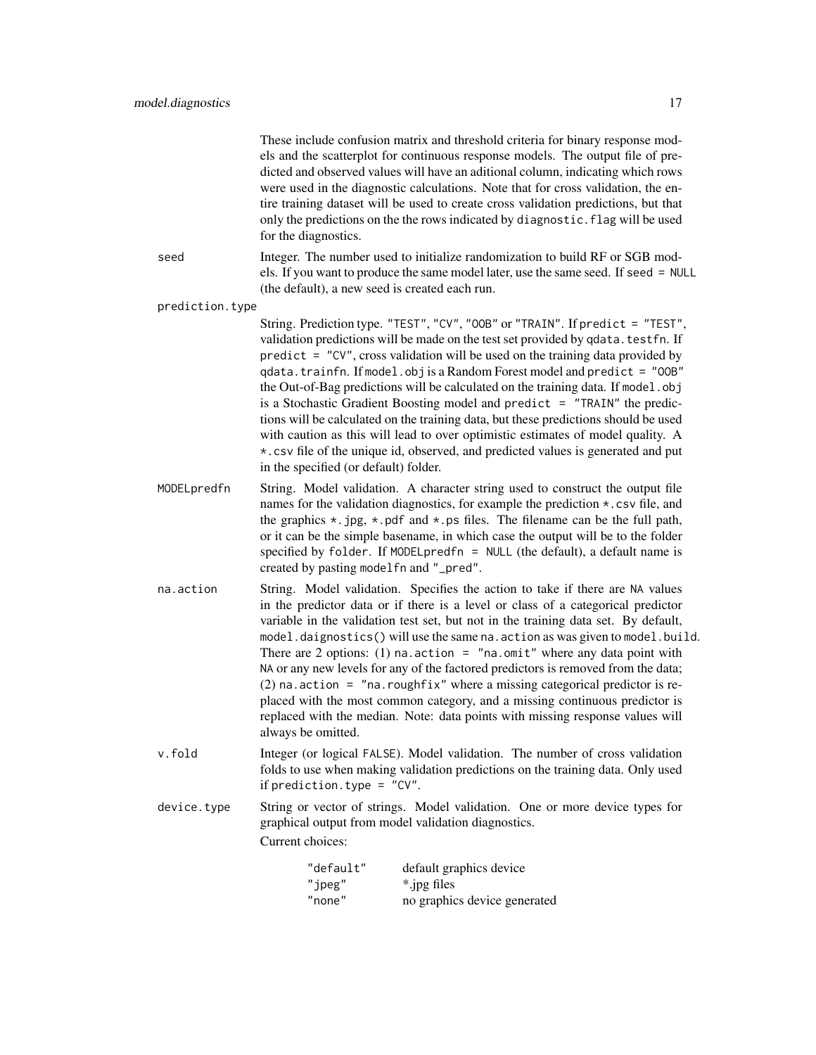These include confusion matrix and threshold criteria for binary response models and the scatterplot for continuous response models. The output file of predicted and observed values will have an aditional column, indicating which rows were used in the diagnostic calculations. Note that for cross validation, the entire training dataset will be used to create cross validation predictions, but that only the predictions on the the rows indicated by `diagnostic.flag` will be used for the diagnostics.

**seed**
: Integer. The number used to initialize randomization to build RF or SGB models. If you want to produce the same model later, use the same seed. If `seed = NULL` (the default), a new seed is created each run.

**prediction.type**
: String. Prediction type. `"TEST"`, `"CV"`, `"OOB"` or `"TRAIN"`. If `predict = "TEST"`, validation predictions will be made on the test set provided by `qdata.testfn`. If `predict = "CV"`, cross validation will be used on the training data provided by `qdata.trainfn`. If `model.obj` is a Random Forest model and `predict = "OOB"` the Out-of-Bag predictions will be calculated on the training data. If `model.obj` is a Stochastic Gradient Boosting model and `predict = "TRAIN"` the predictions will be calculated on the training data, but these predictions should be used with caution as this will lead to over optimistic estimates of model quality. A `*.csv` file of the unique id, observed, and predicted values is generated and put in the specified (or default) folder.

**MODELpredfn**
: String. Model validation. A character string used to construct the output file names for the validation diagnostics, for example the prediction `*.csv` file, and the graphics `*.jpg`, `*.pdf` and `*.ps` files. The filename can be the full path, or it can be the simple basename, in which case the output will be to the folder specified by `folder`. If `MODELpredfn = NULL` (the default), a default name is created by pasting `modelfn` and `"_pred"`.

**na.action**
: String. Model validation. Specifies the action to take if there are `NA` values in the predictor data or if there is a level or class of a categorical predictor variable in the validation test set, but not in the training data set. By default, `model.daignostics()` will use the same `na.action` as was given to `model.build`. There are 2 options: (1) `na.action = "na.omit"` where any data point with `NA` or any new levels for any of the factored predictors is removed from the data; (2) `na.action = "na.roughfix"` where a missing categorical predictor is replaced with the most common category, and a missing continuous predictor is replaced with the median. Note: data points with missing response values will always be omitted.

**v.fold**
: Integer (or logical `FALSE`). Model validation. The number of cross validation folds to use when making validation predictions on the training data. Only used if `prediction.type = "CV"`.

**device.type**
: String or vector of strings. Model validation. One or more device types for graphical output from model validation diagnostics.

Current choices:

| | |
|---|---|
| `"default"` | default graphics device |
| `"jpeg"` | *.jpg files |
| `"none"` | no graphics device generated |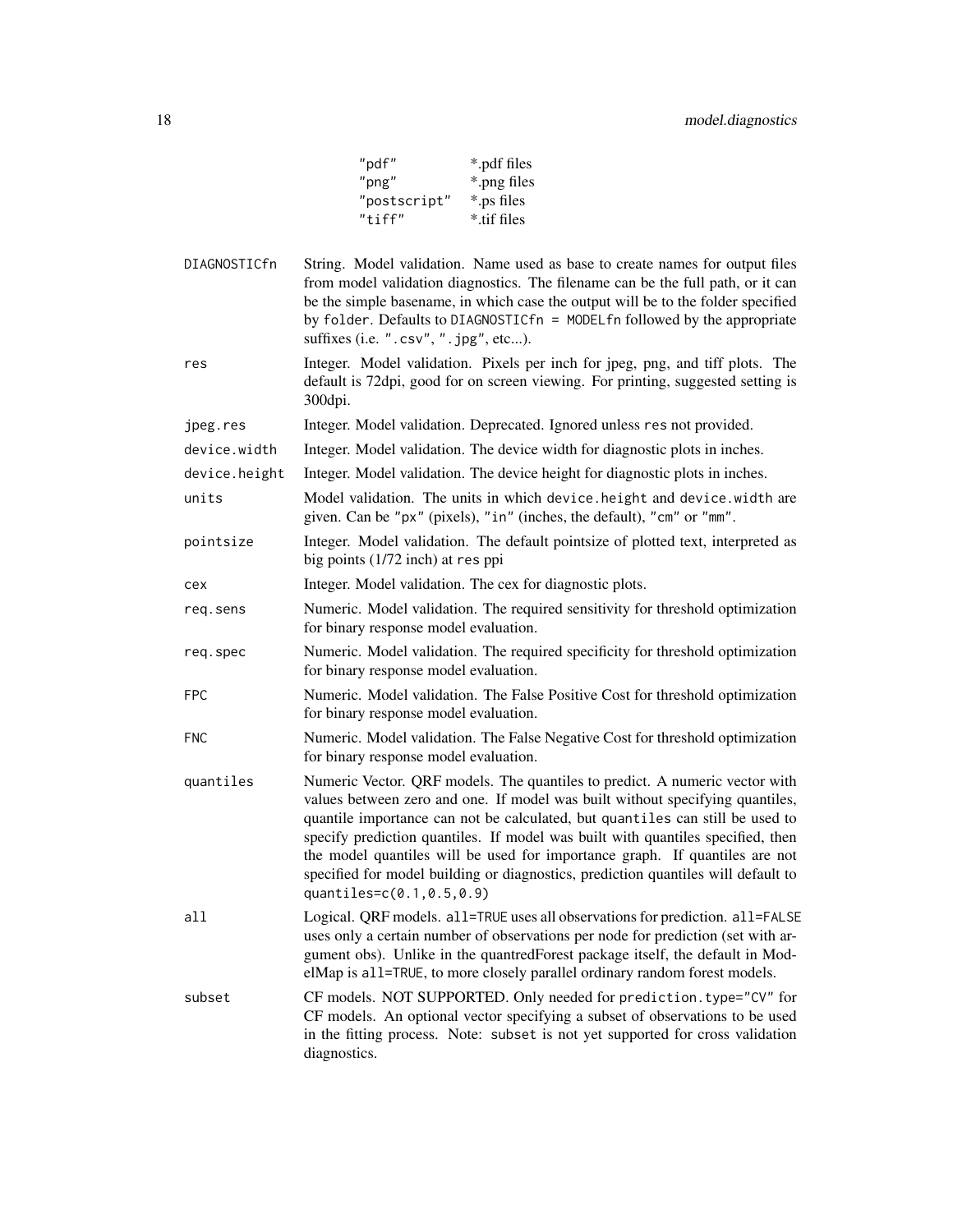| | |
|---|---|
| "pdf" | *.pdf files |
| "png" | *.png files |
| "postscript" | *.ps files |
| "tiff" | *.tif files |

| | |
|---|---|
| `DIAGNOSTICfn` | String. Model validation. Name used as base to create names for output files from model validation diagnostics. The filename can be the full path, or it can be the simple basename, in which case the output will be to the folder specified by `folder`. Defaults to `DIAGNOSTICfn = MODELfn` followed by the appropriate suffixes (i.e. ".csv", ".jpg", etc...). |
| `res` | Integer. Model validation. Pixels per inch for jpeg, png, and tiff plots. The default is 72dpi, good for on screen viewing. For printing, suggested setting is 300dpi. |
| `jpeg.res` | Integer. Model validation. Deprecated. Ignored unless `res` not provided. |
| `device.width` | Integer. Model validation. The device width for diagnostic plots in inches. |
| `device.height` | Integer. Model validation. The device height for diagnostic plots in inches. |
| `units` | Model validation. The units in which `device.height` and `device.width` are given. Can be "px" (pixels), "in" (inches, the default), "cm" or "mm". |
| `pointsize` | Integer. Model validation. The default pointsize of plotted text, interpreted as big points (1/72 inch) at `res` ppi |
| `cex` | Integer. Model validation. The cex for diagnostic plots. |
| `req.sens` | Numeric. Model validation. The required sensitivity for threshold optimization for binary response model evaluation. |
| `req.spec` | Numeric. Model validation. The required specificity for threshold optimization for binary response model evaluation. |
| `FPC` | Numeric. Model validation. The False Positive Cost for threshold optimization for binary response model evaluation. |
| `FNC` | Numeric. Model validation. The False Negative Cost for threshold optimization for binary response model evaluation. |
| `quantiles` | Numeric Vector. QRF models. The quantiles to predict. A numeric vector with values between zero and one. If model was built without specifying quantiles, quantile importance can not be calculated, but `quantiles` can still be used to specify prediction quantiles. If model was built with quantiles specified, then the model quantiles will be used for importance graph. If quantiles are not specified for model building or diagnostics, prediction quantiles will default to `quantiles=c(0.1,0.5,0.9)` |
| `all` | Logical. QRF models. `all=TRUE` uses all observations for prediction. `all=FALSE` uses only a certain number of observations per node for prediction (set with argument obs). Unlike in the quantredForest package itself, the default in ModelMap is `all=TRUE`, to more closely parallel ordinary random forest models. |
| `subset` | CF models. NOT SUPPORTED. Only needed for `prediction.type="CV"` for CF models. An optional vector specifying a subset of observations to be used in the fitting process. Note: `subset` is not yet supported for cross validation diagnostics. |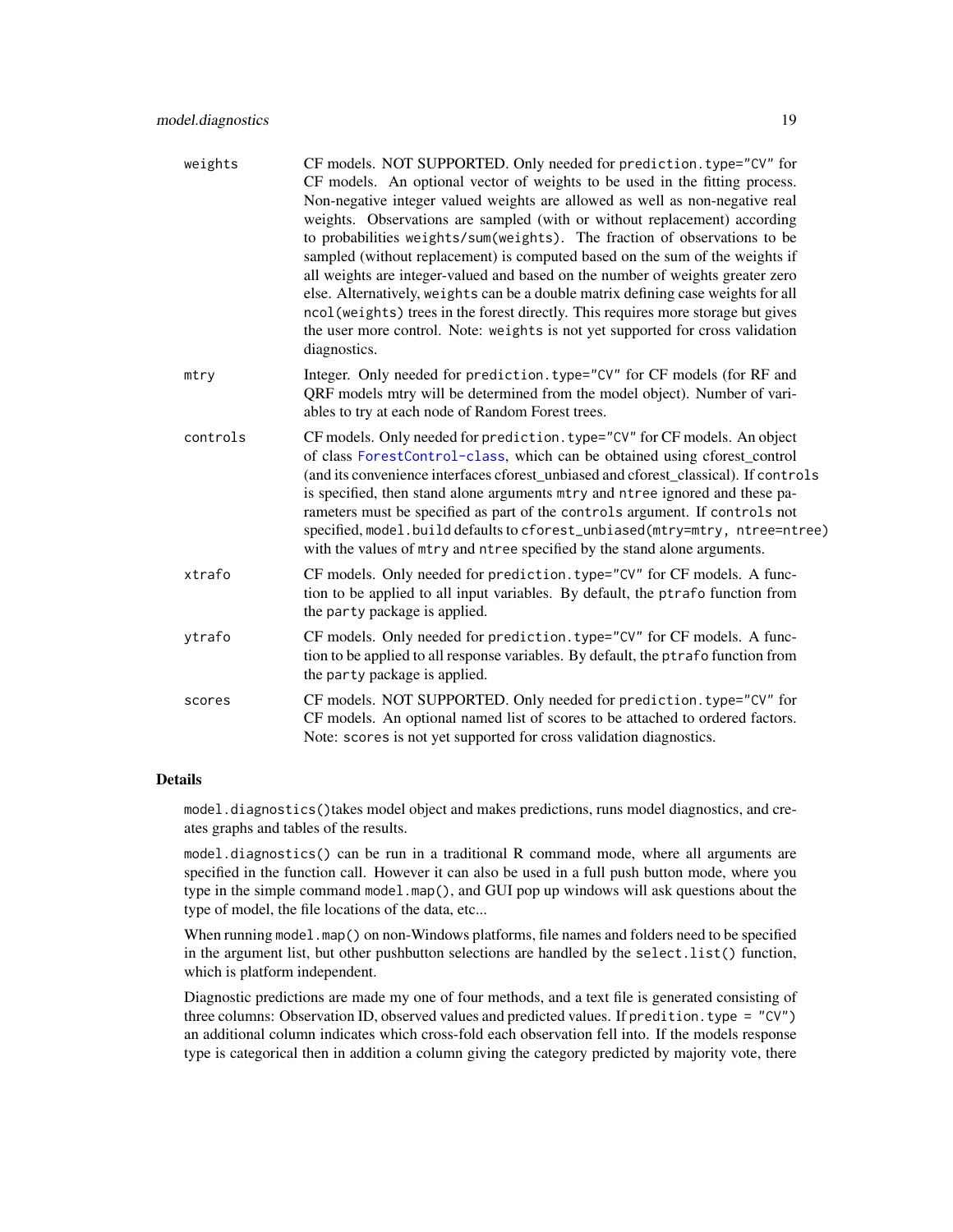| | |
|---|---|
| weights | CF models. NOT SUPPORTED. Only needed for `prediction.type="CV"` for CF models. An optional vector of weights to be used in the fitting process. Non-negative integer valued weights are allowed as well as non-negative real weights. Observations are sampled (with or without replacement) according to probabilities `weights/sum(weights)`. The fraction of observations to be sampled (without replacement) is computed based on the sum of the weights if all weights are integer-valued and based on the number of weights greater zero else. Alternatively, `weights` can be a double matrix defining case weights for all `ncol(weights)` trees in the forest directly. This requires more storage but gives the user more control. Note: `weights` is not yet supported for cross validation diagnostics. |
| mtry | Integer. Only needed for `prediction.type="CV"` for CF models (for RF and QRF models mtry will be determined from the model object). Number of variables to try at each node of Random Forest trees. |
| controls | CF models. Only needed for `prediction.type="CV"` for CF models. An object of class ForestControl-class, which can be obtained using cforest_control (and its convenience interfaces cforest_unbiased and cforest_classical). If `controls` is specified, then stand alone arguments `mtry` and `ntree` ignored and these parameters must be specified as part of the `controls` argument. If `controls` not specified, `model.build` defaults to `cforest_unbiased(mtry=mtry, ntree=ntree)` with the values of `mtry` and `ntree` specified by the stand alone arguments. |
| xtrafo | CF models. Only needed for `prediction.type="CV"` for CF models. A function to be applied to all input variables. By default, the `ptrafo` function from the `party` package is applied. |
| ytrafo | CF models. Only needed for `prediction.type="CV"` for CF models. A function to be applied to all response variables. By default, the `ptrafo` function from the `party` package is applied. |
| scores | CF models. NOT SUPPORTED. Only needed for `prediction.type="CV"` for CF models. An optional named list of scores to be attached to ordered factors. Note: `scores` is not yet supported for cross validation diagnostics. |

## Details

`model.diagnostics()`takes model object and makes predictions, runs model diagnostics, and creates graphs and tables of the results.

`model.diagnostics()` can be run in a traditional R command mode, where all arguments are specified in the function call. However it can also be used in a full push button mode, where you type in the simple command `model.map()`, and GUI pop up windows will ask questions about the type of model, the file locations of the data, etc...

When running `model.map()` on non-Windows platforms, file names and folders need to be specified in the argument list, but other pushbutton selections are handled by the `select.list()` function, which is platform independent.

Diagnostic predictions are made my one of four methods, and a text file is generated consisting of three columns: Observation ID, observed values and predicted values. If `predition.type = "CV")` an additional column indicates which cross-fold each observation fell into. If the models response type is categorical then in addition a column giving the category predicted by majority vote, there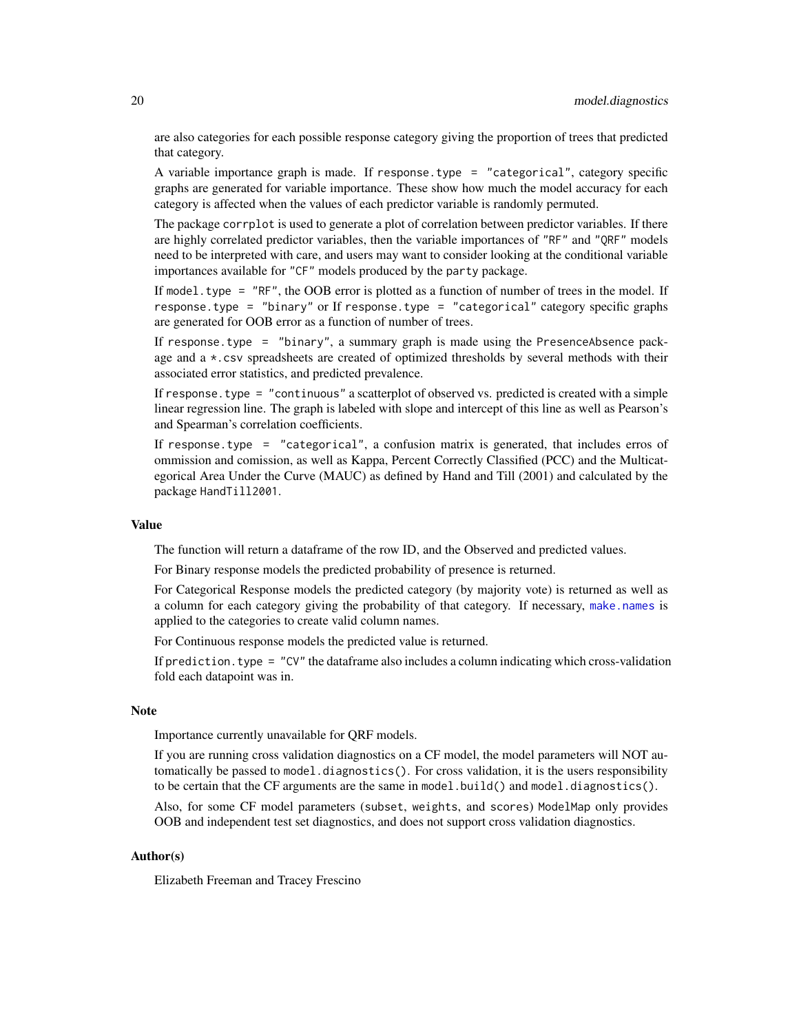are also categories for each possible response category giving the proportion of trees that predicted that category.

A variable importance graph is made. If `response.type = "categorical"`, category specific graphs are generated for variable importance. These show how much the model accuracy for each category is affected when the values of each predictor variable is randomly permuted.

The package `corrplot` is used to generate a plot of correlation between predictor variables. If there are highly correlated predictor variables, then the variable importances of `"RF"` and `"QRF"` models need to be interpreted with care, and users may want to consider looking at the conditional variable importances available for `"CF"` models produced by the `party` package.

If `model.type = "RF"`, the OOB error is plotted as a function of number of trees in the model. If `response.type = "binary"` or If `response.type = "categorical"` category specific graphs are generated for OOB error as a function of number of trees.

If `response.type = "binary"`, a summary graph is made using the `PresenceAbsence` package and a `*.csv` spreadsheets are created of optimized thresholds by several methods with their associated error statistics, and predicted prevalence.

If `response.type = "continuous"` a scatterplot of observed vs. predicted is created with a simple linear regression line. The graph is labeled with slope and intercept of this line as well as Pearson's and Spearman's correlation coefficients.

If `response.type = "categorical"`, a confusion matrix is generated, that includes erros of ommission and comission, as well as Kappa, Percent Correctly Classified (PCC) and the Multicategorical Area Under the Curve (MAUC) as defined by Hand and Till (2001) and calculated by the package `HandTill2001`.

### Value

The function will return a dataframe of the row ID, and the Observed and predicted values.

For Binary response models the predicted probability of presence is returned.

For Categorical Response models the predicted category (by majority vote) is returned as well as a column for each category giving the probability of that category. If necessary, `make.names` is applied to the categories to create valid column names.

For Continuous response models the predicted value is returned.

If `prediction.type = "CV"` the dataframe also includes a column indicating which cross-validation fold each datapoint was in.

### Note

Importance currently unavailable for QRF models.

If you are running cross validation diagnostics on a CF model, the model parameters will NOT automatically be passed to `model.diagnostics()`. For cross validation, it is the users responsibility to be certain that the CF arguments are the same in `model.build()` and `model.diagnostics()`.

Also, for some CF model parameters (`subset`, `weights`, and `scores`) `ModelMap` only provides OOB and independent test set diagnostics, and does not support cross validation diagnostics.

### Author(s)

Elizabeth Freeman and Tracey Frescino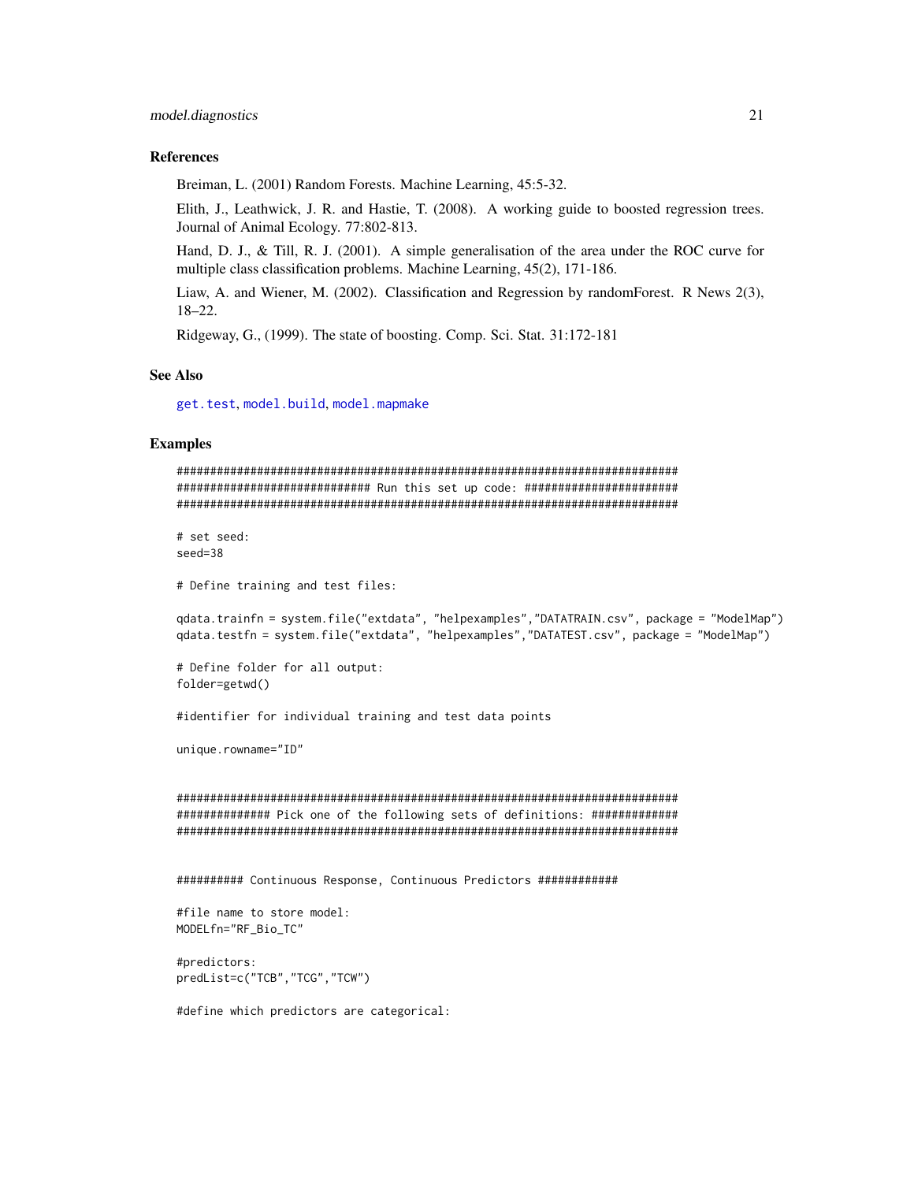### References

Breiman, L. (2001) Random Forests. Machine Learning, 45:5-32.

Elith, J., Leathwick, J. R. and Hastie, T. (2008). A working guide to boosted regression trees. Journal of Animal Ecology. 77:802-813.

Hand, D. J., & Till, R. J. (2001). A simple generalisation of the area under the ROC curve for multiple class classification problems. Machine Learning, 45(2), 171-186.

Liaw, A. and Wiener, M. (2002). Classification and Regression by randomForest. R News 2(3), 18–22.

Ridgeway, G., (1999). The state of boosting. Comp. Sci. Stat. 31:172-181

### See Also

get.test, model.build, model.mapmake

### Examples

```
###########################################################################
############################# Run this set up code: #######################
###########################################################################

# set seed:
seed=38

# Define training and test files:

qdata.trainfn = system.file("extdata", "helpexamples","DATATRAIN.csv", package = "ModelMap")
qdata.testfn = system.file("extdata", "helpexamples","DATATEST.csv", package = "ModelMap")

# Define folder for all output:
folder=getwd()

#identifier for individual training and test data points

unique.rowname="ID"


###########################################################################
############## Pick one of the following sets of definitions: #############
###########################################################################


########## Continuous Response, Continuous Predictors ############

#file name to store model:
MODELfn="RF_Bio_TC"

#predictors:
predList=c("TCB","TCG","TCW")

#define which predictors are categorical:
```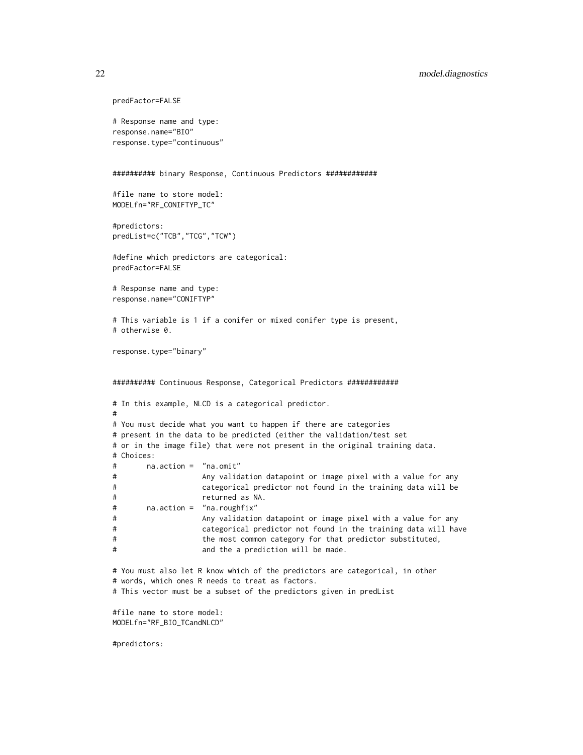```
predFactor=FALSE

# Response name and type:
response.name="BIO"
response.type="continuous"


########## binary Response, Continuous Predictors ############

#file name to store model:
MODELfn="RF_CONIFTYP_TC"

#predictors:
predList=c("TCB","TCG","TCW")

#define which predictors are categorical:
predFactor=FALSE

# Response name and type:
response.name="CONIFTYP"

# This variable is 1 if a conifer or mixed conifer type is present,
# otherwise 0.

response.type="binary"


########## Continuous Response, Categorical Predictors ############

# In this example, NLCD is a categorical predictor.
#
# You must decide what you want to happen if there are categories
# present in the data to be predicted (either the validation/test set
# or in the image file) that were not present in the original training data.
# Choices:
#       na.action =  "na.omit"
#                    Any validation datapoint or image pixel with a value for any
#                    categorical predictor not found in the training data will be
#                    returned as NA.
#       na.action =  "na.roughfix"
#                    Any validation datapoint or image pixel with a value for any
#                    categorical predictor not found in the training data will have
#                    the most common category for that predictor substituted,
#                    and the a prediction will be made.

# You must also let R know which of the predictors are categorical, in other
# words, which ones R needs to treat as factors.
# This vector must be a subset of the predictors given in predList

#file name to store model:
MODELfn="RF_BIO_TCandNLCD"

#predictors:
```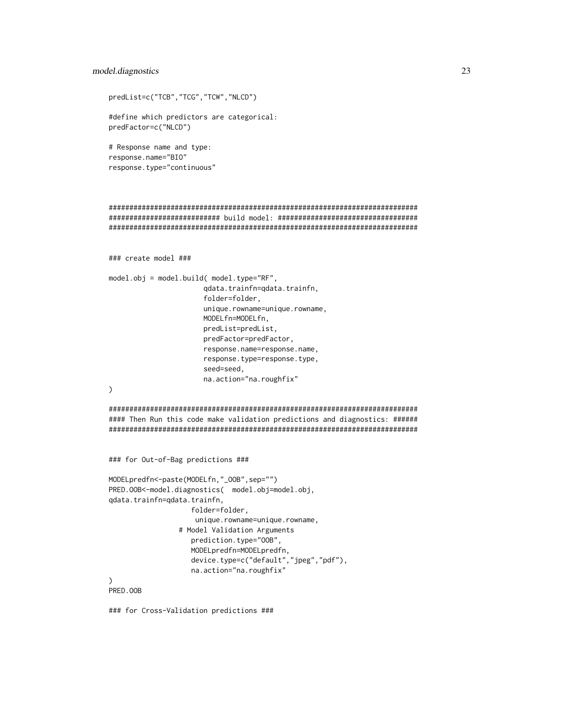```
predList=c("TCB","TCG","TCW","NLCD")

#define which predictors are categorical:
predFactor=c("NLCD")

# Response name and type:
response.name="BIO"
response.type="continuous"


###########################################################################
########################## build model: ##################################
###########################################################################


### create model ###

model.obj = model.build( model.type="RF",
                       qdata.trainfn=qdata.trainfn,
                       folder=folder,
                       unique.rowname=unique.rowname,
                       MODELfn=MODELfn,
                       predList=predList,
                       predFactor=predFactor,
                       response.name=response.name,
                       response.type=response.type,
                       seed=seed,
                       na.action="na.roughfix"
)

###########################################################################
#### Then Run this code make validation predictions and diagnostics: ######
###########################################################################


### for Out-of-Bag predictions ###

MODELpredfn<-paste(MODELfn,"_OOB",sep="")
PRED.OOB<-model.diagnostics(  model.obj=model.obj,
qdata.trainfn=qdata.trainfn,
                    folder=folder,
                     unique.rowname=unique.rowname,
                 # Model Validation Arguments
                    prediction.type="OOB",
                    MODELpredfn=MODELpredfn,
                    device.type=c("default","jpeg","pdf"),
                    na.action="na.roughfix"
)
PRED.OOB

### for Cross-Validation predictions ###
```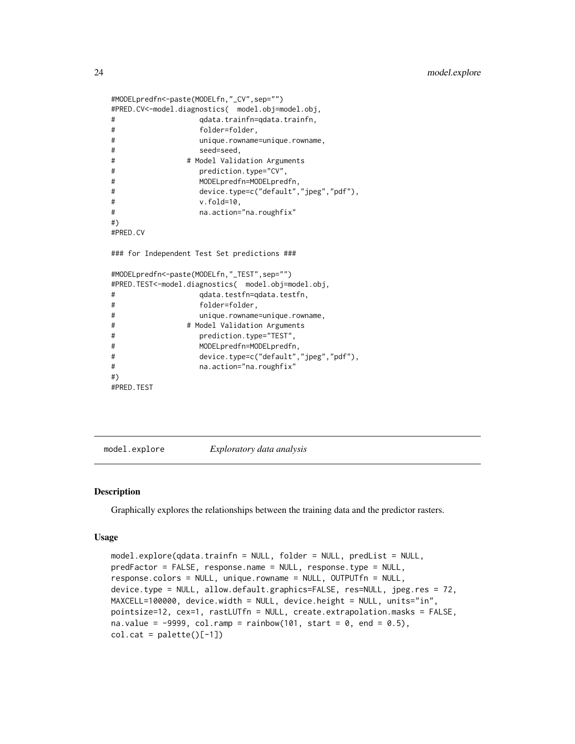```
#MODELpredfn<-paste(MODELfn,"_CV",sep="")
#PRED.CV<-model.diagnostics(  model.obj=model.obj,
#                   qdata.trainfn=qdata.trainfn,
#                   folder=folder,
#                   unique.rowname=unique.rowname,
#                   seed=seed,
#                 # Model Validation Arguments
#                   prediction.type="CV",
#                   MODELpredfn=MODELpredfn,
#                   device.type=c("default","jpeg","pdf"),
#                   v.fold=10,
#                   na.action="na.roughfix"
#)
#PRED.CV

### for Independent Test Set predictions ###

#MODELpredfn<-paste(MODELfn,"_TEST",sep="")
#PRED.TEST<-model.diagnostics(  model.obj=model.obj,
#                   qdata.testfn=qdata.testfn,
#                   folder=folder,
#                   unique.rowname=unique.rowname,
#                 # Model Validation Arguments
#                   prediction.type="TEST",
#                   MODELpredfn=MODELpredfn,
#                   device.type=c("default","jpeg","pdf"),
#                   na.action="na.roughfix"
#)
#PRED.TEST
```

---

## `model.explore` *Exploratory data analysis*

---

### Description

Graphically explores the relationships between the training data and the predictor rasters.

### Usage

```
model.explore(qdata.trainfn = NULL, folder = NULL, predList = NULL,
predFactor = FALSE, response.name = NULL, response.type = NULL,
response.colors = NULL, unique.rowname = NULL, OUTPUTfn = NULL,
device.type = NULL, allow.default.graphics=FALSE, res=NULL, jpeg.res = 72,
MAXCELL=100000, device.width = NULL, device.height = NULL, units="in",
pointsize=12, cex=1, rastLUTfn = NULL, create.extrapolation.masks = FALSE,
na.value = -9999, col.ramp = rainbow(101, start = 0, end = 0.5),
col.cat = palette()[-1])
```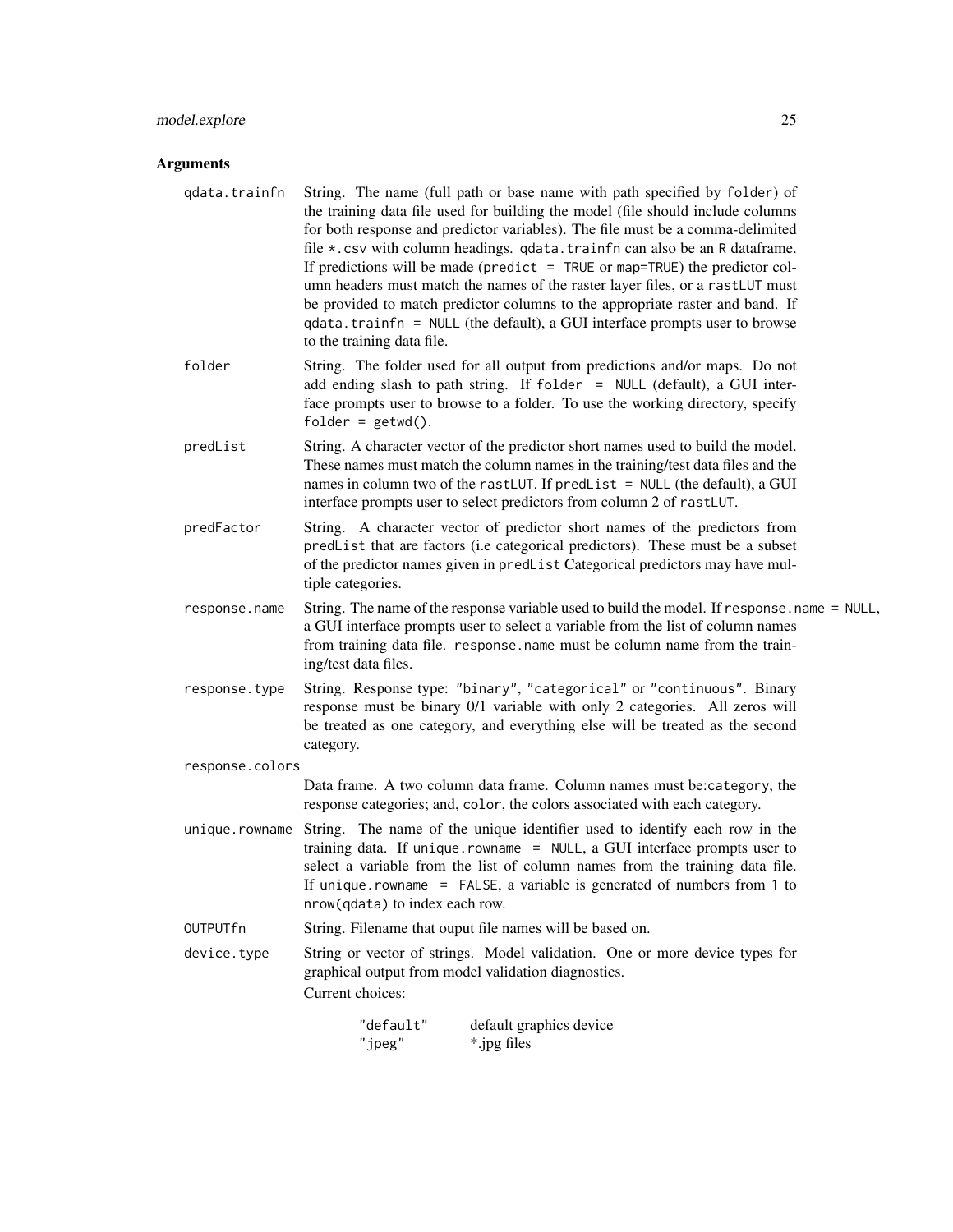## Arguments

**qdata.trainfn** String. The name (full path or base name with path specified by `folder`) of the training data file used for building the model (file should include columns for both response and predictor variables). The file must be a comma-delimited file `*.csv` with column headings. `qdata.trainfn` can also be an `R` dataframe. If predictions will be made (`predict = TRUE` or `map=TRUE`) the predictor column headers must match the names of the raster layer files, or a `rastLUT` must be provided to match predictor columns to the appropriate raster and band. If `qdata.trainfn = NULL` (the default), a GUI interface prompts user to browse to the training data file.

**folder** String. The folder used for all output from predictions and/or maps. Do not add ending slash to path string. If `folder = NULL` (default), a GUI interface prompts user to browse to a folder. To use the working directory, specify `folder = getwd()`.

**predList** String. A character vector of the predictor short names used to build the model. These names must match the column names in the training/test data files and the names in column two of the `rastLUT`. If `predList = NULL` (the default), a GUI interface prompts user to select predictors from column 2 of `rastLUT`.

**predFactor** String. A character vector of predictor short names of the predictors from `predList` that are factors (i.e categorical predictors). These must be a subset of the predictor names given in `predList` Categorical predictors may have multiple categories.

**response.name** String. The name of the response variable used to build the model. If `response.name = NULL`, a GUI interface prompts user to select a variable from the list of column names from training data file. `response.name` must be column name from the training/test data files.

**response.type** String. Response type: `"binary"`, `"categorical"` or `"continuous"`. Binary response must be binary 0/1 variable with only 2 categories. All zeros will be treated as one category, and everything else will be treated as the second category.

**response.colors** Data frame. A two column data frame. Column names must be:`category`, the response categories; and, `color`, the colors associated with each category.

**unique.rowname** String. The name of the unique identifier used to identify each row in the training data. If `unique.rowname = NULL`, a GUI interface prompts user to select a variable from the list of column names from the training data file. If `unique.rowname = FALSE`, a variable is generated of numbers from `1` to `nrow(qdata)` to index each row.

**OUTPUTfn** String. Filename that ouput file names will be based on.

**device.type** String or vector of strings. Model validation. One or more device types for graphical output from model validation diagnostics.

Current choices:

| | |
|---|---|
| `"default"` | default graphics device |
| `"jpeg"` | *.jpg files |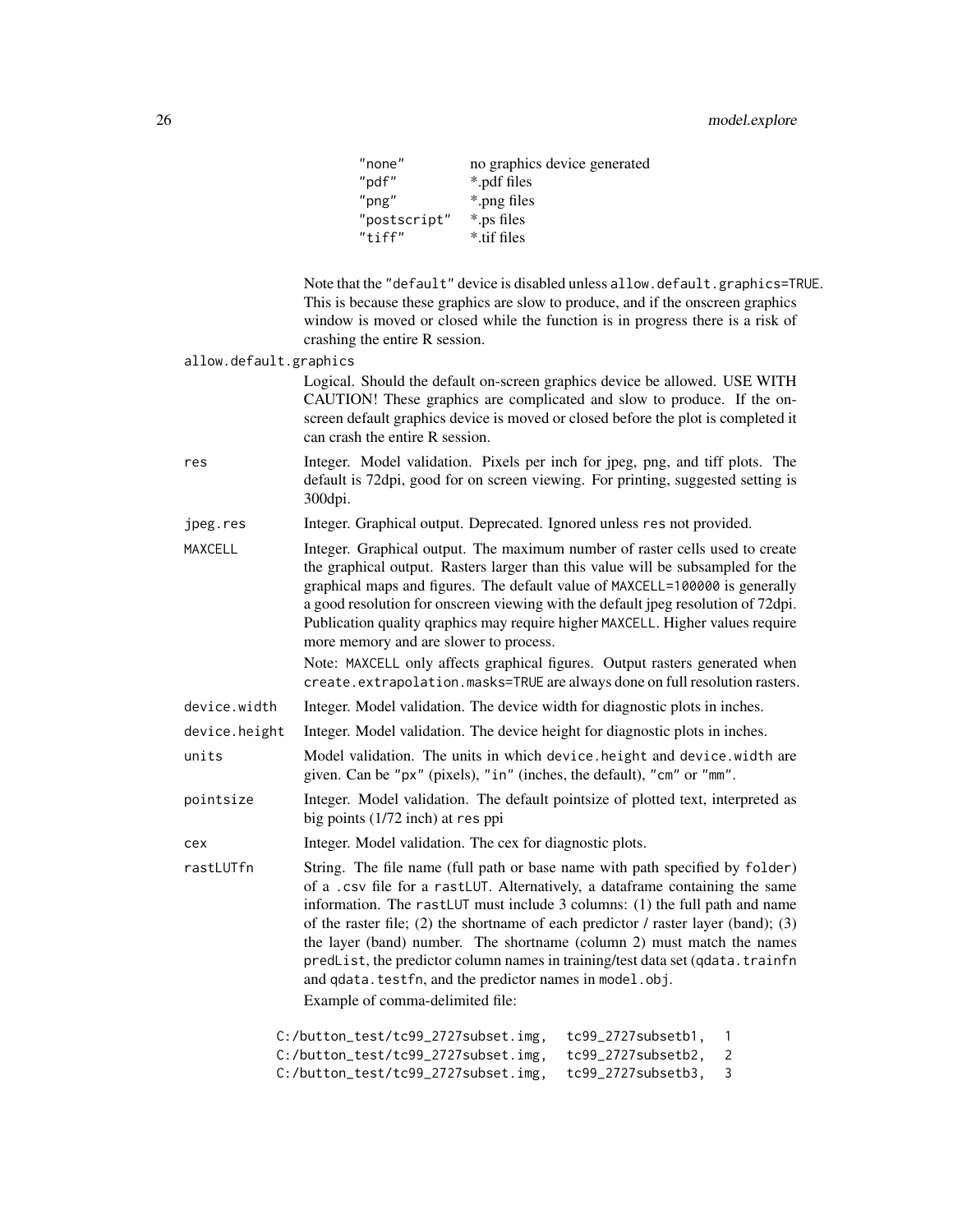| | |
|---|---|
| "none" | no graphics device generated |
| "pdf" | *.pdf files |
| "png" | *.png files |
| "postscript" | *.ps files |
| "tiff" | *.tif files |

Note that the "default" device is disabled unless `allow.default.graphics=TRUE`. This is because these graphics are slow to produce, and if the onscreen graphics window is moved or closed while the function is in progress there is a risk of crashing the entire R session.

`allow.default.graphics`
: Logical. Should the default on-screen graphics device be allowed. USE WITH CAUTION! These graphics are complicated and slow to produce. If the on-screen default graphics device is moved or closed before the plot is completed it can crash the entire R session.

`res`
: Integer. Model validation. Pixels per inch for jpeg, png, and tiff plots. The default is 72dpi, good for on screen viewing. For printing, suggested setting is 300dpi.

`jpeg.res`
: Integer. Graphical output. Deprecated. Ignored unless `res` not provided.

`MAXCELL`
: Integer. Graphical output. The maximum number of raster cells used to create the graphical output. Rasters larger than this value will be subsampled for the graphical maps and figures. The default value of `MAXCELL=100000` is generally a good resolution for onscreen viewing with the default jpeg resolution of 72dpi. Publication quality qraphics may require higher `MAXCELL`. Higher values require more memory and are slower to process.

  Note: `MAXCELL` only affects graphical figures. Output rasters generated when `create.extrapolation.masks=TRUE` are always done on full resolution rasters.

`device.width`
: Integer. Model validation. The device width for diagnostic plots in inches.

`device.height`
: Integer. Model validation. The device height for diagnostic plots in inches.

`units`
: Model validation. The units in which `device.height` and `device.width` are given. Can be "px" (pixels), "in" (inches, the default), "cm" or "mm".

`pointsize`
: Integer. Model validation. The default pointsize of plotted text, interpreted as big points (1/72 inch) at `res` ppi

`cex`
: Integer. Model validation. The cex for diagnostic plots.

`rastLUTfn`
: String. The file name (full path or base name with path specified by `folder`) of a .csv file for a `rastLUT`. Alternatively, a dataframe containing the same information. The `rastLUT` must include 3 columns: (1) the full path and name of the raster file; (2) the shortname of each predictor / raster layer (band); (3) the layer (band) number. The shortname (column 2) must match the names `predList`, the predictor column names in training/test data set (`qdata.trainfn` and `qdata.testfn`, and the predictor names in `model.obj`.

  Example of comma-delimited file:

```
C:/button_test/tc99_2727subset.img,  tc99_2727subsetb1,  1
C:/button_test/tc99_2727subset.img,  tc99_2727subsetb2,  2
C:/button_test/tc99_2727subset.img,  tc99_2727subsetb3,  3
```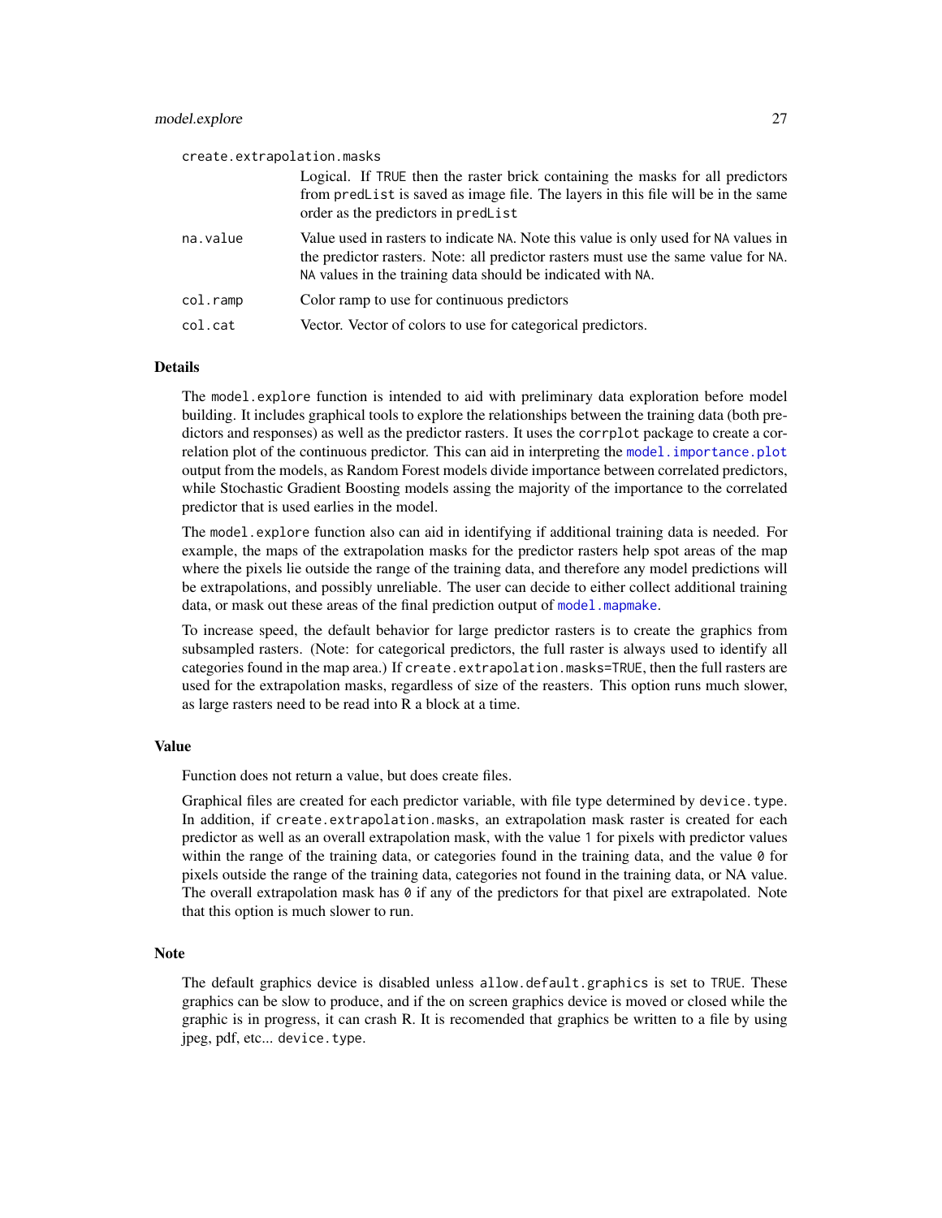`create.extrapolation.masks`
: Logical. If `TRUE` then the raster brick containing the masks for all predictors from `predList` is saved as image file. The layers in this file will be in the same order as the predictors in `predList`

`na.value`
: Value used in rasters to indicate `NA`. Note this value is only used for `NA` values in the predictor rasters. Note: all predictor rasters must use the same value for `NA`. `NA` values in the training data should be indicated with `NA`.

`col.ramp`
: Color ramp to use for continuous predictors

`col.cat`
: Vector. Vector of colors to use for categorical predictors.

### Details

The `model.explore` function is intended to aid with preliminary data exploration before model building. It includes graphical tools to explore the relationships between the training data (both predictors and responses) as well as the predictor rasters. It uses the `corrplot` package to create a correlation plot of the continuous predictor. This can aid in interpreting the `model.importance.plot` output from the models, as Random Forest models divide importance between correlated predictors, while Stochastic Gradient Boosting models assing the majority of the importance to the correlated predictor that is used earlies in the model.

The `model.explore` function also can aid in identifying if additional training data is needed. For example, the maps of the extrapolation masks for the predictor rasters help spot areas of the map where the pixels lie outside the range of the training data, and therefore any model predictions will be extrapolations, and possibly unreliable. The user can decide to either collect additional training data, or mask out these areas of the final prediction output of `model.mapmake`.

To increase speed, the default behavior for large predictor rasters is to create the graphics from subsampled rasters. (Note: for categorical predictors, the full raster is always used to identify all categories found in the map area.) If `create.extrapolation.masks=TRUE`, then the full rasters are used for the extrapolation masks, regardless of size of the reasters. This option runs much slower, as large rasters need to be read into R a block at a time.

### Value

Function does not return a value, but does create files.

Graphical files are created for each predictor variable, with file type determined by `device.type`. In addition, if `create.extrapolation.masks`, an extrapolation mask raster is created for each predictor as well as an overall extrapolation mask, with the value `1` for pixels with predictor values within the range of the training data, or categories found in the training data, and the value `0` for pixels outside the range of the training data, categories not found in the training data, or NA value. The overall extrapolation mask has `0` if any of the predictors for that pixel are extrapolated. Note that this option is much slower to run.

### Note

The default graphics device is disabled unless `allow.default.graphics` is set to `TRUE`. These graphics can be slow to produce, and if the on screen graphics device is moved or closed while the graphic is in progress, it can crash R. It is recomended that graphics be written to a file by using jpeg, pdf, etc... `device.type`.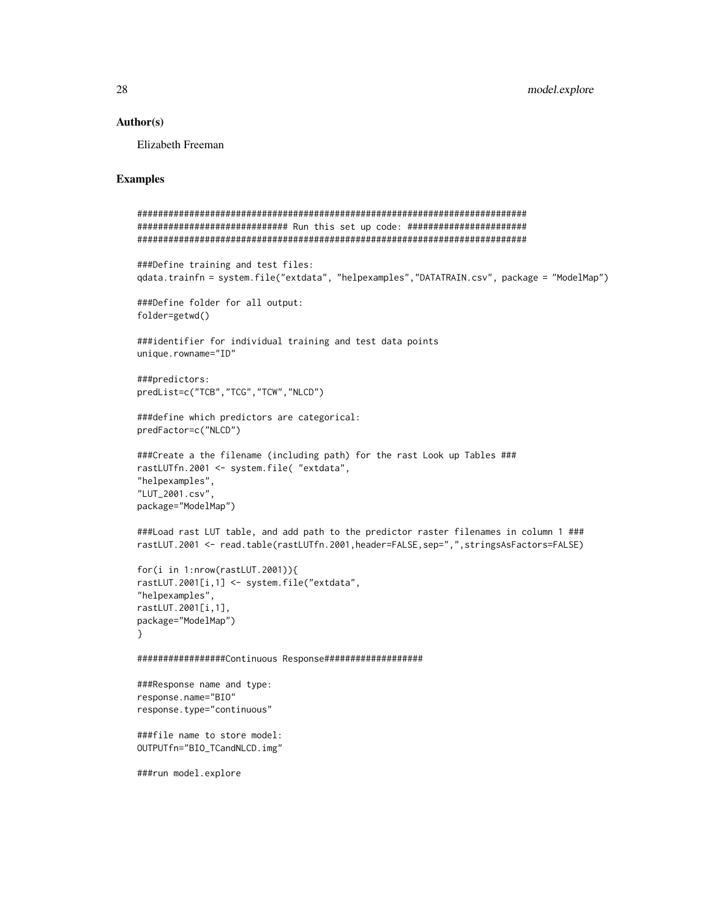## Author(s)

Elizabeth Freeman

## Examples

```
###########################################################################
############################# Run this set up code: #######################
###########################################################################

###Define training and test files:
qdata.trainfn = system.file("extdata", "helpexamples","DATATRAIN.csv", package = "ModelMap")

###Define folder for all output:
folder=getwd()

###identifier for individual training and test data points
unique.rowname="ID"

###predictors:
predList=c("TCB","TCG","TCW","NLCD")

###define which predictors are categorical:
predFactor=c("NLCD")

###Create a the filename (including path) for the rast Look up Tables ###
rastLUTfn.2001 <- system.file( "extdata",
"helpexamples",
"LUT_2001.csv",
package="ModelMap")

###Load rast LUT table, and add path to the predictor raster filenames in column 1 ###
rastLUT.2001 <- read.table(rastLUTfn.2001,header=FALSE,sep=",",stringsAsFactors=FALSE)

for(i in 1:nrow(rastLUT.2001)){
rastLUT.2001[i,1] <- system.file("extdata",
"helpexamples",
rastLUT.2001[i,1],
package="ModelMap")
}

#################Continuous Response###################

###Response name and type:
response.name="BIO"
response.type="continuous"

###file name to store model:
OUTPUTfn="BIO_TCandNLCD.img"

###run model.explore
```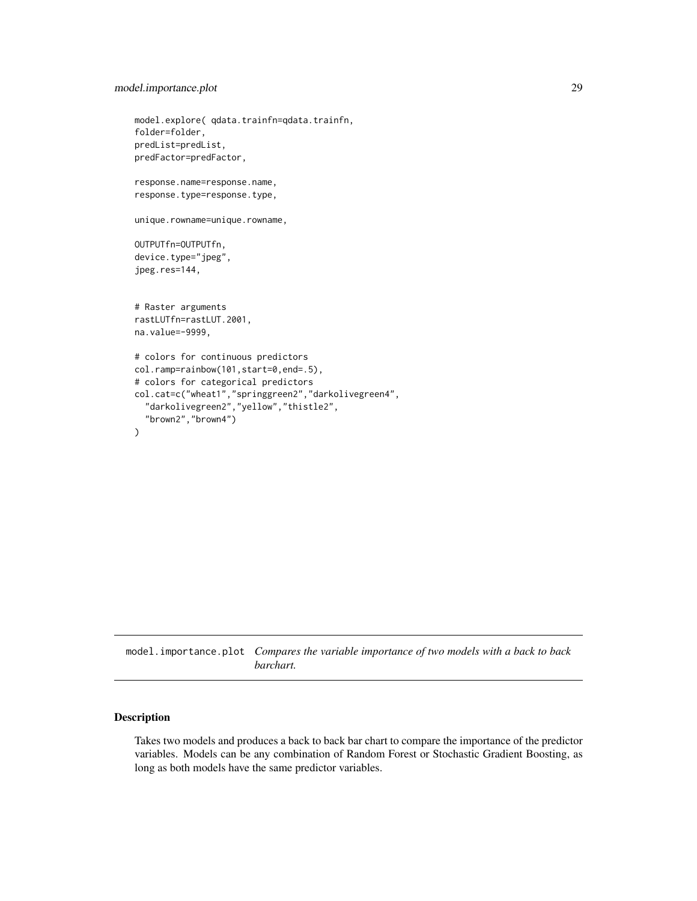```
model.explore( qdata.trainfn=qdata.trainfn,
folder=folder,
predList=predList,
predFactor=predFactor,

response.name=response.name,
response.type=response.type,

unique.rowname=unique.rowname,

OUTPUTfn=OUTPUTfn,
device.type="jpeg",
jpeg.res=144,


# Raster arguments
rastLUTfn=rastLUT.2001,
na.value=-9999,

# colors for continuous predictors
col.ramp=rainbow(101,start=0,end=.5),
# colors for categorical predictors
col.cat=c("wheat1","springgreen2","darkolivegreen4",
  "darkolivegreen2","yellow","thistle2",
  "brown2","brown4")
)
```

## model.importance.plot *Compares the variable importance of two models with a back to back barchart.*

### Description

Takes two models and produces a back to back bar chart to compare the importance of the predictor variables. Models can be any combination of Random Forest or Stochastic Gradient Boosting, as long as both models have the same predictor variables.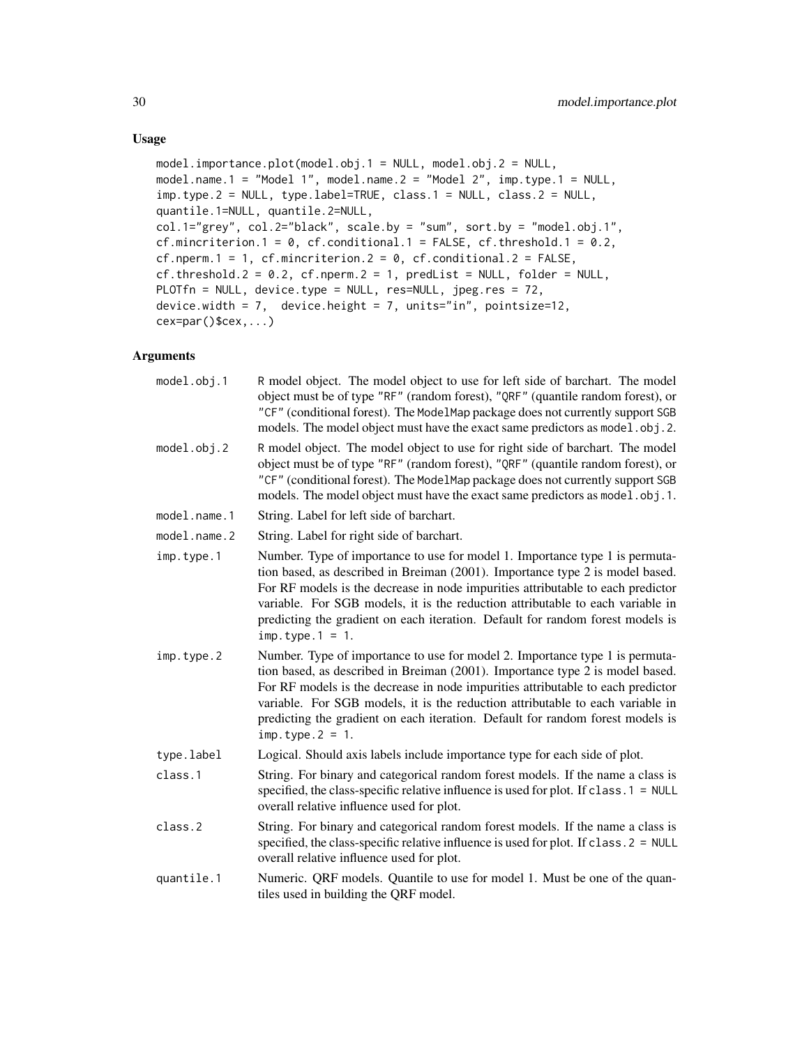## Usage

```
model.importance.plot(model.obj.1 = NULL, model.obj.2 = NULL,
model.name.1 = "Model 1", model.name.2 = "Model 2", imp.type.1 = NULL,
imp.type.2 = NULL, type.label=TRUE, class.1 = NULL, class.2 = NULL,
quantile.1=NULL, quantile.2=NULL,
col.1="grey", col.2="black", scale.by = "sum", sort.by = "model.obj.1",
cf.mincriterion.1 = 0, cf.conditional.1 = FALSE, cf.threshold.1 = 0.2,
cf.nperm.1 = 1, cf.mincriterion.2 = 0, cf.conditional.2 = FALSE,
cf.threshold.2 = 0.2, cf.nperm.2 = 1, predList = NULL, folder = NULL,
PLOTfn = NULL, device.type = NULL, res=NULL, jpeg.res = 72,
device.width = 7,  device.height = 7, units="in", pointsize=12,
cex=par()$cex,...)
```

## Arguments

| | |
|---|---|
| `model.obj.1` | R model object. The model object to use for left side of barchart. The model object must be of type "RF" (random forest), "QRF" (quantile random forest), or "CF" (conditional forest). The ModelMap package does not currently support SGB models. The model object must have the exact same predictors as `model.obj.2`. |
| `model.obj.2` | R model object. The model object to use for right side of barchart. The model object must be of type "RF" (random forest), "QRF" (quantile random forest), or "CF" (conditional forest). The ModelMap package does not currently support SGB models. The model object must have the exact same predictors as `model.obj.1`. |
| `model.name.1` | String. Label for left side of barchart. |
| `model.name.2` | String. Label for right side of barchart. |
| `imp.type.1` | Number. Type of importance to use for model 1. Importance type 1 is permutation based, as described in Breiman (2001). Importance type 2 is model based. For RF models is the decrease in node impurities attributable to each predictor variable. For SGB models, it is the reduction attributable to each variable in predicting the gradient on each iteration. Default for random forest models is `imp.type.1 = 1`. |
| `imp.type.2` | Number. Type of importance to use for model 2. Importance type 1 is permutation based, as described in Breiman (2001). Importance type 2 is model based. For RF models is the decrease in node impurities attributable to each predictor variable. For SGB models, it is the reduction attributable to each variable in predicting the gradient on each iteration. Default for random forest models is `imp.type.2 = 1`. |
| `type.label` | Logical. Should axis labels include importance type for each side of plot. |
| `class.1` | String. For binary and categorical random forest models. If the name a class is specified, the class-specific relative influence is used for plot. If `class.1 = NULL` overall relative influence used for plot. |
| `class.2` | String. For binary and categorical random forest models. If the name a class is specified, the class-specific relative influence is used for plot. If `class.2 = NULL` overall relative influence used for plot. |
| `quantile.1` | Numeric. QRF models. Quantile to use for model 1. Must be one of the quantiles used in building the QRF model. |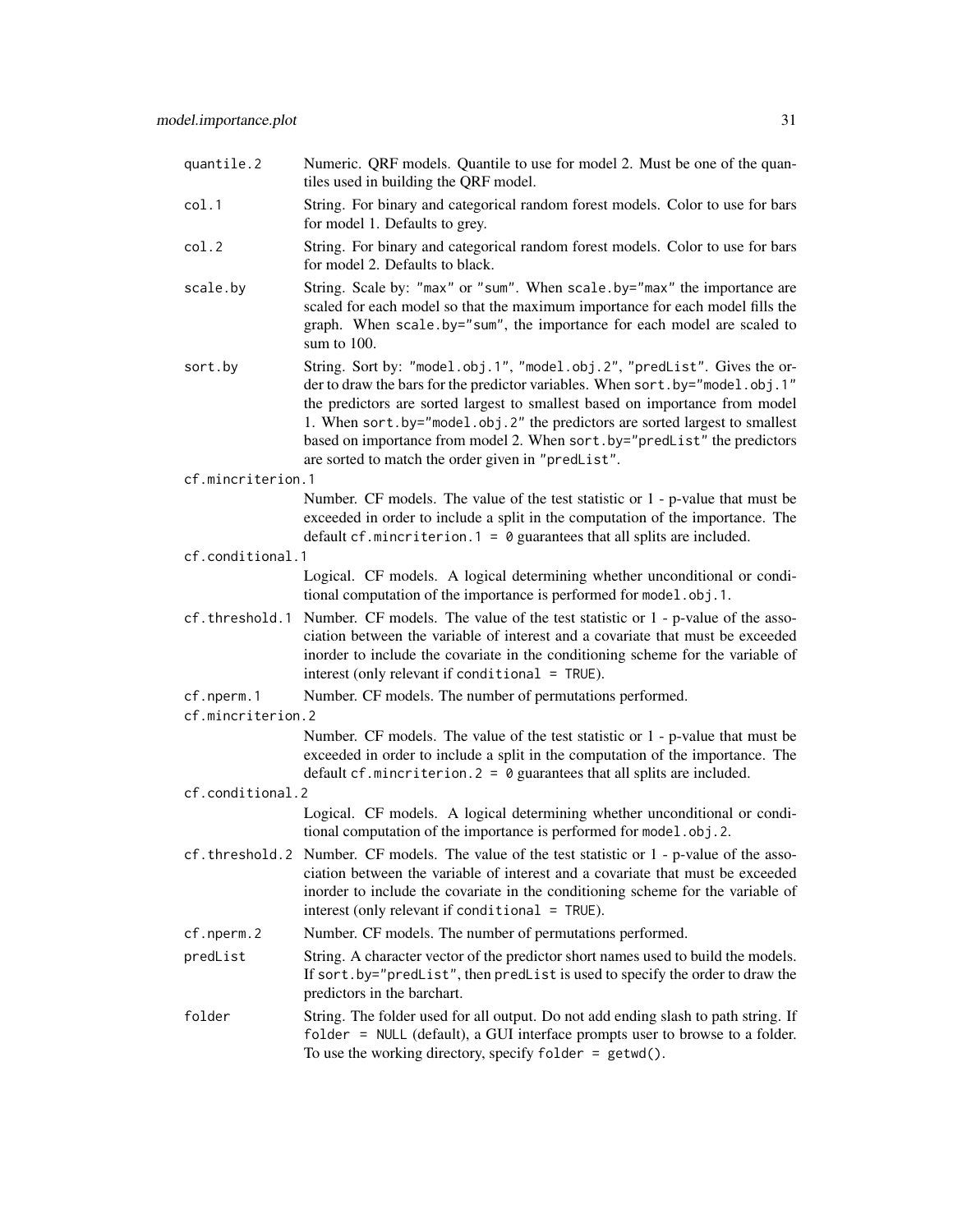| | |
|---|---|
| `quantile.2` | Numeric. QRF models. Quantile to use for model 2. Must be one of the quantiles used in building the QRF model. |
| `col.1` | String. For binary and categorical random forest models. Color to use for bars for model 1. Defaults to grey. |
| `col.2` | String. For binary and categorical random forest models. Color to use for bars for model 2. Defaults to black. |
| `scale.by` | String. Scale by: `"max"` or `"sum"`. When `scale.by="max"` the importance are scaled for each model so that the maximum importance for each model fills the graph. When `scale.by="sum"`, the importance for each model are scaled to sum to 100. |
| `sort.by` | String. Sort by: `"model.obj.1"`, `"model.obj.2"`, `"predList"`. Gives the order to draw the bars for the predictor variables. When `sort.by="model.obj.1"` the predictors are sorted largest to smallest based on importance from model 1. When `sort.by="model.obj.2"` the predictors are sorted largest to smallest based on importance from model 2. When `sort.by="predList"` the predictors are sorted to match the order given in `"predList"`. |
| `cf.mincriterion.1` | Number. CF models. The value of the test statistic or 1 - p-value that must be exceeded in order to include a split in the computation of the importance. The default `cf.mincriterion.1 = 0` guarantees that all splits are included. |
| `cf.conditional.1` | Logical. CF models. A logical determining whether unconditional or conditional computation of the importance is performed for `model.obj.1`. |
| `cf.threshold.1` | Number. CF models. The value of the test statistic or 1 - p-value of the association between the variable of interest and a covariate that must be exceeded inorder to include the covariate in the conditioning scheme for the variable of interest (only relevant if `conditional = TRUE`). |
| `cf.nperm.1` | Number. CF models. The number of permutations performed. |
| `cf.mincriterion.2` | Number. CF models. The value of the test statistic or 1 - p-value that must be exceeded in order to include a split in the computation of the importance. The default `cf.mincriterion.2 = 0` guarantees that all splits are included. |
| `cf.conditional.2` | Logical. CF models. A logical determining whether unconditional or conditional computation of the importance is performed for `model.obj.2`. |
| `cf.threshold.2` | Number. CF models. The value of the test statistic or 1 - p-value of the association between the variable of interest and a covariate that must be exceeded inorder to include the covariate in the conditioning scheme for the variable of interest (only relevant if `conditional = TRUE`). |
| `cf.nperm.2` | Number. CF models. The number of permutations performed. |
| `predList` | String. A character vector of the predictor short names used to build the models. If `sort.by="predList"`, then `predList` is used to specify the order to draw the predictors in the barchart. |
| `folder` | String. The folder used for all output. Do not add ending slash to path string. If `folder = NULL` (default), a GUI interface prompts user to browse to a folder. To use the working directory, specify `folder = getwd()`. |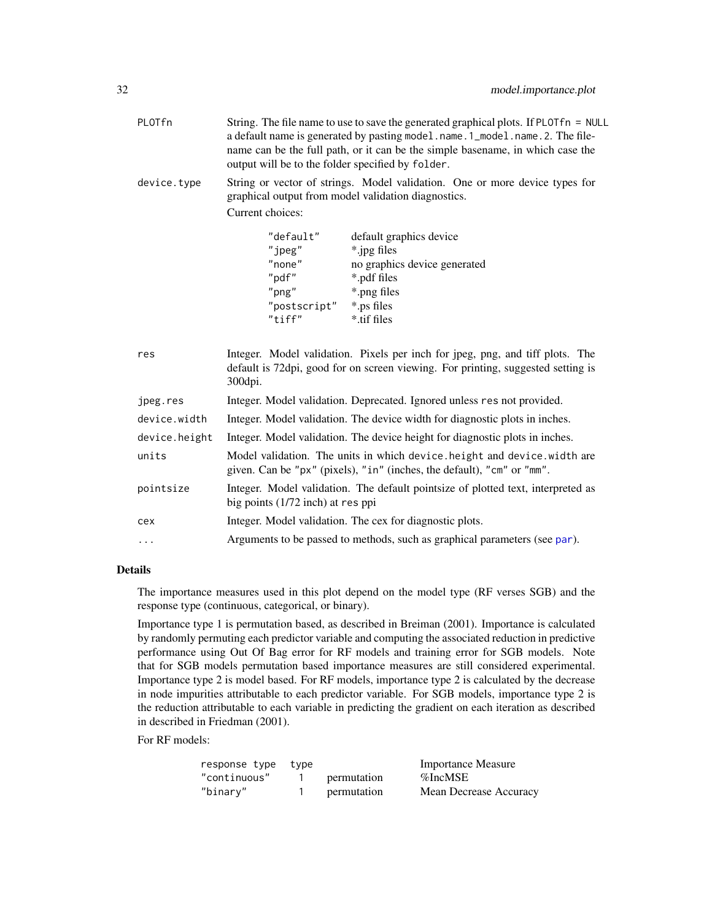| | |
|---|---|
| `PLOTfn` | String. The file name to use to save the generated graphical plots. If `PLOTfn = NULL` a default name is generated by pasting `model.name.1_model.name.2`. The filename can be the full path, or it can be the simple basename, in which case the output will be to the folder specified by `folder`. |
| `device.type` | String or vector of strings. Model validation. One or more device types for graphical output from model validation diagnostics. |

Current choices:

| | |
|---|---|
| "default" | default graphics device |
| "jpeg" | *.jpg files |
| "none" | no graphics device generated |
| "pdf" | *.pdf files |
| "png" | *.png files |
| "postscript" | *.ps files |
| "tiff" | *.tif files |

| | |
|---|---|
| `res` | Integer. Model validation. Pixels per inch for jpeg, png, and tiff plots. The default is 72dpi, good for on screen viewing. For printing, suggested setting is 300dpi. |
| `jpeg.res` | Integer. Model validation. Deprecated. Ignored unless `res` not provided. |
| `device.width` | Integer. Model validation. The device width for diagnostic plots in inches. |
| `device.height` | Integer. Model validation. The device height for diagnostic plots in inches. |
| `units` | Model validation. The units in which `device.height` and `device.width` are given. Can be "px" (pixels), "in" (inches, the default), "cm" or "mm". |
| `pointsize` | Integer. Model validation. The default pointsize of plotted text, interpreted as big points (1/72 inch) at `res` ppi |
| `cex` | Integer. Model validation. The cex for diagnostic plots. |
| `...` | Arguments to be passed to methods, such as graphical parameters (see par). |

## Details

The importance measures used in this plot depend on the model type (RF verses SGB) and the response type (continuous, categorical, or binary).

Importance type 1 is permutation based, as described in Breiman (2001). Importance is calculated by randomly permuting each predictor variable and computing the associated reduction in predictive performance using Out Of Bag error for RF models and training error for SGB models. Note that for SGB models permutation based importance measures are still considered experimental. Importance type 2 is model based. For RF models, importance type 2 is calculated by the decrease in node impurities attributable to each predictor variable. For SGB models, importance type 2 is the reduction attributable to each variable in predicting the gradient on each iteration as described in described in Friedman (2001).

For RF models:

| response type | type | | Importance Measure |
|---|---|---|---|
| "continuous" | 1 | permutation | %IncMSE |
| "binary" | 1 | permutation | Mean Decrease Accuracy |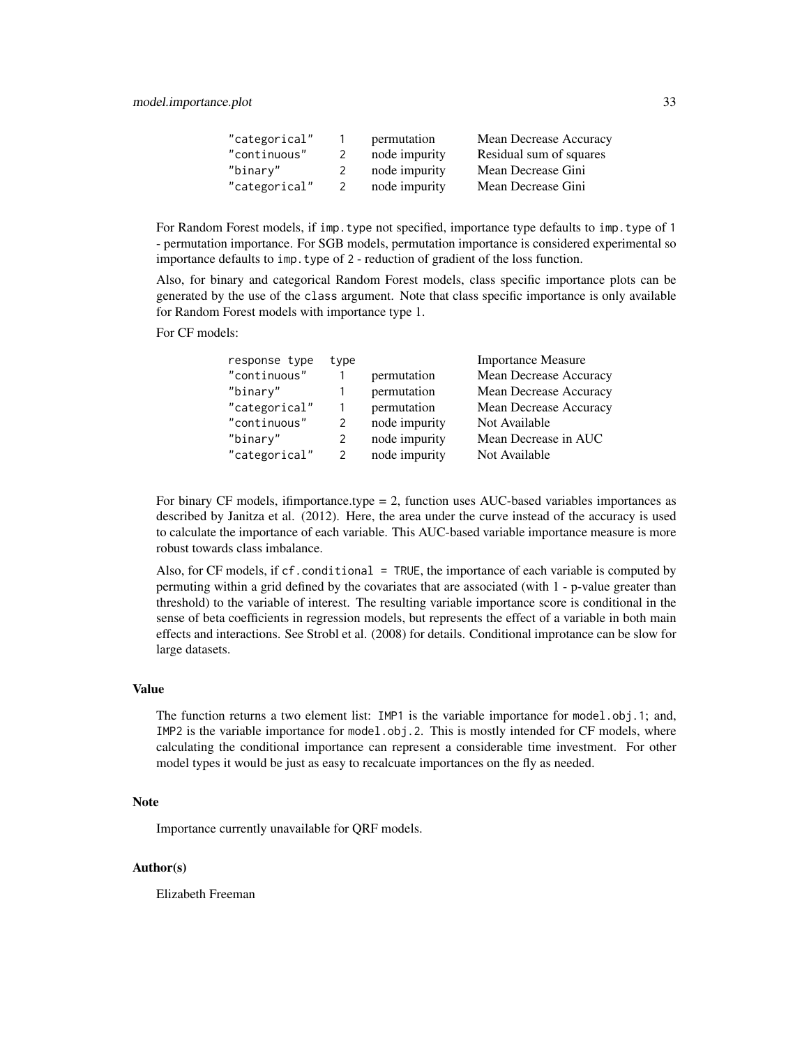| | | | |
|---|---|---|---|
| "categorical" | 1 | permutation | Mean Decrease Accuracy |
| "continuous" | 2 | node impurity | Residual sum of squares |
| "binary" | 2 | node impurity | Mean Decrease Gini |
| "categorical" | 2 | node impurity | Mean Decrease Gini |

For Random Forest models, if `imp.type` not specified, importance type defaults to `imp.type` of `1` - permutation importance. For SGB models, permutation importance is considered experimental so importance defaults to `imp.type` of `2` - reduction of gradient of the loss function.

Also, for binary and categorical Random Forest models, class specific importance plots can be generated by the use of the `class` argument. Note that class specific importance is only available for Random Forest models with importance type 1.

For CF models:

| response type | type | | Importance Measure |
|---|---|---|---|
| "continuous" | 1 | permutation | Mean Decrease Accuracy |
| "binary" | 1 | permutation | Mean Decrease Accuracy |
| "categorical" | 1 | permutation | Mean Decrease Accuracy |
| "continuous" | 2 | node impurity | Not Available |
| "binary" | 2 | node impurity | Mean Decrease in AUC |
| "categorical" | 2 | node impurity | Not Available |

For binary CF models, ifimportance.type = 2, function uses AUC-based variables importances as described by Janitza et al. (2012). Here, the area under the curve instead of the accuracy is used to calculate the importance of each variable. This AUC-based variable importance measure is more robust towards class imbalance.

Also, for CF models, if `cf.conditional = TRUE`, the importance of each variable is computed by permuting within a grid defined by the covariates that are associated (with 1 - p-value greater than threshold) to the variable of interest. The resulting variable importance score is conditional in the sense of beta coefficients in regression models, but represents the effect of a variable in both main effects and interactions. See Strobl et al. (2008) for details. Conditional improtance can be slow for large datasets.

### Value

The function returns a two element list: `IMP1` is the variable importance for `model.obj.1`; and, `IMP2` is the variable importance for `model.obj.2`. This is mostly intended for CF models, where calculating the conditional importance can represent a considerable time investment. For other model types it would be just as easy to recalcuate importances on the fly as needed.

### Note

Importance currently unavailable for QRF models.

### Author(s)

Elizabeth Freeman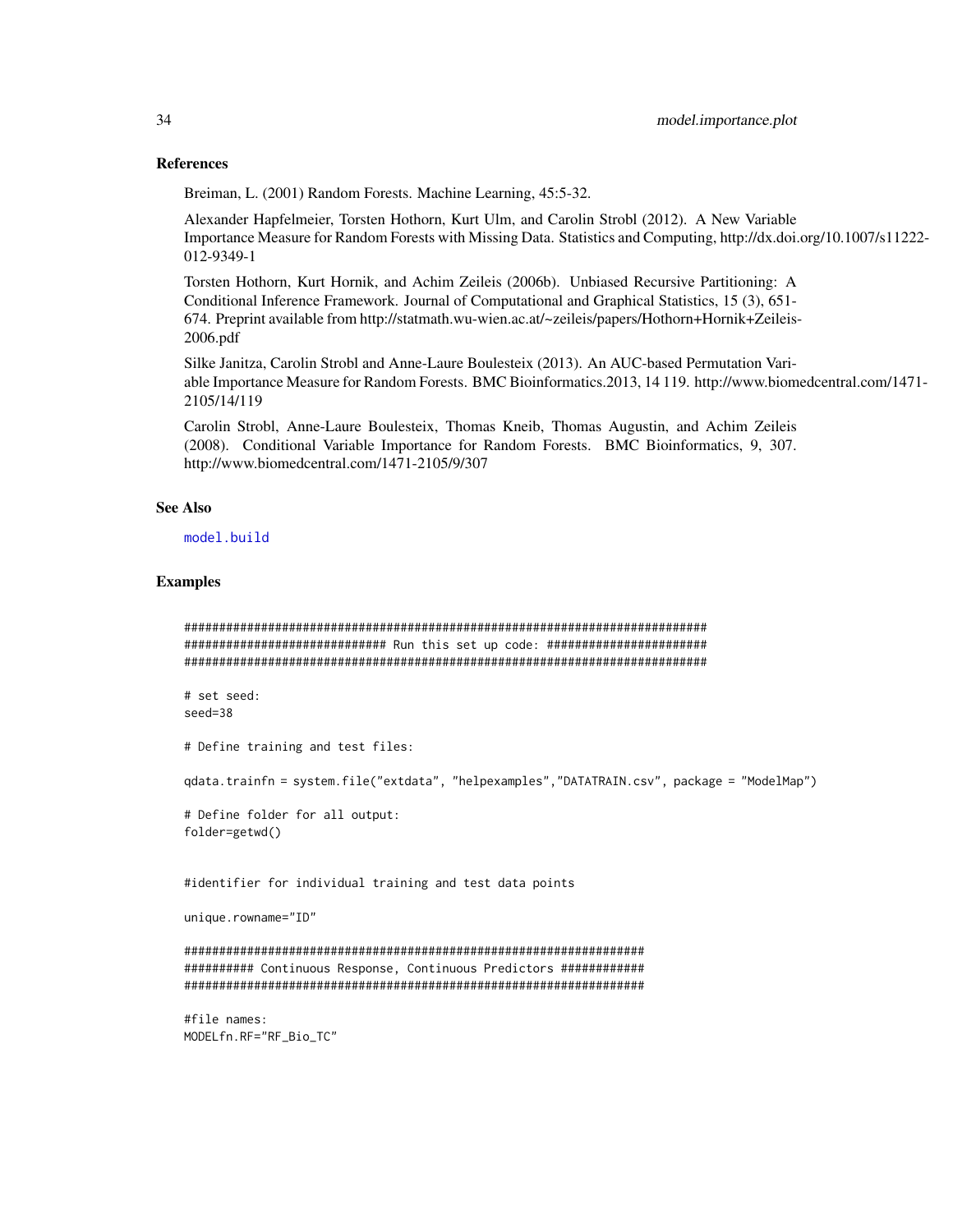## References

Breiman, L. (2001) Random Forests. Machine Learning, 45:5-32.

Alexander Hapfelmeier, Torsten Hothorn, Kurt Ulm, and Carolin Strobl (2012). A New Variable Importance Measure for Random Forests with Missing Data. Statistics and Computing, http://dx.doi.org/10.1007/s11222-012-9349-1

Torsten Hothorn, Kurt Hornik, and Achim Zeileis (2006b). Unbiased Recursive Partitioning: A Conditional Inference Framework. Journal of Computational and Graphical Statistics, 15 (3), 651-674. Preprint available from http://statmath.wu-wien.ac.at/~zeileis/papers/Hothorn+Hornik+Zeileis-2006.pdf

Silke Janitza, Carolin Strobl and Anne-Laure Boulesteix (2013). An AUC-based Permutation Variable Importance Measure for Random Forests. BMC Bioinformatics.2013, 14 119. http://www.biomedcentral.com/1471-2105/14/119

Carolin Strobl, Anne-Laure Boulesteix, Thomas Kneib, Thomas Augustin, and Achim Zeileis (2008). Conditional Variable Importance for Random Forests. BMC Bioinformatics, 9, 307. http://www.biomedcentral.com/1471-2105/9/307

## See Also

model.build

## Examples

```
###########################################################################
############################# Run this set up code: #######################
###########################################################################

# set seed:
seed=38

# Define training and test files:

qdata.trainfn = system.file("extdata", "helpexamples","DATATRAIN.csv", package = "ModelMap")

# Define folder for all output:
folder=getwd()


#identifier for individual training and test data points

unique.rowname="ID"

####################################################################
########## Continuous Response, Continuous Predictors ############
####################################################################

#file names:
MODELfn.RF="RF_Bio_TC"
```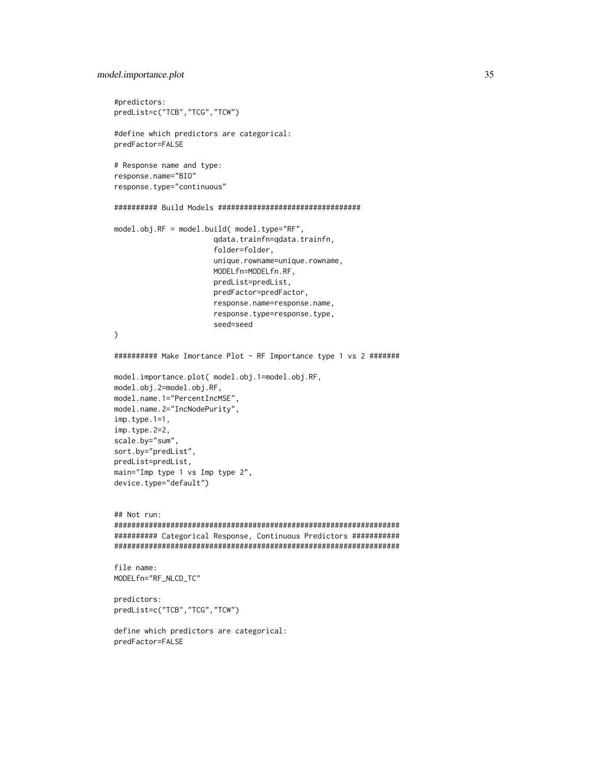```
#predictors:
predList=c("TCB","TCG","TCW")

#define which predictors are categorical:
predFactor=FALSE

# Response name and type:
response.name="BIO"
response.type="continuous"

########## Build Models ################################

model.obj.RF = model.build( model.type="RF",
                       qdata.trainfn=qdata.trainfn,
                       folder=folder,
                       unique.rowname=unique.rowname,
                       MODELfn=MODELfn.RF,
                       predList=predList,
                       predFactor=predFactor,
                       response.name=response.name,
                       response.type=response.type,
                       seed=seed
)

########## Make Imortance Plot - RF Importance type 1 vs 2 #######

model.importance.plot( model.obj.1=model.obj.RF,
model.obj.2=model.obj.RF,
model.name.1="PercentIncMSE",
model.name.2="IncNodePurity",
imp.type.1=1,
imp.type.2=2,
scale.by="sum",
sort.by="predList",
predList=predList,
main="Imp type 1 vs Imp type 2",
device.type="default")


## Not run:
#################################################################
########## Categorical Response, Continuous Predictors ###########
#################################################################

file name:
MODELfn="RF_NLCD_TC"

predictors:
predList=c("TCB","TCG","TCW")

define which predictors are categorical:
predFactor=FALSE
```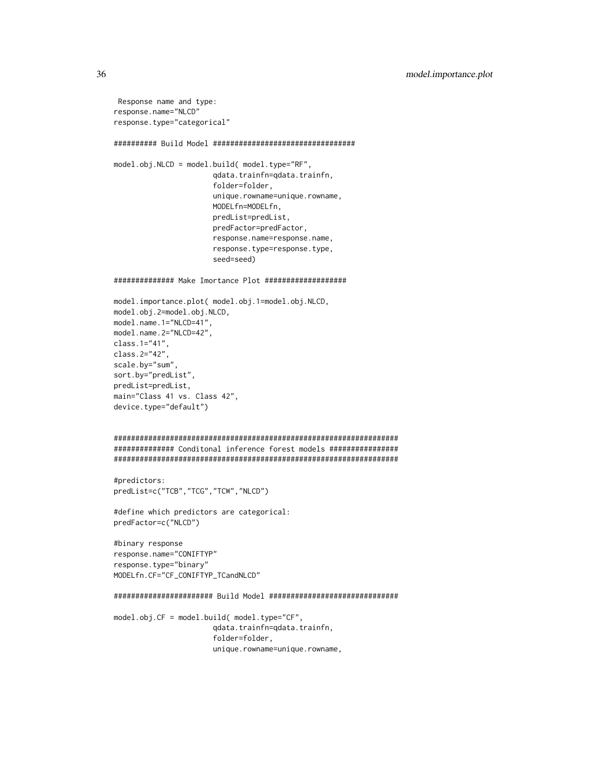```
 Response name and type:
response.name="NLCD"
response.type="categorical"

########## Build Model #################################

model.obj.NLCD = model.build( model.type="RF",
                       qdata.trainfn=qdata.trainfn,
                       folder=folder,
                       unique.rowname=unique.rowname,
                       MODELfn=MODELfn,
                       predList=predList,
                       predFactor=predFactor,
                       response.name=response.name,
                       response.type=response.type,
                       seed=seed)

############## Make Imortance Plot ###################

model.importance.plot( model.obj.1=model.obj.NLCD,
model.obj.2=model.obj.NLCD,
model.name.1="NLCD=41",
model.name.2="NLCD=42",
class.1="41",
class.2="42",
scale.by="sum",
sort.by="predList",
predList=predList,
main="Class 41 vs. Class 42",
device.type="default")


###################################################################
############## Conditonal inference forest models ################
###################################################################

#predictors:
predList=c("TCB","TCG","TCW","NLCD")

#define which predictors are categorical:
predFactor=c("NLCD")

#binary response
response.name="CONIFTYP"
response.type="binary"
MODELfn.CF="CF_CONIFTYP_TCandNLCD"

###################### Build Model ##############################

model.obj.CF = model.build( model.type="CF",
                       qdata.trainfn=qdata.trainfn,
                       folder=folder,
                       unique.rowname=unique.rowname,
```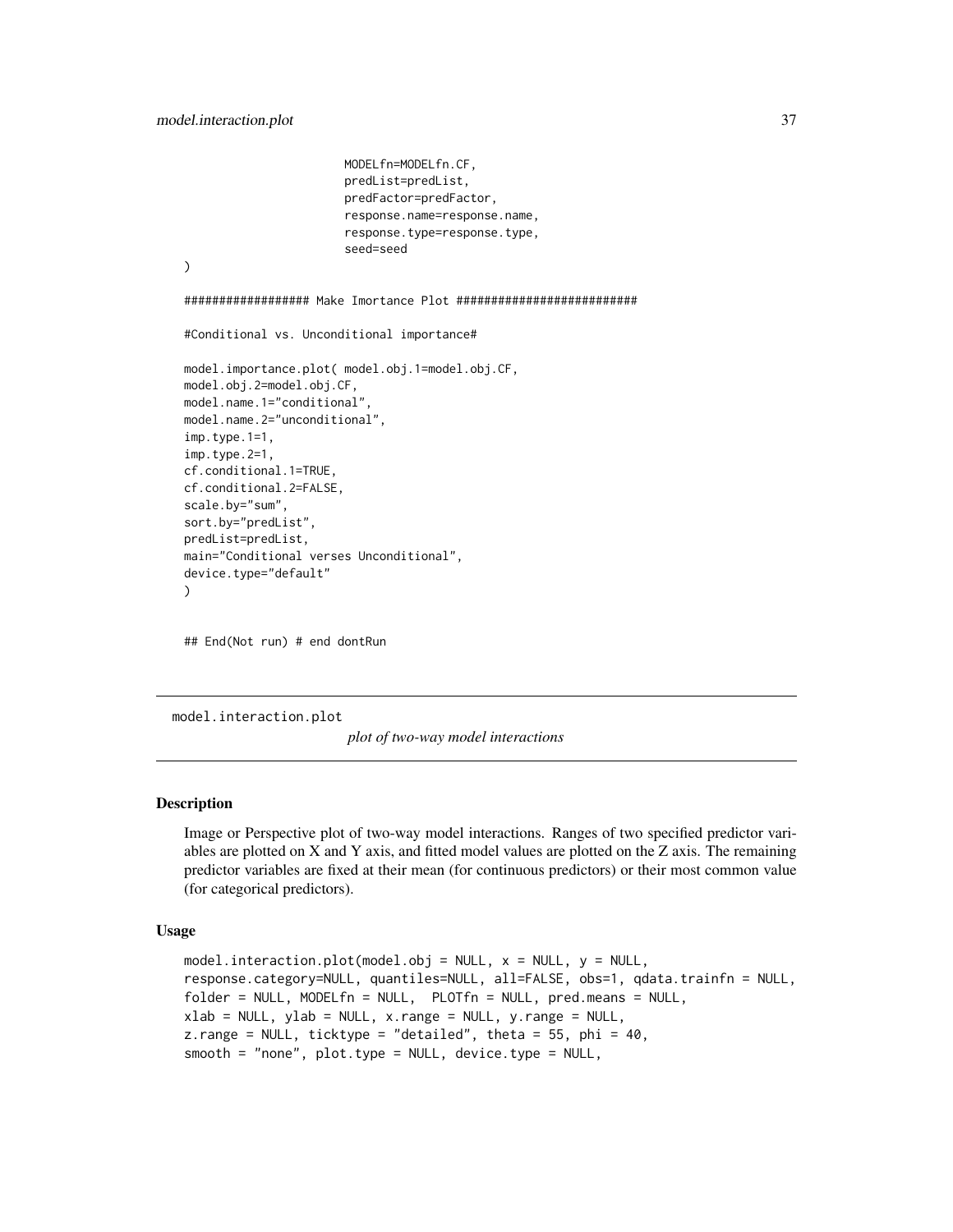```
                        MODELfn=MODELfn.CF,
                        predList=predList,
                        predFactor=predFactor,
                        response.name=response.name,
                        response.type=response.type,
                        seed=seed
)

################## Make Imortance Plot ##########################

#Conditional vs. Unconditional importance#

model.importance.plot( model.obj.1=model.obj.CF,
model.obj.2=model.obj.CF,
model.name.1="conditional",
model.name.2="unconditional",
imp.type.1=1,
imp.type.2=1,
cf.conditional.1=TRUE,
cf.conditional.2=FALSE,
scale.by="sum",
sort.by="predList",
predList=predList,
main="Conditional verses Unconditional",
device.type="default"
)


## End(Not run) # end dontRun
```

---

model.interaction.plot        *plot of two-way model interactions*

---

### Description

Image or Perspective plot of two-way model interactions. Ranges of two specified predictor variables are plotted on X and Y axis, and fitted model values are plotted on the Z axis. The remaining predictor variables are fixed at their mean (for continuous predictors) or their most common value (for categorical predictors).

### Usage

```
model.interaction.plot(model.obj = NULL, x = NULL, y = NULL,
response.category=NULL, quantiles=NULL, all=FALSE, obs=1, qdata.trainfn = NULL,
folder = NULL, MODELfn = NULL,  PLOTfn = NULL, pred.means = NULL,
xlab = NULL, ylab = NULL, x.range = NULL, y.range = NULL,
z.range = NULL, ticktype = "detailed", theta = 55, phi = 40,
smooth = "none", plot.type = NULL, device.type = NULL,
```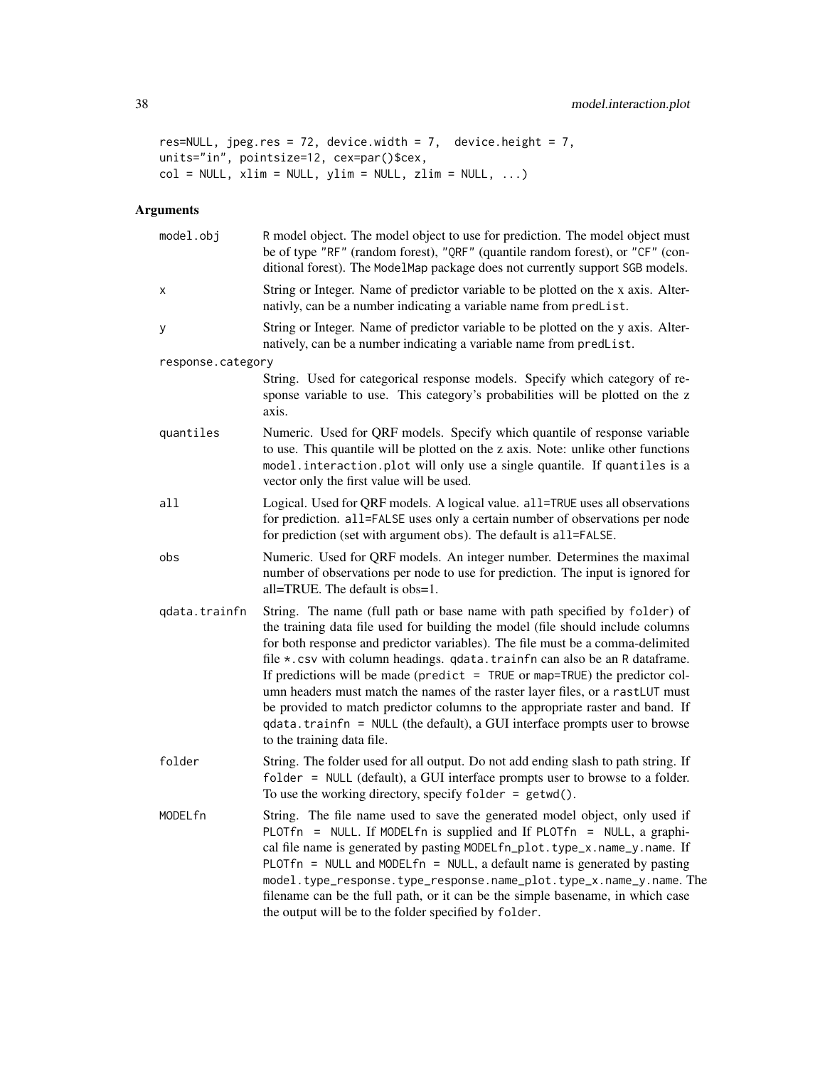```
res=NULL, jpeg.res = 72, device.width = 7,  device.height = 7,
units="in", pointsize=12, cex=par()$cex,
col = NULL, xlim = NULL, ylim = NULL, zlim = NULL, ...)
```

## Arguments

**model.obj**
R model object. The model object to use for prediction. The model object must be of type "RF" (random forest), "QRF" (quantile random forest), or "CF" (conditional forest). The ModelMap package does not currently support SGB models.

**x**
String or Integer. Name of predictor variable to be plotted on the x axis. Alternativly, can be a number indicating a variable name from predList.

**y**
String or Integer. Name of predictor variable to be plotted on the y axis. Alternatively, can be a number indicating a variable name from predList.

**response.category**
String. Used for categorical response models. Specify which category of response variable to use. This category's probabilities will be plotted on the z axis.

**quantiles**
Numeric. Used for QRF models. Specify which quantile of response variable to use. This quantile will be plotted on the z axis. Note: unlike other functions model.interaction.plot will only use a single quantile. If quantiles is a vector only the first value will be used.

**all**
Logical. Used for QRF models. A logical value. all=TRUE uses all observations for prediction. all=FALSE uses only a certain number of observations per node for prediction (set with argument obs). The default is all=FALSE.

**obs**
Numeric. Used for QRF models. An integer number. Determines the maximal number of observations per node to use for prediction. The input is ignored for all=TRUE. The default is obs=1.

**qdata.trainfn**
String. The name (full path or base name with path specified by folder) of the training data file used for building the model (file should include columns for both response and predictor variables). The file must be a comma-delimited file *.csv with column headings. qdata.trainfn can also be an R dataframe. If predictions will be made (predict = TRUE or map=TRUE) the predictor column headers must match the names of the raster layer files, or a rastLUT must be provided to match predictor columns to the appropriate raster and band. If qdata.trainfn = NULL (the default), a GUI interface prompts user to browse to the training data file.

**folder**
String. The folder used for all output. Do not add ending slash to path string. If folder = NULL (default), a GUI interface prompts user to browse to a folder. To use the working directory, specify folder = getwd().

**MODELfn**
String. The file name used to save the generated model object, only used if PLOTfn = NULL. If MODELfn is supplied and If PLOTfn = NULL, a graphical file name is generated by pasting MODELfn_plot.type_x.name_y.name. If PLOTfn = NULL and MODELfn = NULL, a default name is generated by pasting model.type_response.type_response.name_plot.type_x.name_y.name. The filename can be the full path, or it can be the simple basename, in which case the output will be to the folder specified by folder.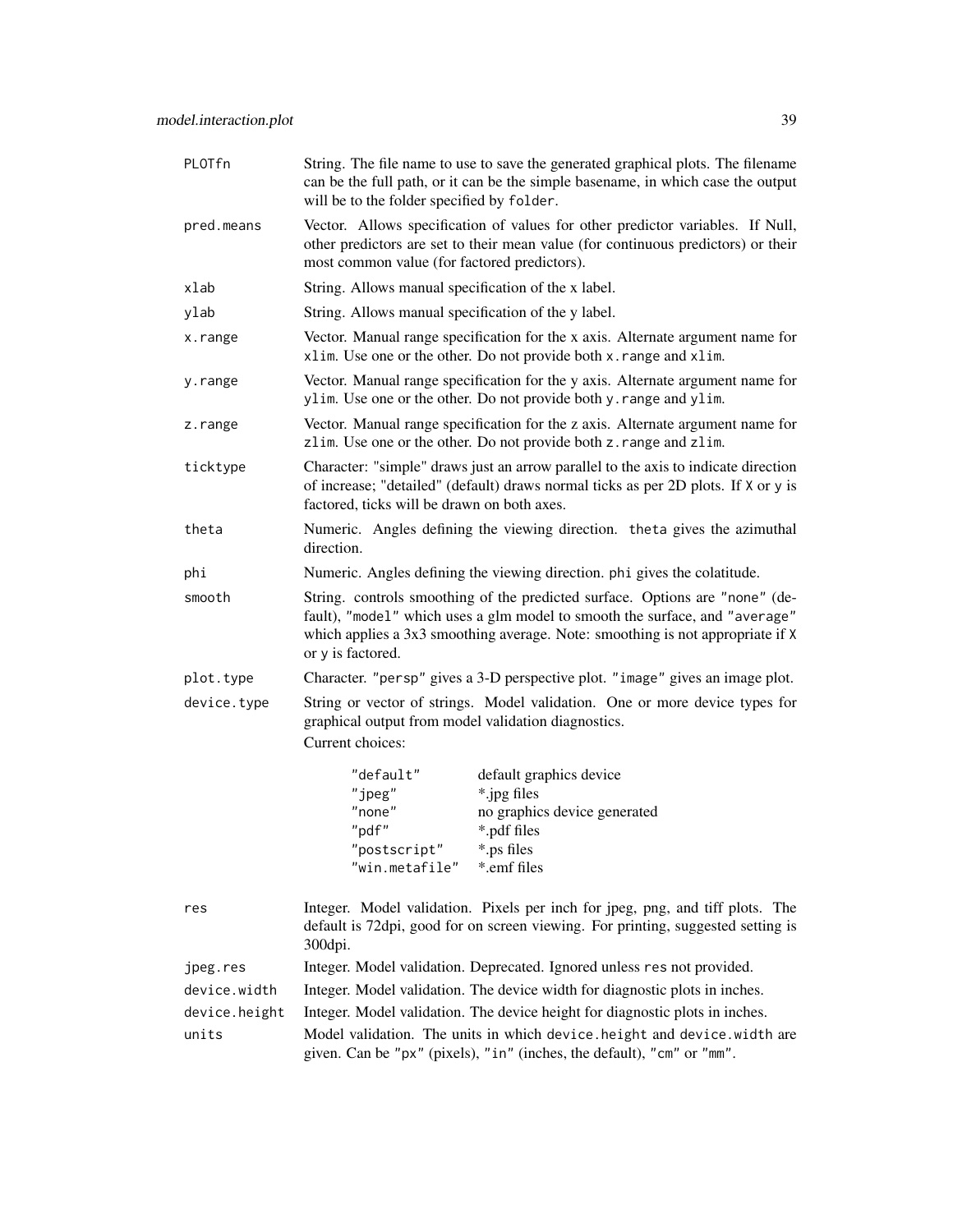| | |
|---|---|
| `PLOTfn` | String. The file name to use to save the generated graphical plots. The filename can be the full path, or it can be the simple basename, in which case the output will be to the folder specified by `folder`. |
| `pred.means` | Vector. Allows specification of values for other predictor variables. If Null, other predictors are set to their mean value (for continuous predictors) or their most common value (for factored predictors). |
| `xlab` | String. Allows manual specification of the x label. |
| `ylab` | String. Allows manual specification of the y label. |
| `x.range` | Vector. Manual range specification for the x axis. Alternate argument name for `xlim`. Use one or the other. Do not provide both `x.range` and `xlim`. |
| `y.range` | Vector. Manual range specification for the y axis. Alternate argument name for `ylim`. Use one or the other. Do not provide both `y.range` and `ylim`. |
| `z.range` | Vector. Manual range specification for the z axis. Alternate argument name for `zlim`. Use one or the other. Do not provide both `z.range` and `zlim`. |
| `ticktype` | Character: "simple" draws just an arrow parallel to the axis to indicate direction of increase; "detailed" (default) draws normal ticks as per 2D plots. If `X` or `y` is factored, ticks will be drawn on both axes. |
| `theta` | Numeric. Angles defining the viewing direction. `theta` gives the azimuthal direction. |
| `phi` | Numeric. Angles defining the viewing direction. `phi` gives the colatitude. |
| `smooth` | String. controls smoothing of the predicted surface. Options are `"none"` (default), `"model"` which uses a glm model to smooth the surface, and `"average"` which applies a 3x3 smoothing average. Note: smoothing is not appropriate if `X` or `y` is factored. |
| `plot.type` | Character. `"persp"` gives a 3-D perspective plot. `"image"` gives an image plot. |
| `device.type` | String or vector of strings. Model validation. One or more device types for graphical output from model validation diagnostics.<br>Current choices:<br>`"default"` — default graphics device<br>`"jpeg"` — *.jpg files<br>`"none"` — no graphics device generated<br>`"pdf"` — *.pdf files<br>`"postscript"` — *.ps files<br>`"win.metafile"` — *.emf files |
| `res` | Integer. Model validation. Pixels per inch for jpeg, png, and tiff plots. The default is 72dpi, good for on screen viewing. For printing, suggested setting is 300dpi. |
| `jpeg.res` | Integer. Model validation. Deprecated. Ignored unless `res` not provided. |
| `device.width` | Integer. Model validation. The device width for diagnostic plots in inches. |
| `device.height` | Integer. Model validation. The device height for diagnostic plots in inches. |
| `units` | Model validation. The units in which `device.height` and `device.width` are given. Can be `"px"` (pixels), `"in"` (inches, the default), `"cm"` or `"mm"`. |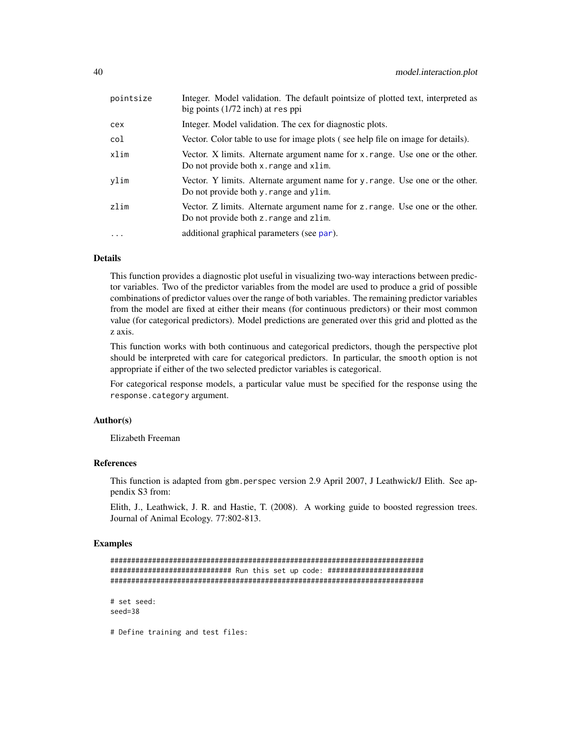| | |
|---|---|
| pointsize | Integer. Model validation. The default pointsize of plotted text, interpreted as big points (1/72 inch) at res ppi |
| cex | Integer. Model validation. The cex for diagnostic plots. |
| col | Vector. Color table to use for image plots ( see help file on image for details). |
| xlim | Vector. X limits. Alternate argument name for x.range. Use one or the other. Do not provide both x.range and xlim. |
| ylim | Vector. Y limits. Alternate argument name for y.range. Use one or the other. Do not provide both y.range and ylim. |
| zlim | Vector. Z limits. Alternate argument name for z.range. Use one or the other. Do not provide both z.range and zlim. |
| ... | additional graphical parameters (see par). |

### Details

This function provides a diagnostic plot useful in visualizing two-way interactions between predictor variables. Two of the predictor variables from the model are used to produce a grid of possible combinations of predictor values over the range of both variables. The remaining predictor variables from the model are fixed at either their means (for continuous predictors) or their most common value (for categorical predictors). Model predictions are generated over this grid and plotted as the z axis.

This function works with both continuous and categorical predictors, though the perspective plot should be interpreted with care for categorical predictors. In particular, the smooth option is not appropriate if either of the two selected predictor variables is categorical.

For categorical response models, a particular value must be specified for the response using the response.category argument.

### Author(s)

Elizabeth Freeman

### References

This function is adapted from gbm.perspec version 2.9 April 2007, J Leathwick/J Elith. See appendix S3 from:

Elith, J., Leathwick, J. R. and Hastie, T. (2008). A working guide to boosted regression trees. Journal of Animal Ecology. 77:802-813.

### Examples

```
###########################################################################
############################# Run this set up code: #######################
###########################################################################

# set seed:
seed=38

# Define training and test files:
```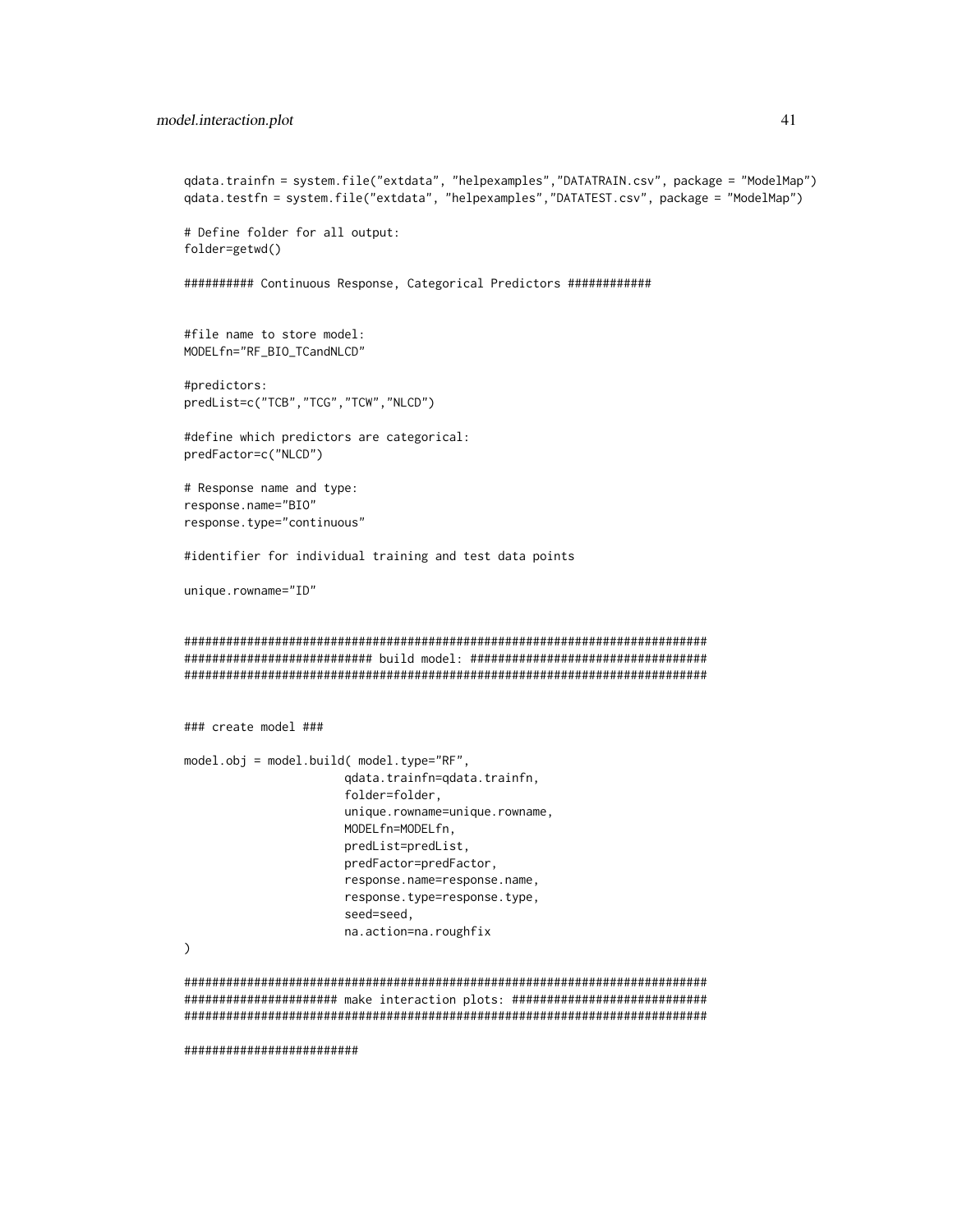```
qdata.trainfn = system.file("extdata", "helpexamples","DATATRAIN.csv", package = "ModelMap")
qdata.testfn = system.file("extdata", "helpexamples","DATATEST.csv", package = "ModelMap")

# Define folder for all output:
folder=getwd()

########## Continuous Response, Categorical Predictors ############


#file name to store model:
MODELfn="RF_BIO_TCandNLCD"

#predictors:
predList=c("TCB","TCG","TCW","NLCD")

#define which predictors are categorical:
predFactor=c("NLCD")

# Response name and type:
response.name="BIO"
response.type="continuous"

#identifier for individual training and test data points

unique.rowname="ID"


##############################################################################
########################### build model: ###################################
##############################################################################


### create model ###

model.obj = model.build( model.type="RF",
                        qdata.trainfn=qdata.trainfn,
                        folder=folder,
                        unique.rowname=unique.rowname,
                        MODELfn=MODELfn,
                        predList=predList,
                        predFactor=predFactor,
                        response.name=response.name,
                        response.type=response.type,
                        seed=seed,
                        na.action=na.roughfix
)

##############################################################################
##################### make interaction plots: ############################
##############################################################################

#########################
```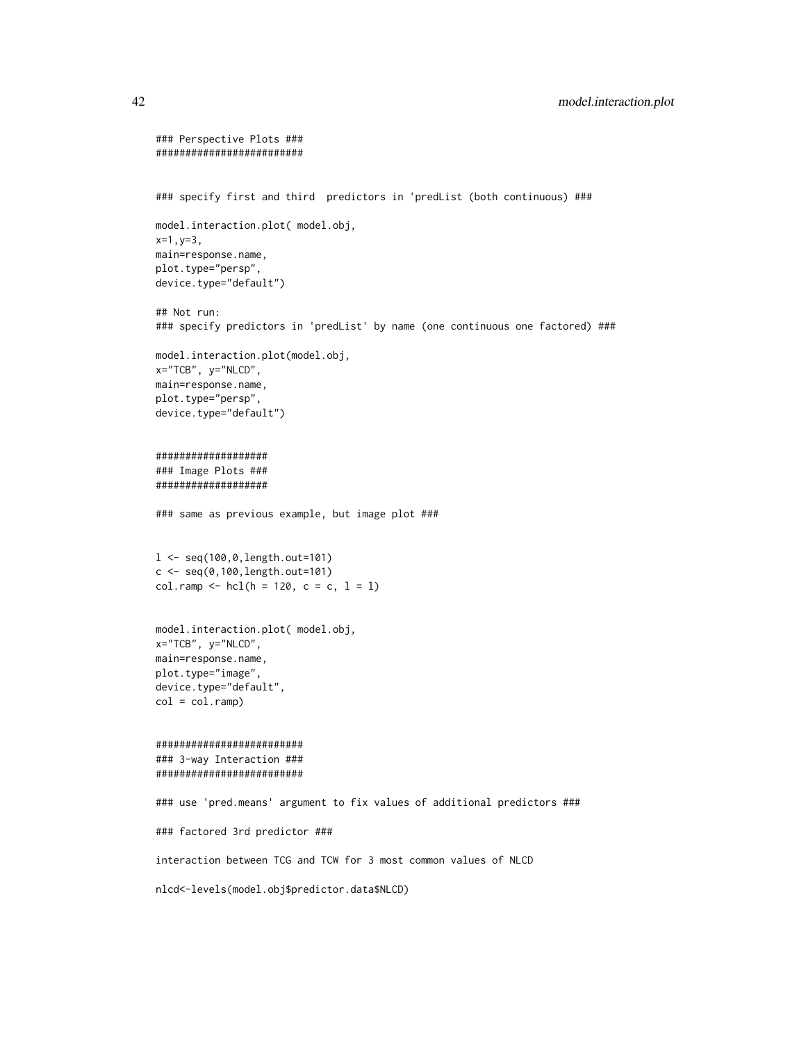```
### Perspective Plots ###
#########################


### specify first and third  predictors in 'predList (both continuous) ###

model.interaction.plot( model.obj,
x=1,y=3,
main=response.name,
plot.type="persp",
device.type="default")

## Not run:
### specify predictors in 'predList' by name (one continuous one factored) ###

model.interaction.plot(model.obj,
x="TCB", y="NLCD",
main=response.name,
plot.type="persp",
device.type="default")


###################
### Image Plots ###
###################

### same as previous example, but image plot ###


l <- seq(100,0,length.out=101)
c <- seq(0,100,length.out=101)
col.ramp <- hcl(h = 120, c = c, l = l)


model.interaction.plot( model.obj,
x="TCB", y="NLCD",
main=response.name,
plot.type="image",
device.type="default",
col = col.ramp)


#########################
### 3-way Interaction ###
#########################

### use 'pred.means' argument to fix values of additional predictors ###

### factored 3rd predictor ###

interaction between TCG and TCW for 3 most common values of NLCD

nlcd<-levels(model.obj$predictor.data$NLCD)
```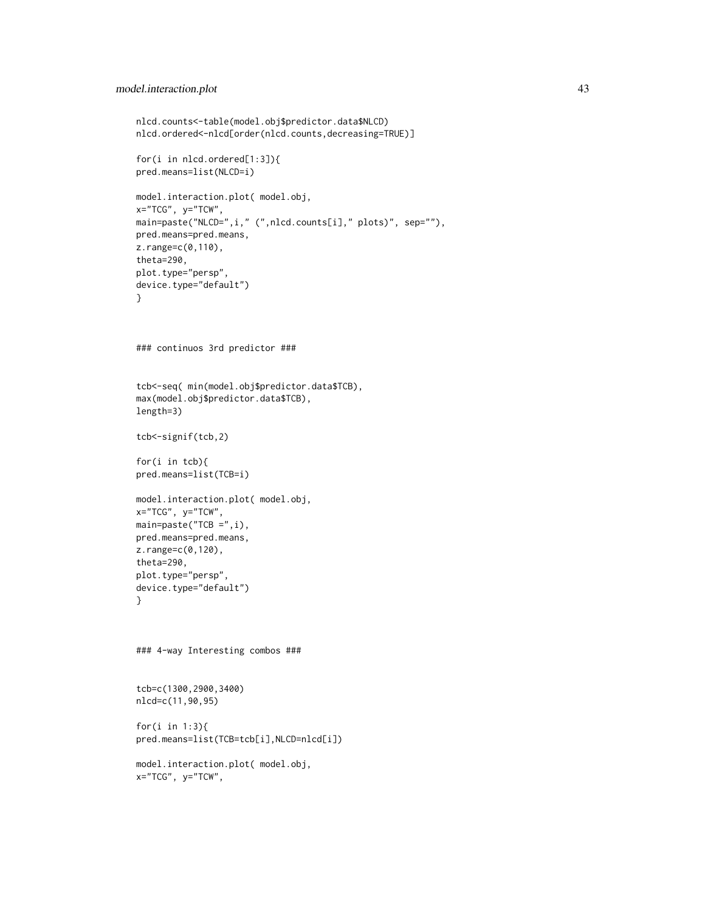```
nlcd.counts<-table(model.obj$predictor.data$NLCD)
nlcd.ordered<-nlcd[order(nlcd.counts,decreasing=TRUE)]

for(i in nlcd.ordered[1:3]){
pred.means=list(NLCD=i)

model.interaction.plot( model.obj,
x="TCG", y="TCW",
main=paste("NLCD=",i," (",nlcd.counts[i]," plots)", sep=""),
pred.means=pred.means,
z.range=c(0,110),
theta=290,
plot.type="persp",
device.type="default")
}



### continuos 3rd predictor ###


tcb<-seq( min(model.obj$predictor.data$TCB),
max(model.obj$predictor.data$TCB),
length=3)

tcb<-signif(tcb,2)

for(i in tcb){
pred.means=list(TCB=i)

model.interaction.plot( model.obj,
x="TCG", y="TCW",
main=paste("TCB =",i),
pred.means=pred.means,
z.range=c(0,120),
theta=290,
plot.type="persp",
device.type="default")
}



### 4-way Interesting combos ###


tcb=c(1300,2900,3400)
nlcd=c(11,90,95)

for(i in 1:3){
pred.means=list(TCB=tcb[i],NLCD=nlcd[i])

model.interaction.plot( model.obj,
x="TCG", y="TCW",
```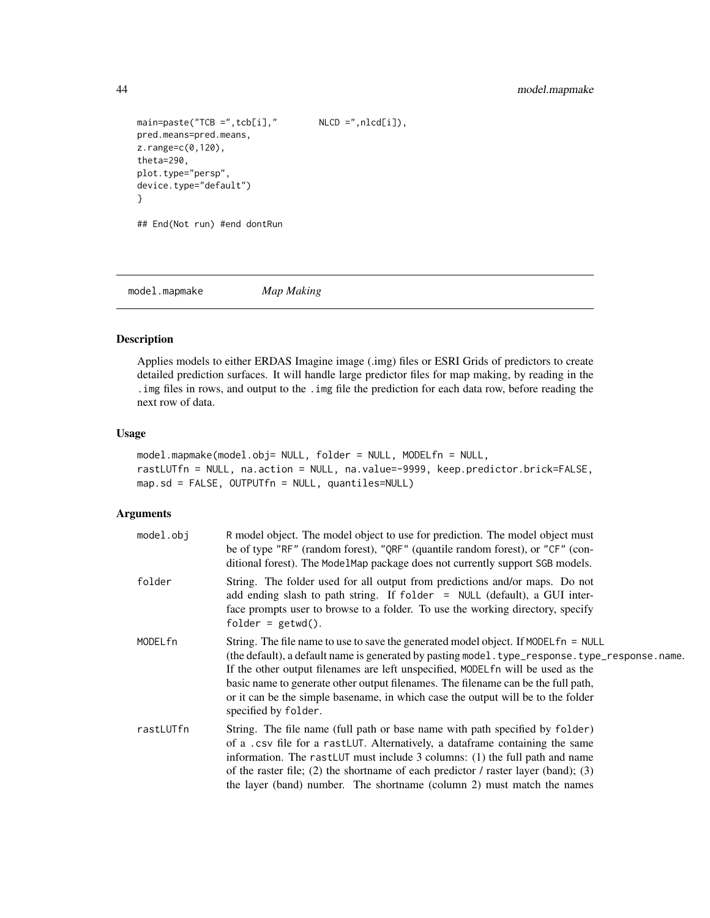```
main=paste("TCB =",tcb[i],"        NLCD =",nlcd[i]),
pred.means=pred.means,
z.range=c(0,120),
theta=290,
plot.type="persp",
device.type="default")
}

## End(Not run) #end dontRun
```

## model.mapmake *Map Making*

### Description

Applies models to either ERDAS Imagine image (.img) files or ESRI Grids of predictors to create detailed prediction surfaces. It will handle large predictor files for map making, by reading in the .img files in rows, and output to the .img file the prediction for each data row, before reading the next row of data.

### Usage

```
model.mapmake(model.obj= NULL, folder = NULL, MODELfn = NULL,
rastLUTfn = NULL, na.action = NULL, na.value=-9999, keep.predictor.brick=FALSE,
map.sd = FALSE, OUTPUTfn = NULL, quantiles=NULL)
```

### Arguments

- `model.obj` R model object. The model object to use for prediction. The model object must be of type "RF" (random forest), "QRF" (quantile random forest), or "CF" (conditional forest). The ModelMap package does not currently support SGB models.
- `folder` String. The folder used for all output from predictions and/or maps. Do not add ending slash to path string. If `folder = NULL` (default), a GUI interface prompts user to browse to a folder. To use the working directory, specify `folder = getwd()`.
- `MODELfn` String. The file name to use to save the generated model object. If `MODELfn = NULL` (the default), a default name is generated by pasting `model.type_response.type_response.name`. If the other output filenames are left unspecified, MODELfn will be used as the basic name to generate other output filenames. The filename can be the full path, or it can be the simple basename, in which case the output will be to the folder specified by `folder`.
- `rastLUTfn` String. The file name (full path or base name with path specified by `folder`) of a .csv file for a rastLUT. Alternatively, a dataframe containing the same information. The rastLUT must include 3 columns: (1) the full path and name of the raster file; (2) the shortname of each predictor / raster layer (band); (3) the layer (band) number. The shortname (column 2) must match the names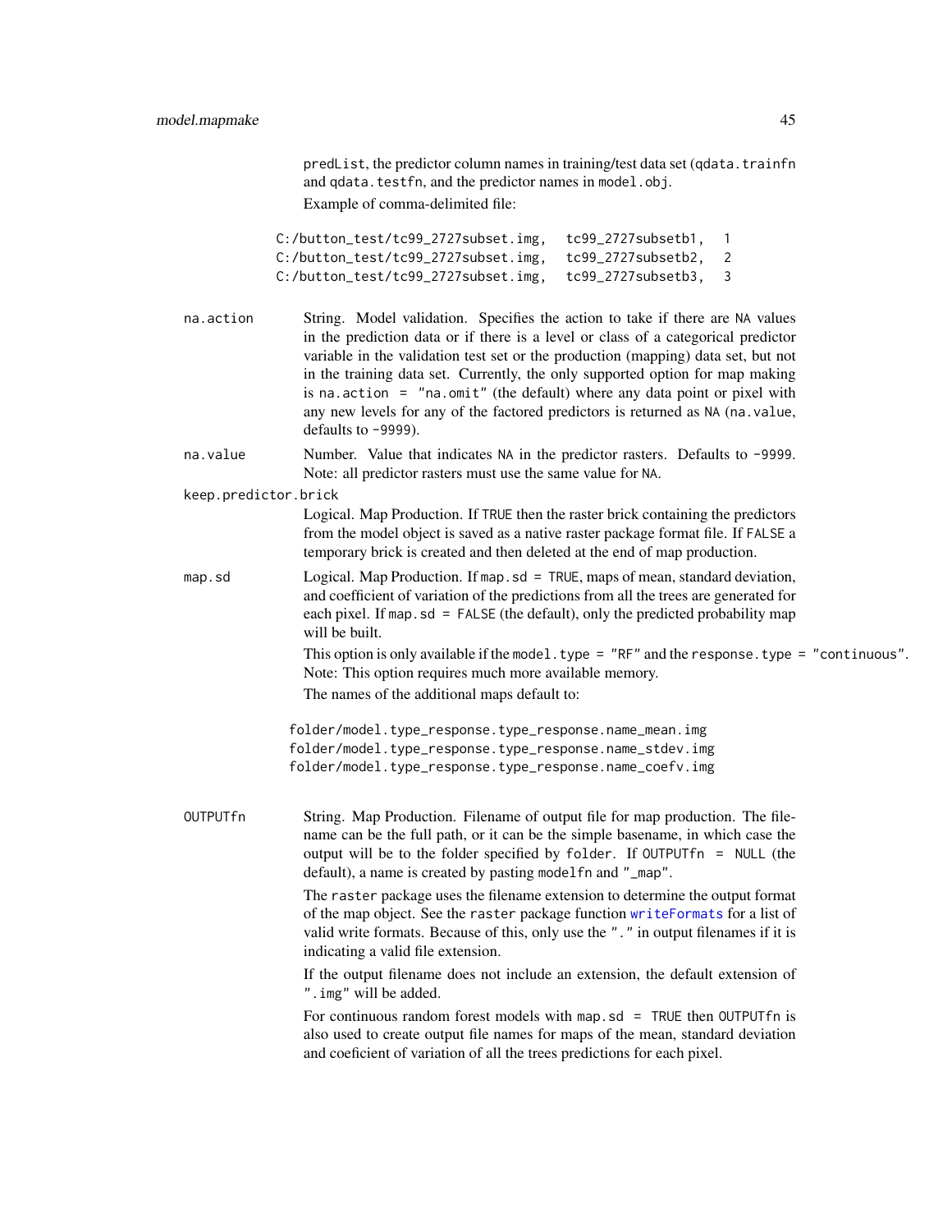predList, the predictor column names in training/test data set (qdata.trainfn and qdata.testfn, and the predictor names in model.obj.

Example of comma-delimited file:

```
C:/button_test/tc99_2727subset.img,   tc99_2727subsetb1,   1
C:/button_test/tc99_2727subset.img,   tc99_2727subsetb2,   2
C:/button_test/tc99_2727subset.img,   tc99_2727subsetb3,   3
```

**na.action**
String. Model validation. Specifies the action to take if there are NA values in the prediction data or if there is a level or class of a categorical predictor variable in the validation test set or the production (mapping) data set, but not in the training data set. Currently, the only supported option for map making is na.action = "na.omit" (the default) where any data point or pixel with any new levels for any of the factored predictors is returned as NA (na.value, defaults to -9999).

**na.value**
Number. Value that indicates NA in the predictor rasters. Defaults to -9999. Note: all predictor rasters must use the same value for NA.

**keep.predictor.brick**
Logical. Map Production. If TRUE then the raster brick containing the predictors from the model object is saved as a native raster package format file. If FALSE a temporary brick is created and then deleted at the end of map production.

**map.sd**
Logical. Map Production. If map.sd = TRUE, maps of mean, standard deviation, and coefficient of variation of the predictions from all the trees are generated for each pixel. If map.sd = FALSE (the default), only the predicted probability map will be built.

This option is only available if the model.type = "RF" and the response.type = "continuous". Note: This option requires much more available memory.

The names of the additional maps default to:

```
folder/model.type_response.type_response.name_mean.img
folder/model.type_response.type_response.name_stdev.img
folder/model.type_response.type_response.name_coefv.img
```

**OUTPUTfn**
String. Map Production. Filename of output file for map production. The filename can be the full path, or it can be the simple basename, in which case the output will be to the folder specified by folder. If OUTPUTfn = NULL (the default), a name is created by pasting modelfn and "_map".

The raster package uses the filename extension to determine the output format of the map object. See the raster package function writeFormats for a list of valid write formats. Because of this, only use the "." in output filenames if it is indicating a valid file extension.

If the output filename does not include an extension, the default extension of ".img" will be added.

For continuous random forest models with map.sd = TRUE then OUTPUTfn is also used to create output file names for maps of the mean, standard deviation and coeficient of variation of all the trees predictions for each pixel.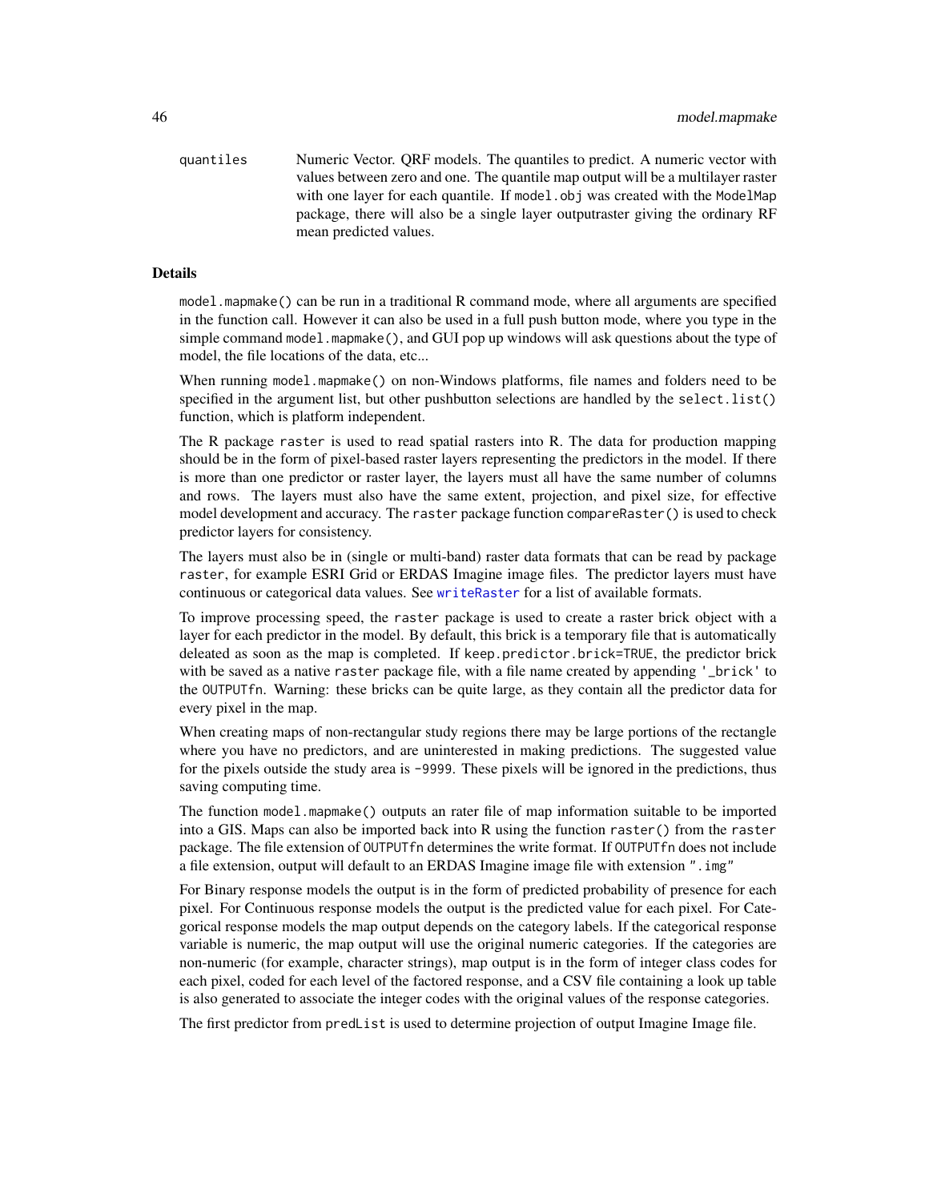quantiles Numeric Vector. QRF models. The quantiles to predict. A numeric vector with values between zero and one. The quantile map output will be a multilayer raster with one layer for each quantile. If `model.obj` was created with the `ModelMap` package, there will also be a single layer outputraster giving the ordinary RF mean predicted values.

## Details

`model.mapmake()` can be run in a traditional R command mode, where all arguments are specified in the function call. However it can also be used in a full push button mode, where you type in the simple command `model.mapmake()`, and GUI pop up windows will ask questions about the type of model, the file locations of the data, etc...

When running `model.mapmake()` on non-Windows platforms, file names and folders need to be specified in the argument list, but other pushbutton selections are handled by the `select.list()` function, which is platform independent.

The R package `raster` is used to read spatial rasters into R. The data for production mapping should be in the form of pixel-based raster layers representing the predictors in the model. If there is more than one predictor or raster layer, the layers must all have the same number of columns and rows. The layers must also have the same extent, projection, and pixel size, for effective model development and accuracy. The `raster` package function `compareRaster()` is used to check predictor layers for consistency.

The layers must also be in (single or multi-band) raster data formats that can be read by package `raster`, for example ESRI Grid or ERDAS Imagine image files. The predictor layers must have continuous or categorical data values. See `writeRaster` for a list of available formats.

To improve processing speed, the `raster` package is used to create a raster brick object with a layer for each predictor in the model. By default, this brick is a temporary file that is automatically deleated as soon as the map is completed. If `keep.predictor.brick=TRUE`, the predictor brick with be saved as a native `raster` package file, with a file name created by appending `'_brick'` to the `OUTPUTfn`. Warning: these bricks can be quite large, as they contain all the predictor data for every pixel in the map.

When creating maps of non-rectangular study regions there may be large portions of the rectangle where you have no predictors, and are uninterested in making predictions. The suggested value for the pixels outside the study area is `-9999`. These pixels will be ignored in the predictions, thus saving computing time.

The function `model.mapmake()` outputs an rater file of map information suitable to be imported into a GIS. Maps can also be imported back into R using the function `raster()` from the `raster` package. The file extension of `OUTPUTfn` determines the write format. If `OUTPUTfn` does not include a file extension, output will default to an ERDAS Imagine image file with extension `".img"`

For Binary response models the output is in the form of predicted probability of presence for each pixel. For Continuous response models the output is the predicted value for each pixel. For Categorical response models the map output depends on the category labels. If the categorical response variable is numeric, the map output will use the original numeric categories. If the categories are non-numeric (for example, character strings), map output is in the form of integer class codes for each pixel, coded for each level of the factored response, and a CSV file containing a look up table is also generated to associate the integer codes with the original values of the response categories.

The first predictor from `predList` is used to determine projection of output Imagine Image file.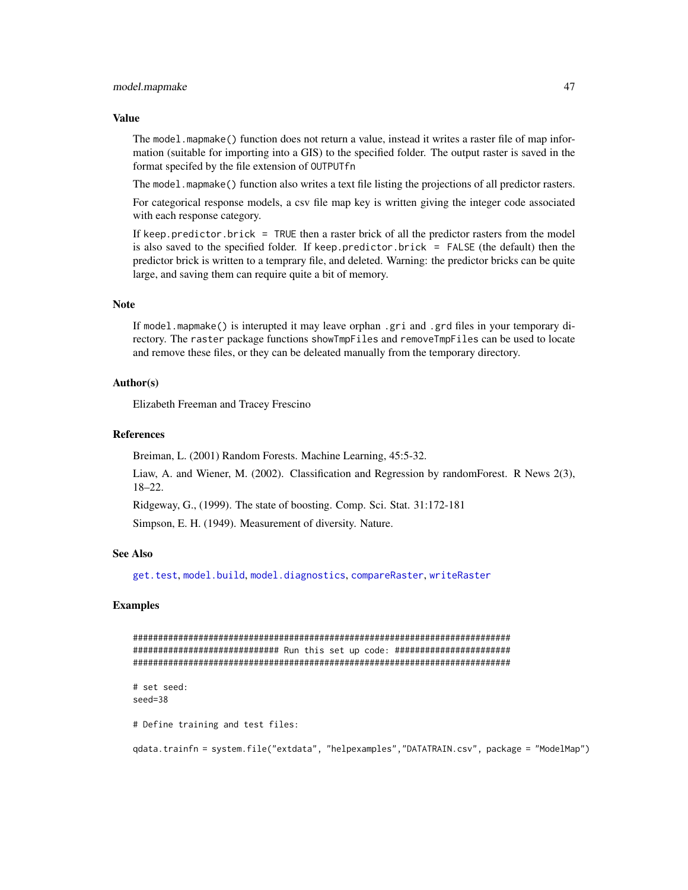## Value

The `model.mapmake()` function does not return a value, instead it writes a raster file of map information (suitable for importing into a GIS) to the specified folder. The output raster is saved in the format specifed by the file extension of `OUTPUTfn`

The `model.mapmake()` function also writes a text file listing the projections of all predictor rasters.

For categorical response models, a csv file map key is written giving the integer code associated with each response category.

If `keep.predictor.brick = TRUE` then a raster brick of all the predictor rasters from the model is also saved to the specified folder. If `keep.predictor.brick = FALSE` (the default) then the predictor brick is written to a temprary file, and deleted. Warning: the predictor bricks can be quite large, and saving them can require quite a bit of memory.

## Note

If `model.mapmake()` is interupted it may leave orphan `.gri` and `.grd` files in your temporary directory. The `raster` package functions `showTmpFiles` and `removeTmpFiles` can be used to locate and remove these files, or they can be deleated manually from the temporary directory.

## Author(s)

Elizabeth Freeman and Tracey Frescino

## References

Breiman, L. (2001) Random Forests. Machine Learning, 45:5-32.

Liaw, A. and Wiener, M. (2002). Classification and Regression by randomForest. R News 2(3), 18–22.

Ridgeway, G., (1999). The state of boosting. Comp. Sci. Stat. 31:172-181

Simpson, E. H. (1949). Measurement of diversity. Nature.

## See Also

`get.test`, `model.build`, `model.diagnostics`, `compareRaster`, `writeRaster`

## Examples

```
###########################################################################
############################# Run this set up code: #######################
###########################################################################

# set seed:
seed=38

# Define training and test files:

qdata.trainfn = system.file("extdata", "helpexamples","DATATRAIN.csv", package = "ModelMap")
```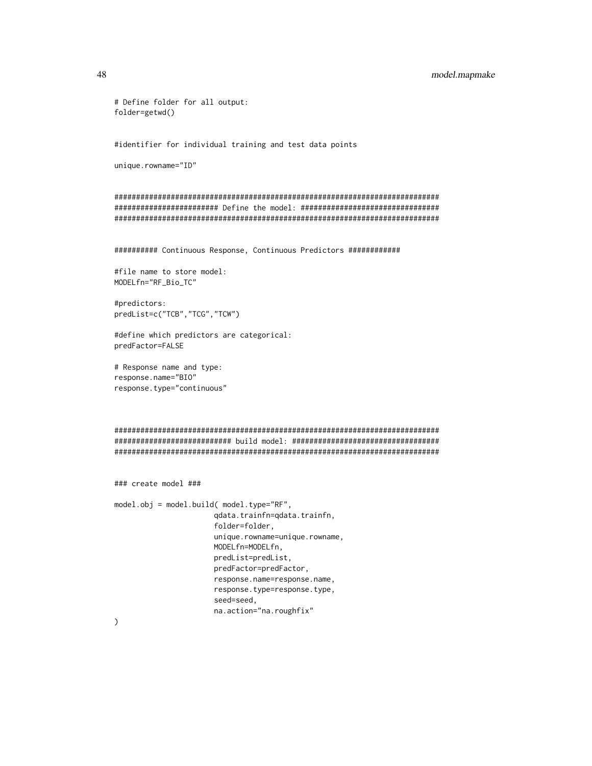```
# Define folder for all output:
folder=getwd()


#identifier for individual training and test data points

unique.rowname="ID"


###########################################################################
######################## Define the model: ################################
###########################################################################


########## Continuous Response, Continuous Predictors ############

#file name to store model:
MODELfn="RF_Bio_TC"

#predictors:
predList=c("TCB","TCG","TCW")

#define which predictors are categorical:
predFactor=FALSE

# Response name and type:
response.name="BIO"
response.type="continuous"



###########################################################################
########################### build model: ##################################
###########################################################################


### create model ###

model.obj = model.build( model.type="RF",
                       qdata.trainfn=qdata.trainfn,
                       folder=folder,
                       unique.rowname=unique.rowname,
                       MODELfn=MODELfn,
                       predList=predList,
                       predFactor=predFactor,
                       response.name=response.name,
                       response.type=response.type,
                       seed=seed,
                       na.action="na.roughfix"
)
```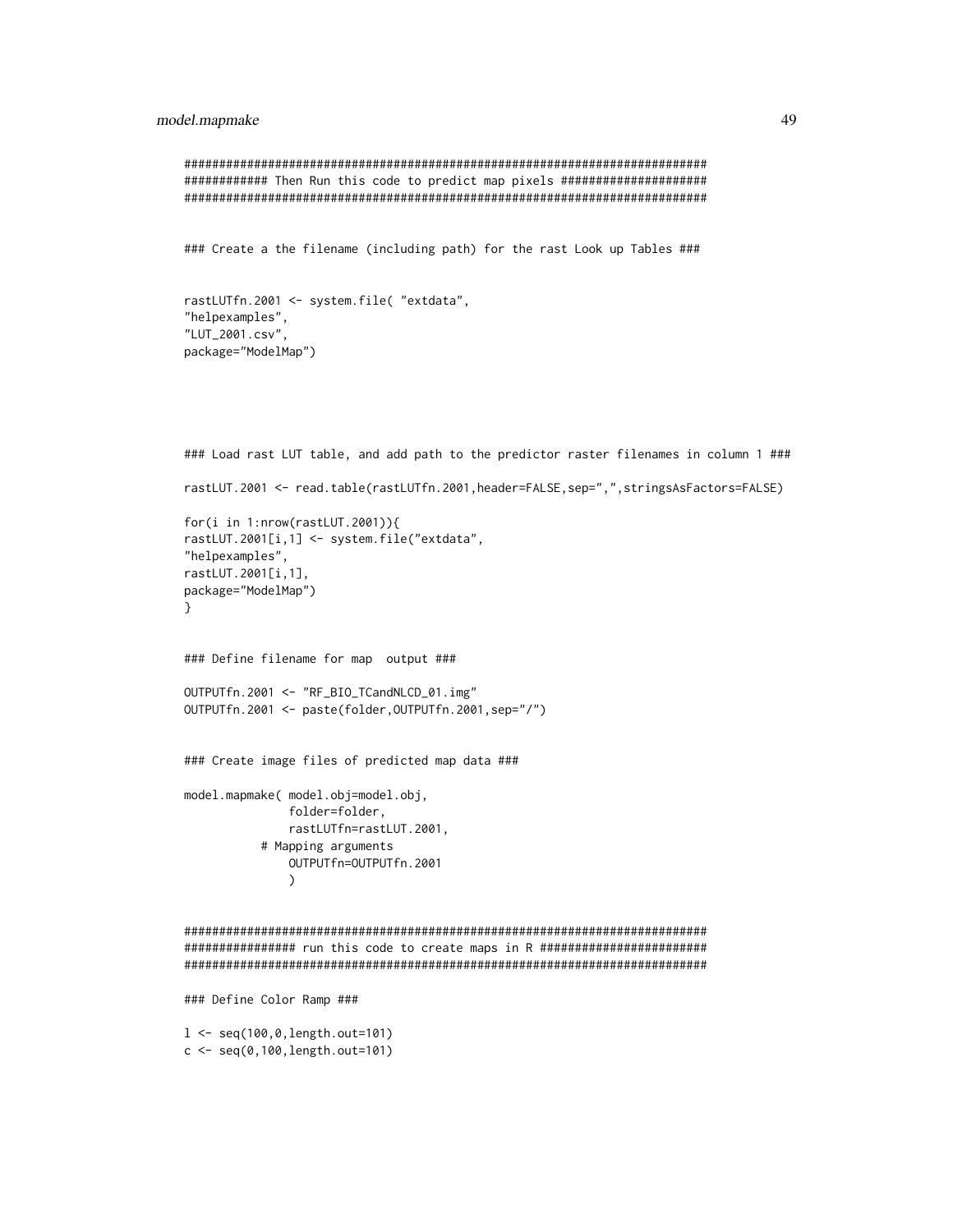```
###########################################################################
############ Then Run this code to predict map pixels ####################
###########################################################################


### Create a the filename (including path) for the rast Look up Tables ###


rastLUTfn.2001 <- system.file( "extdata",
"helpexamples",
"LUT_2001.csv",
package="ModelMap")




### Load rast LUT table, and add path to the predictor raster filenames in column 1 ###

rastLUT.2001 <- read.table(rastLUTfn.2001,header=FALSE,sep=",",stringsAsFactors=FALSE)

for(i in 1:nrow(rastLUT.2001)){
rastLUT.2001[i,1] <- system.file("extdata",
"helpexamples",
rastLUT.2001[i,1],
package="ModelMap")
}


### Define filename for map  output ###

OUTPUTfn.2001 <- "RF_BIO_TCandNLCD_01.img"
OUTPUTfn.2001 <- paste(folder,OUTPUTfn.2001,sep="/")


### Create image files of predicted map data ###

model.mapmake( model.obj=model.obj,
               folder=folder,
               rastLUTfn=rastLUT.2001,
           # Mapping arguments
               OUTPUTfn=OUTPUTfn.2001
               )


###########################################################################
################ run this code to create maps in R ########################
###########################################################################

### Define Color Ramp ###

l <- seq(100,0,length.out=101)
c <- seq(0,100,length.out=101)
```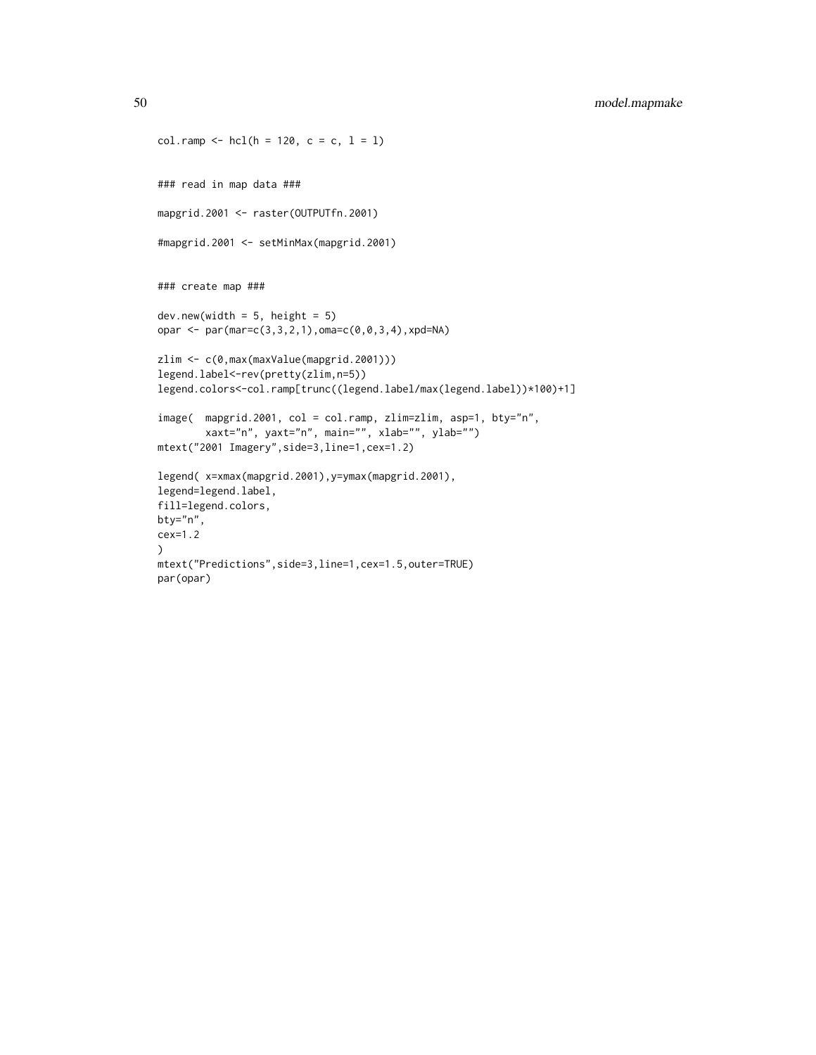```
col.ramp <- hcl(h = 120, c = c, l = l)


### read in map data ###

mapgrid.2001 <- raster(OUTPUTfn.2001)

#mapgrid.2001 <- setMinMax(mapgrid.2001)


### create map ###

dev.new(width = 5, height = 5)
opar <- par(mar=c(3,3,2,1),oma=c(0,0,3,4),xpd=NA)

zlim <- c(0,max(maxValue(mapgrid.2001)))
legend.label<-rev(pretty(zlim,n=5))
legend.colors<-col.ramp[trunc((legend.label/max(legend.label))*100)+1]

image(  mapgrid.2001, col = col.ramp, zlim=zlim, asp=1, bty="n",
        xaxt="n", yaxt="n", main="", xlab="", ylab="")
mtext("2001 Imagery",side=3,line=1,cex=1.2)

legend( x=xmax(mapgrid.2001),y=ymax(mapgrid.2001),
legend=legend.label,
fill=legend.colors,
bty="n",
cex=1.2
)
mtext("Predictions",side=3,line=1,cex=1.5,outer=TRUE)
par(opar)
```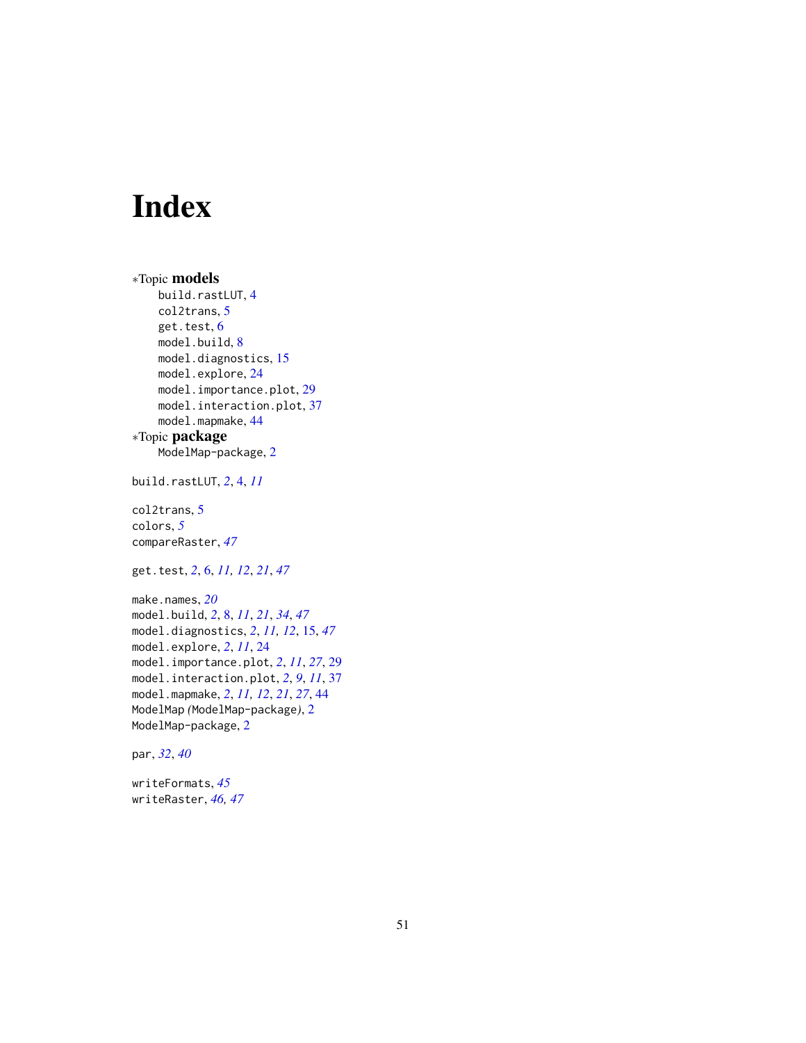# Index

*Topic **models**

build.rastLUT, 4
col2trans, 5
get.test, 6
model.build, 8
model.diagnostics, 15
model.explore, 24
model.importance.plot, 29
model.interaction.plot, 37
model.mapmake, 44

*Topic **package**

ModelMap-package, 2

build.rastLUT, *2*, 4, *11*

col2trans, 5
colors, *5*
compareRaster, *47*

get.test, *2*, 6, *11, 12*, *21*, *47*

make.names, *20*
model.build, *2*, 8, *11*, *21*, *34*, *47*
model.diagnostics, *2*, *11, 12*, 15, *47*
model.explore, *2*, *11*, 24
model.importance.plot, *2*, *11*, *27*, 29
model.interaction.plot, *2*, *9*, *11*, 37
model.mapmake, *2*, *11, 12*, *21*, *27*, 44
ModelMap *(*ModelMap-package*)*, 2
ModelMap-package, 2

par, *32*, *40*

writeFormats, *45*
writeRaster, *46, 47*